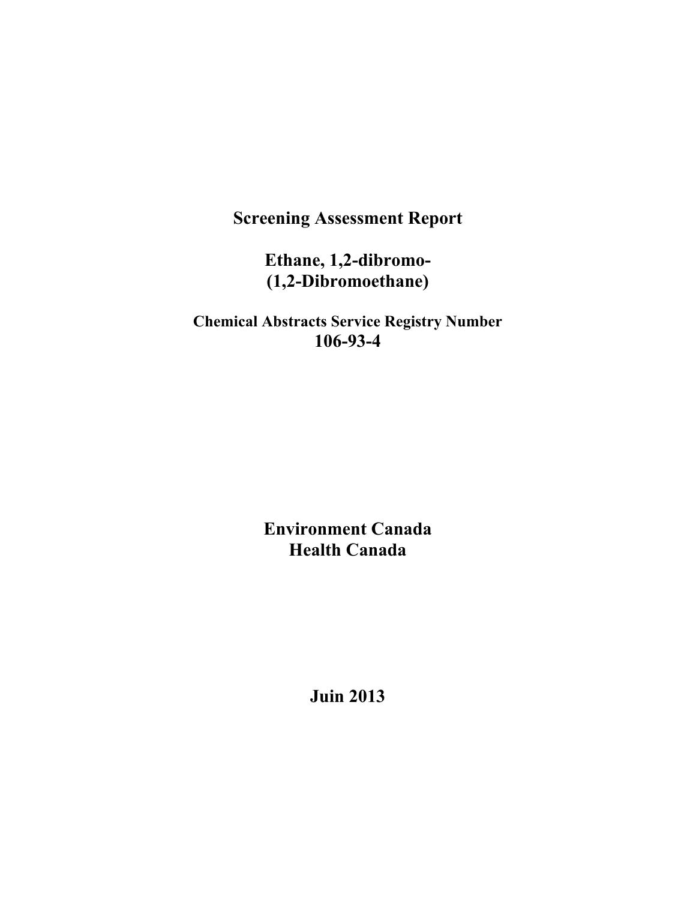# Screening Assessment Report

## Ethane, 1,2-dibromo-
## (1,2-Dibromoethane)

**Chemical Abstracts Service Registry Number**
**106-93-4**

**Environment Canada**
**Health Canada**

**Juin 2013**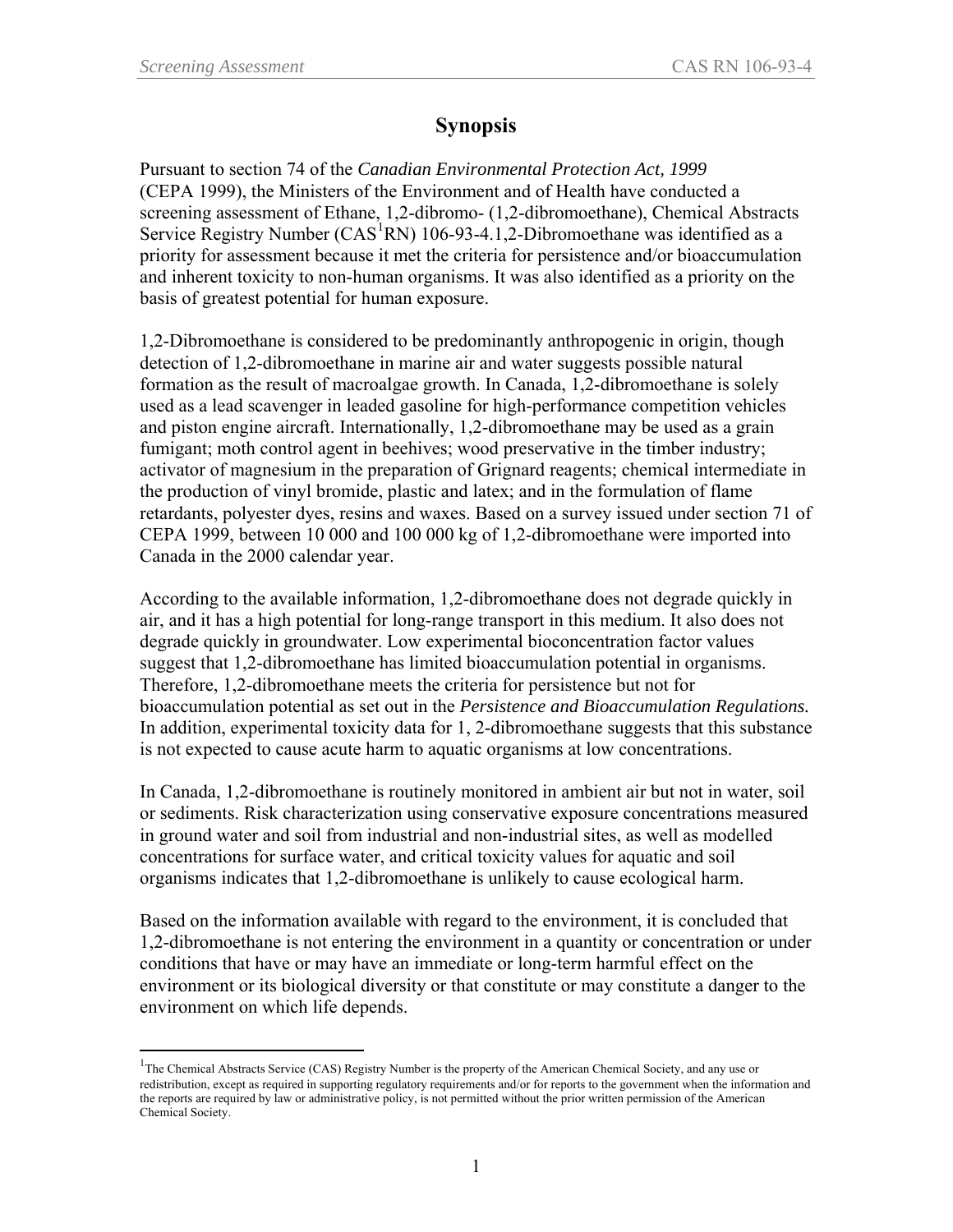# Synopsis

Pursuant to section 74 of the *Canadian Environmental Protection Act, 1999* (CEPA 1999), the Ministers of the Environment and of Health have conducted a screening assessment of Ethane, 1,2-dibromo- (1,2-dibromoethane), Chemical Abstracts Service Registry Number (CAS[1]RN) 106-93-4.1,2-Dibromoethane was identified as a priority for assessment because it met the criteria for persistence and/or bioaccumulation and inherent toxicity to non-human organisms. It was also identified as a priority on the basis of greatest potential for human exposure.

1,2-Dibromoethane is considered to be predominantly anthropogenic in origin, though detection of 1,2-dibromoethane in marine air and water suggests possible natural formation as the result of macroalgae growth. In Canada, 1,2-dibromoethane is solely used as a lead scavenger in leaded gasoline for high-performance competition vehicles and piston engine aircraft. Internationally, 1,2-dibromoethane may be used as a grain fumigant; moth control agent in beehives; wood preservative in the timber industry; activator of magnesium in the preparation of Grignard reagents; chemical intermediate in the production of vinyl bromide, plastic and latex; and in the formulation of flame retardants, polyester dyes, resins and waxes. Based on a survey issued under section 71 of CEPA 1999, between 10 000 and 100 000 kg of 1,2-dibromoethane were imported into Canada in the 2000 calendar year.

According to the available information, 1,2-dibromoethane does not degrade quickly in air, and it has a high potential for long-range transport in this medium. It also does not degrade quickly in groundwater. Low experimental bioconcentration factor values suggest that 1,2-dibromoethane has limited bioaccumulation potential in organisms. Therefore, 1,2-dibromoethane meets the criteria for persistence but not for bioaccumulation potential as set out in the *Persistence and Bioaccumulation Regulations.* In addition, experimental toxicity data for 1, 2-dibromoethane suggests that this substance is not expected to cause acute harm to aquatic organisms at low concentrations.

In Canada, 1,2-dibromoethane is routinely monitored in ambient air but not in water, soil or sediments. Risk characterization using conservative exposure concentrations measured in ground water and soil from industrial and non-industrial sites, as well as modelled concentrations for surface water, and critical toxicity values for aquatic and soil organisms indicates that 1,2-dibromoethane is unlikely to cause ecological harm.

Based on the information available with regard to the environment, it is concluded that 1,2-dibromoethane is not entering the environment in a quantity or concentration or under conditions that have or may have an immediate or long-term harmful effect on the environment or its biological diversity or that constitute or may constitute a danger to the environment on which life depends.

[1]The Chemical Abstracts Service (CAS) Registry Number is the property of the American Chemical Society, and any use or redistribution, except as required in supporting regulatory requirements and/or for reports to the government when the information and the reports are required by law or administrative policy, is not permitted without the prior written permission of the American Chemical Society.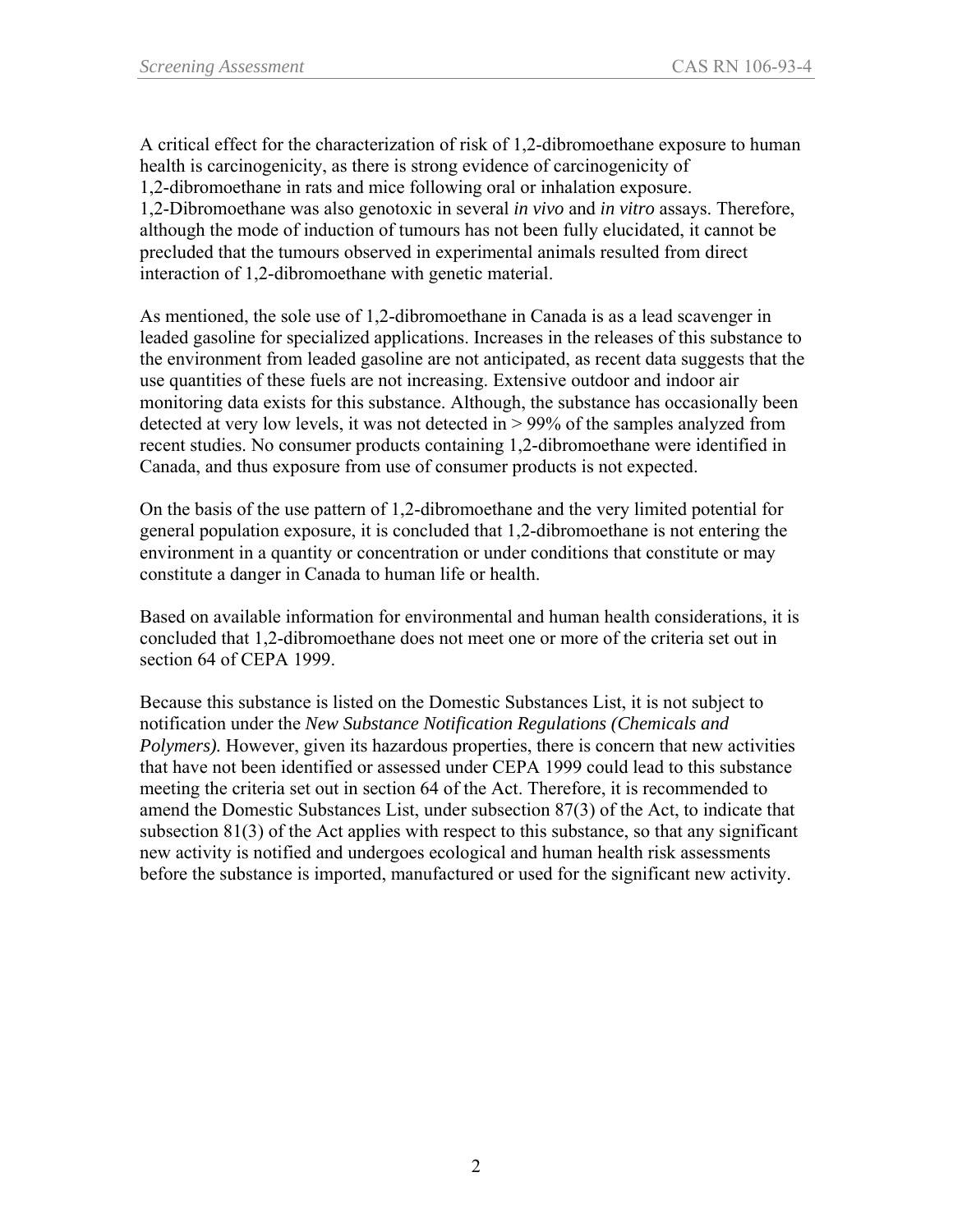A critical effect for the characterization of risk of 1,2-dibromoethane exposure to human health is carcinogenicity, as there is strong evidence of carcinogenicity of 1,2-dibromoethane in rats and mice following oral or inhalation exposure. 1,2-Dibromoethane was also genotoxic in several *in vivo* and *in vitro* assays. Therefore, although the mode of induction of tumours has not been fully elucidated, it cannot be precluded that the tumours observed in experimental animals resulted from direct interaction of 1,2-dibromoethane with genetic material.

As mentioned, the sole use of 1,2-dibromoethane in Canada is as a lead scavenger in leaded gasoline for specialized applications. Increases in the releases of this substance to the environment from leaded gasoline are not anticipated, as recent data suggests that the use quantities of these fuels are not increasing. Extensive outdoor and indoor air monitoring data exists for this substance. Although, the substance has occasionally been detected at very low levels, it was not detected in > 99% of the samples analyzed from recent studies. No consumer products containing 1,2-dibromoethane were identified in Canada, and thus exposure from use of consumer products is not expected.

On the basis of the use pattern of 1,2-dibromoethane and the very limited potential for general population exposure, it is concluded that 1,2-dibromoethane is not entering the environment in a quantity or concentration or under conditions that constitute or may constitute a danger in Canada to human life or health.

Based on available information for environmental and human health considerations, it is concluded that 1,2-dibromoethane does not meet one or more of the criteria set out in section 64 of CEPA 1999.

Because this substance is listed on the Domestic Substances List, it is not subject to notification under the *New Substance Notification Regulations (Chemicals and Polymers).* However, given its hazardous properties, there is concern that new activities that have not been identified or assessed under CEPA 1999 could lead to this substance meeting the criteria set out in section 64 of the Act. Therefore, it is recommended to amend the Domestic Substances List, under subsection 87(3) of the Act, to indicate that subsection 81(3) of the Act applies with respect to this substance, so that any significant new activity is notified and undergoes ecological and human health risk assessments before the substance is imported, manufactured or used for the significant new activity.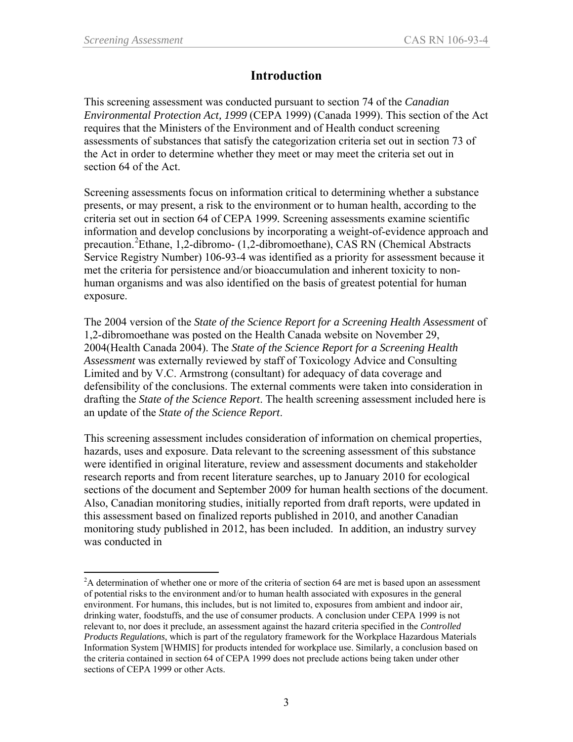# Introduction

This screening assessment was conducted pursuant to section 74 of the *Canadian Environmental Protection Act, 1999* (CEPA 1999) (Canada 1999). This section of the Act requires that the Ministers of the Environment and of Health conduct screening assessments of substances that satisfy the categorization criteria set out in section 73 of the Act in order to determine whether they meet or may meet the criteria set out in section 64 of the Act.

Screening assessments focus on information critical to determining whether a substance presents, or may present, a risk to the environment or to human health, according to the criteria set out in section 64 of CEPA 1999. Screening assessments examine scientific information and develop conclusions by incorporating a weight-of-evidence approach and precaution.[2]Ethane, 1,2-dibromo- (1,2-dibromoethane), CAS RN (Chemical Abstracts Service Registry Number) 106-93-4 was identified as a priority for assessment because it met the criteria for persistence and/or bioaccumulation and inherent toxicity to non-human organisms and was also identified on the basis of greatest potential for human exposure.

The 2004 version of the *State of the Science Report for a Screening Health Assessment* of 1,2-dibromoethane was posted on the Health Canada website on November 29, 2004(Health Canada 2004). The *State of the Science Report for a Screening Health Assessment* was externally reviewed by staff of Toxicology Advice and Consulting Limited and by V.C. Armstrong (consultant) for adequacy of data coverage and defensibility of the conclusions. The external comments were taken into consideration in drafting the *State of the Science Report*. The health screening assessment included here is an update of the *State of the Science Report*.

This screening assessment includes consideration of information on chemical properties, hazards, uses and exposure. Data relevant to the screening assessment of this substance were identified in original literature, review and assessment documents and stakeholder research reports and from recent literature searches, up to January 2010 for ecological sections of the document and September 2009 for human health sections of the document. Also, Canadian monitoring studies, initially reported from draft reports, were updated in this assessment based on finalized reports published in 2010, and another Canadian monitoring study published in 2012, has been included. In addition, an industry survey was conducted in

---

[2]A determination of whether one or more of the criteria of section 64 are met is based upon an assessment of potential risks to the environment and/or to human health associated with exposures in the general environment. For humans, this includes, but is not limited to, exposures from ambient and indoor air, drinking water, foodstuffs, and the use of consumer products. A conclusion under CEPA 1999 is not relevant to, nor does it preclude, an assessment against the hazard criteria specified in the *Controlled Products Regulations*, which is part of the regulatory framework for the Workplace Hazardous Materials Information System [WHMIS] for products intended for workplace use. Similarly, a conclusion based on the criteria contained in section 64 of CEPA 1999 does not preclude actions being taken under other sections of CEPA 1999 or other Acts.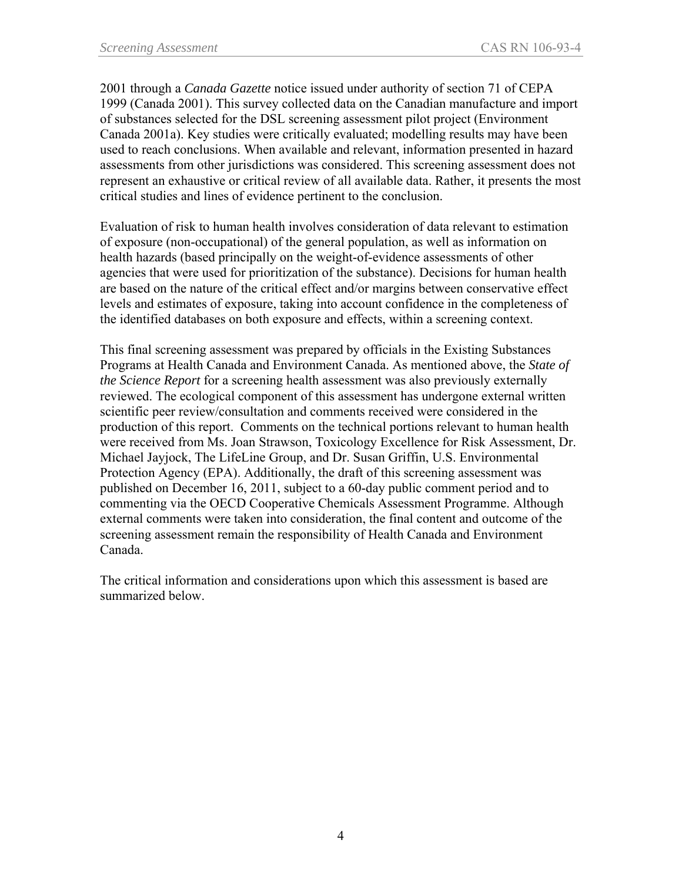2001 through a *Canada Gazette* notice issued under authority of section 71 of CEPA 1999 (Canada 2001). This survey collected data on the Canadian manufacture and import of substances selected for the DSL screening assessment pilot project (Environment Canada 2001a). Key studies were critically evaluated; modelling results may have been used to reach conclusions. When available and relevant, information presented in hazard assessments from other jurisdictions was considered. This screening assessment does not represent an exhaustive or critical review of all available data. Rather, it presents the most critical studies and lines of evidence pertinent to the conclusion.

Evaluation of risk to human health involves consideration of data relevant to estimation of exposure (non-occupational) of the general population, as well as information on health hazards (based principally on the weight-of-evidence assessments of other agencies that were used for prioritization of the substance). Decisions for human health are based on the nature of the critical effect and/or margins between conservative effect levels and estimates of exposure, taking into account confidence in the completeness of the identified databases on both exposure and effects, within a screening context.

This final screening assessment was prepared by officials in the Existing Substances Programs at Health Canada and Environment Canada. As mentioned above, the *State of the Science Report* for a screening health assessment was also previously externally reviewed. The ecological component of this assessment has undergone external written scientific peer review/consultation and comments received were considered in the production of this report. Comments on the technical portions relevant to human health were received from Ms. Joan Strawson, Toxicology Excellence for Risk Assessment, Dr. Michael Jayjock, The LifeLine Group, and Dr. Susan Griffin, U.S. Environmental Protection Agency (EPA). Additionally, the draft of this screening assessment was published on December 16, 2011, subject to a 60-day public comment period and to commenting via the OECD Cooperative Chemicals Assessment Programme. Although external comments were taken into consideration, the final content and outcome of the screening assessment remain the responsibility of Health Canada and Environment Canada.

The critical information and considerations upon which this assessment is based are summarized below.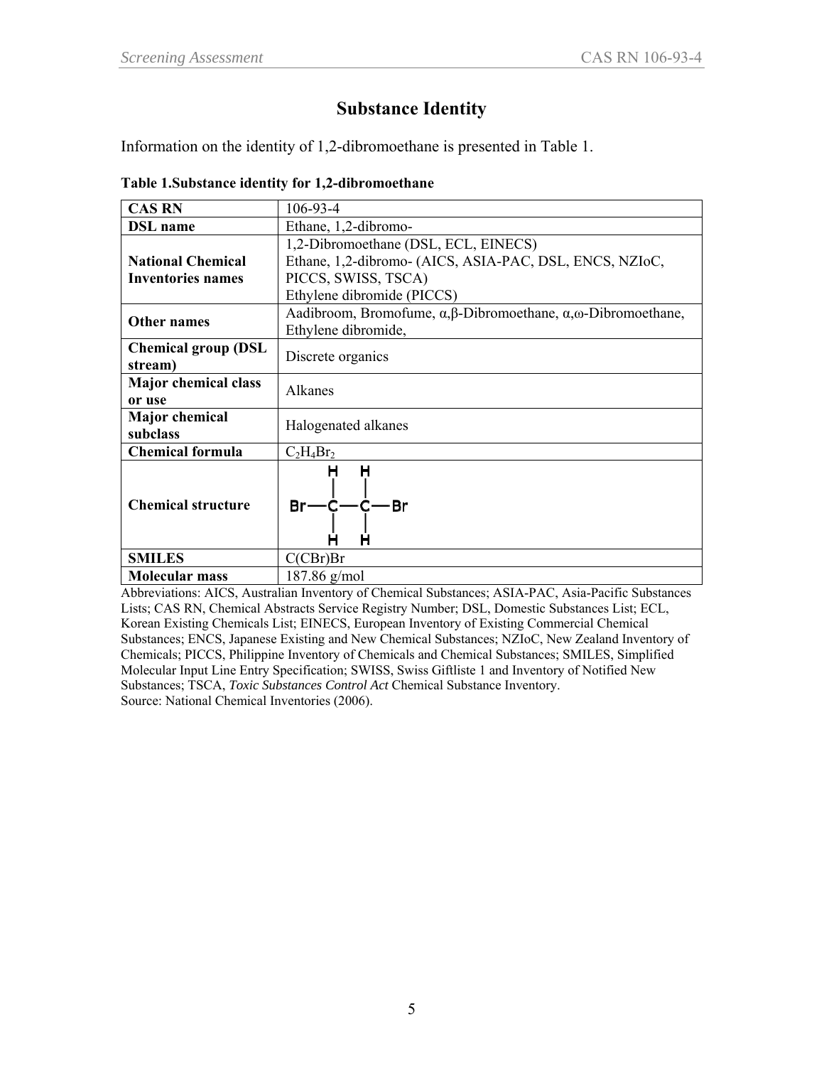# Substance Identity

Information on the identity of 1,2-dibromoethane is presented in Table 1.

**Table 1.Substance identity for 1,2-dibromoethane**

| **CAS RN** | 106-93-4 |
|---|---|
| **DSL name** | Ethane, 1,2-dibromo- |
| **National Chemical Inventories names** | 1,2-Dibromoethane (DSL, ECL, EINECS)<br>Ethane, 1,2-dibromo- (AICS, ASIA-PAC, DSL, ENCS, NZIoC, PICCS, SWISS, TSCA)<br>Ethylene dibromide (PICCS) |
| **Other names** | Aadibroom, Bromofume, α,β-Dibromoethane, α,ω-Dibromoethane, Ethylene dibromide, |
| **Chemical group (DSL stream)** | Discrete organics |
| **Major chemical class or use** | Alkanes |
| **Major chemical subclass** | Halogenated alkanes |
| **Chemical formula** | $C_2H_4Br_2$ |
| **Chemical structure** | Br–CH₂–CH₂–Br (structural formula: Br—C(H)(H)—C(H)(H)—Br) |
| **SMILES** | C(CBr)Br |
| **Molecular mass** | 187.86 g/mol |

Abbreviations: AICS, Australian Inventory of Chemical Substances; ASIA-PAC, Asia-Pacific Substances Lists; CAS RN, Chemical Abstracts Service Registry Number; DSL, Domestic Substances List; ECL, Korean Existing Chemicals List; EINECS, European Inventory of Existing Commercial Chemical Substances; ENCS, Japanese Existing and New Chemical Substances; NZIoC, New Zealand Inventory of Chemicals; PICCS, Philippine Inventory of Chemicals and Chemical Substances; SMILES, Simplified Molecular Input Line Entry Specification; SWISS, Swiss Giftliste 1 and Inventory of Notified New Substances; TSCA, *Toxic Substances Control Act* Chemical Substance Inventory.
Source: National Chemical Inventories (2006).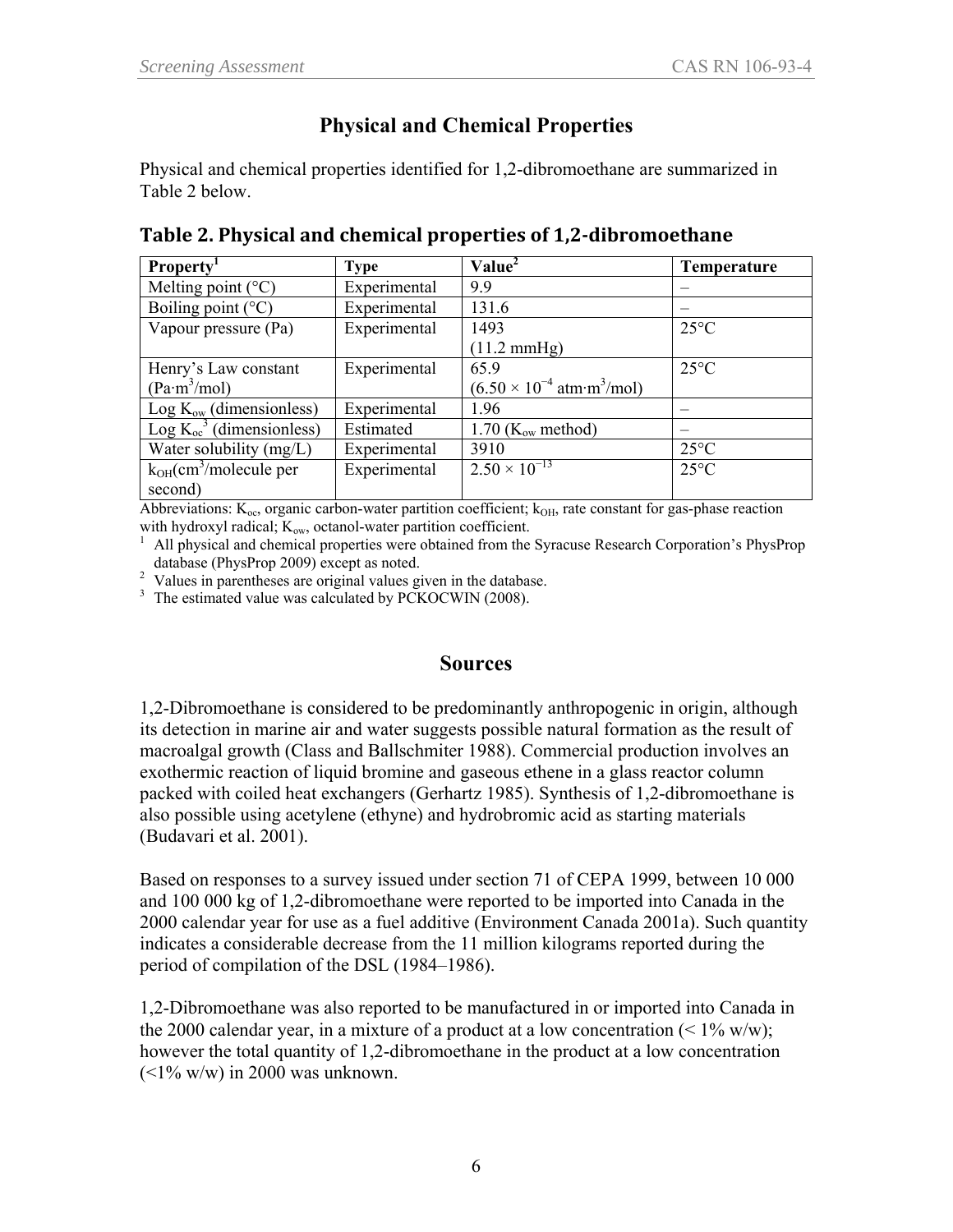## Physical and Chemical Properties

Physical and chemical properties identified for 1,2-dibromoethane are summarized in Table 2 below.

### Table 2. Physical and chemical properties of 1,2-dibromoethane

| Property[1] | Type | Value[2] | Temperature |
|---|---|---|---|
| Melting point (°C) | Experimental | 9.9 | – |
| Boiling point (°C) | Experimental | 131.6 | – |
| Vapour pressure (Pa) | Experimental | 1493 (11.2 mmHg) | 25°C |
| Henry's Law constant ($Pa \cdot m^3/mol$) | Experimental | 65.9 ($6.50 \times 10^{-4}$ $atm \cdot m^3/mol$) | 25°C |
| Log $K_{ow}$ (dimensionless) | Experimental | 1.96 | – |
| Log $K_{oc}$[3] (dimensionless) | Estimated | 1.70 ($K_{ow}$ method) | – |
| Water solubility (mg/L) | Experimental | 3910 | 25°C |
| $k_{OH}$($cm^3$/molecule per second) | Experimental | $2.50 \times 10^{-13}$ | 25°C |

Abbreviations: $K_{oc}$, organic carbon-water partition coefficient; $k_{OH}$, rate constant for gas-phase reaction with hydroxyl radical; $K_{ow}$, octanol-water partition coefficient.

[1] All physical and chemical properties were obtained from the Syracuse Research Corporation's PhysProp database (PhysProp 2009) except as noted.

[2] Values in parentheses are original values given in the database.

[3] The estimated value was calculated by PCKOCWIN (2008).

## Sources

1,2-Dibromoethane is considered to be predominantly anthropogenic in origin, although its detection in marine air and water suggests possible natural formation as the result of macroalgal growth (Class and Ballschmiter 1988). Commercial production involves an exothermic reaction of liquid bromine and gaseous ethene in a glass reactor column packed with coiled heat exchangers (Gerhartz 1985). Synthesis of 1,2-dibromoethane is also possible using acetylene (ethyne) and hydrobromic acid as starting materials (Budavari et al. 2001).

Based on responses to a survey issued under section 71 of CEPA 1999, between 10 000 and 100 000 kg of 1,2-dibromoethane were reported to be imported into Canada in the 2000 calendar year for use as a fuel additive (Environment Canada 2001a). Such quantity indicates a considerable decrease from the 11 million kilograms reported during the period of compilation of the DSL (1984–1986).

1,2-Dibromoethane was also reported to be manufactured in or imported into Canada in the 2000 calendar year, in a mixture of a product at a low concentration (< 1% w/w); however the total quantity of 1,2-dibromoethane in the product at a low concentration (<1% w/w) in 2000 was unknown.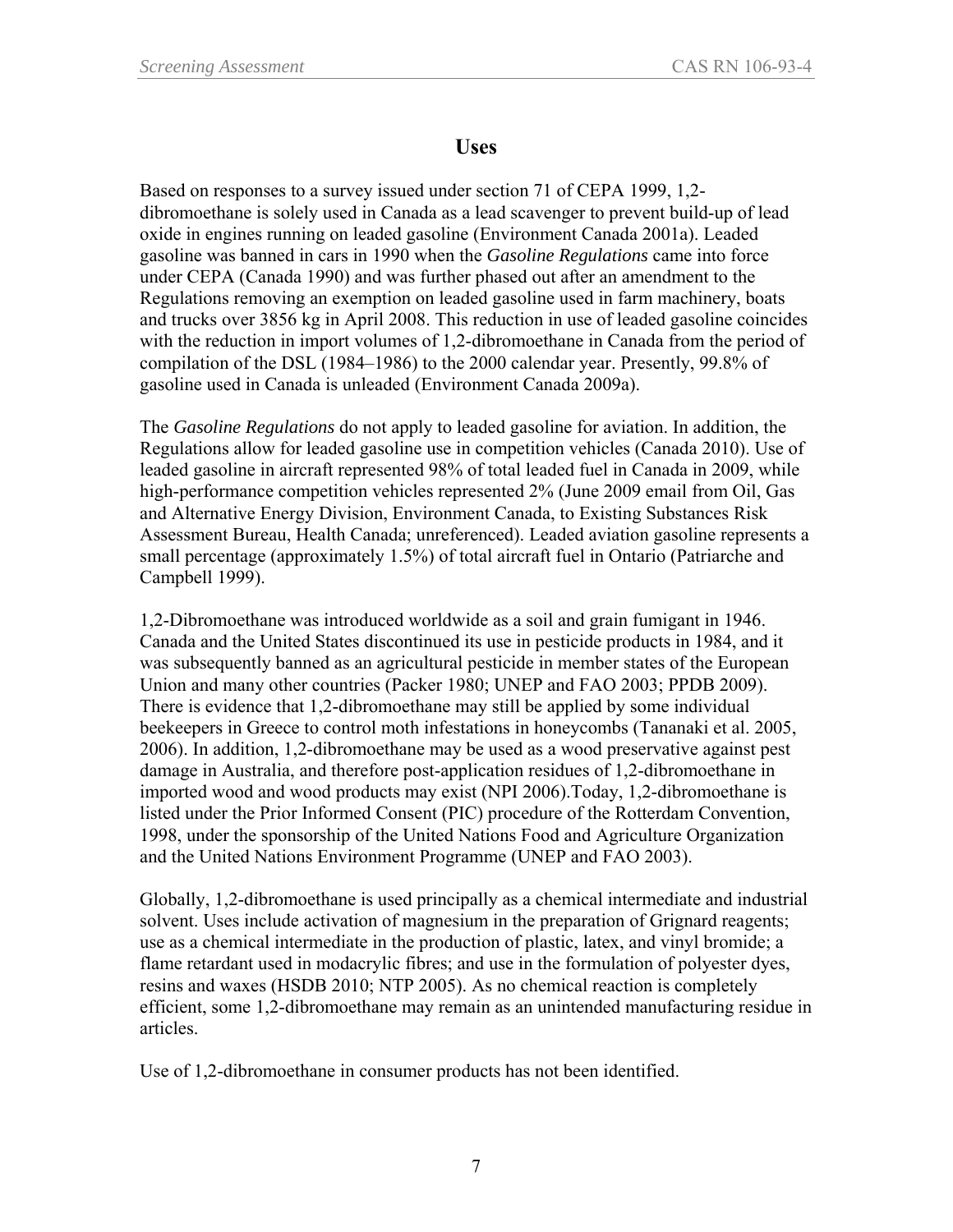## Uses

Based on responses to a survey issued under section 71 of CEPA 1999, 1,2-dibromoethane is solely used in Canada as a lead scavenger to prevent build-up of lead oxide in engines running on leaded gasoline (Environment Canada 2001a). Leaded gasoline was banned in cars in 1990 when the *Gasoline Regulations* came into force under CEPA (Canada 1990) and was further phased out after an amendment to the Regulations removing an exemption on leaded gasoline used in farm machinery, boats and trucks over 3856 kg in April 2008. This reduction in use of leaded gasoline coincides with the reduction in import volumes of 1,2-dibromoethane in Canada from the period of compilation of the DSL (1984–1986) to the 2000 calendar year. Presently, 99.8% of gasoline used in Canada is unleaded (Environment Canada 2009a).

The *Gasoline Regulations* do not apply to leaded gasoline for aviation. In addition, the Regulations allow for leaded gasoline use in competition vehicles (Canada 2010). Use of leaded gasoline in aircraft represented 98% of total leaded fuel in Canada in 2009, while high-performance competition vehicles represented 2% (June 2009 email from Oil, Gas and Alternative Energy Division, Environment Canada, to Existing Substances Risk Assessment Bureau, Health Canada; unreferenced). Leaded aviation gasoline represents a small percentage (approximately 1.5%) of total aircraft fuel in Ontario (Patriarche and Campbell 1999).

1,2-Dibromoethane was introduced worldwide as a soil and grain fumigant in 1946. Canada and the United States discontinued its use in pesticide products in 1984, and it was subsequently banned as an agricultural pesticide in member states of the European Union and many other countries (Packer 1980; UNEP and FAO 2003; PPDB 2009). There is evidence that 1,2-dibromoethane may still be applied by some individual beekeepers in Greece to control moth infestations in honeycombs (Tananaki et al. 2005, 2006). In addition, 1,2-dibromoethane may be used as a wood preservative against pest damage in Australia, and therefore post-application residues of 1,2-dibromoethane in imported wood and wood products may exist (NPI 2006).Today, 1,2-dibromoethane is listed under the Prior Informed Consent (PIC) procedure of the Rotterdam Convention, 1998, under the sponsorship of the United Nations Food and Agriculture Organization and the United Nations Environment Programme (UNEP and FAO 2003).

Globally, 1,2-dibromoethane is used principally as a chemical intermediate and industrial solvent. Uses include activation of magnesium in the preparation of Grignard reagents; use as a chemical intermediate in the production of plastic, latex, and vinyl bromide; a flame retardant used in modacrylic fibres; and use in the formulation of polyester dyes, resins and waxes (HSDB 2010; NTP 2005). As no chemical reaction is completely efficient, some 1,2-dibromoethane may remain as an unintended manufacturing residue in articles.

Use of 1,2-dibromoethane in consumer products has not been identified.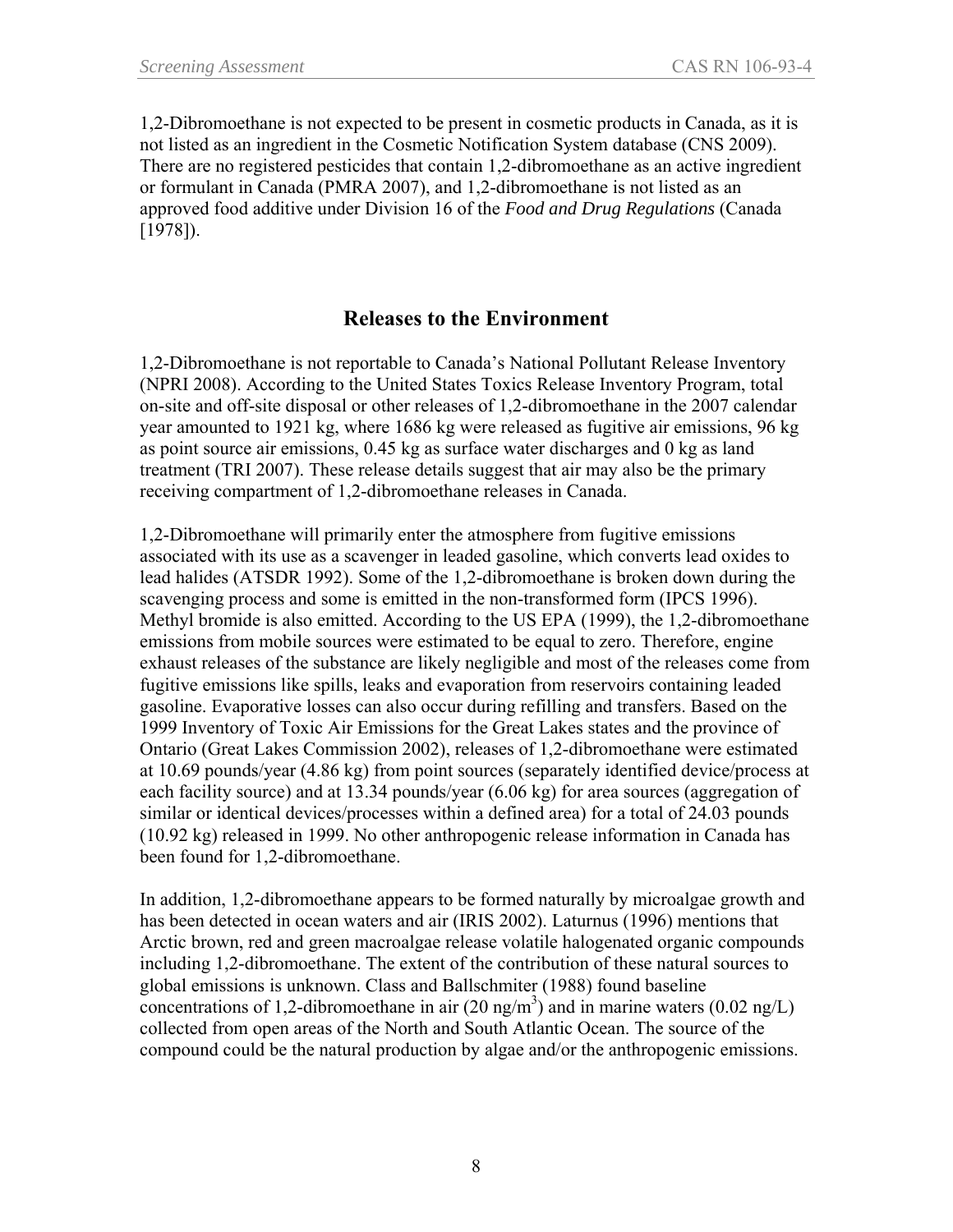1,2-Dibromoethane is not expected to be present in cosmetic products in Canada, as it is not listed as an ingredient in the Cosmetic Notification System database (CNS 2009). There are no registered pesticides that contain 1,2-dibromoethane as an active ingredient or formulant in Canada (PMRA 2007), and 1,2-dibromoethane is not listed as an approved food additive under Division 16 of the *Food and Drug Regulations* (Canada [1978]).

## Releases to the Environment

1,2-Dibromoethane is not reportable to Canada's National Pollutant Release Inventory (NPRI 2008). According to the United States Toxics Release Inventory Program, total on-site and off-site disposal or other releases of 1,2-dibromoethane in the 2007 calendar year amounted to 1921 kg, where 1686 kg were released as fugitive air emissions, 96 kg as point source air emissions, 0.45 kg as surface water discharges and 0 kg as land treatment (TRI 2007). These release details suggest that air may also be the primary receiving compartment of 1,2-dibromoethane releases in Canada.

1,2-Dibromoethane will primarily enter the atmosphere from fugitive emissions associated with its use as a scavenger in leaded gasoline, which converts lead oxides to lead halides (ATSDR 1992). Some of the 1,2-dibromoethane is broken down during the scavenging process and some is emitted in the non-transformed form (IPCS 1996). Methyl bromide is also emitted. According to the US EPA (1999), the 1,2-dibromoethane emissions from mobile sources were estimated to be equal to zero. Therefore, engine exhaust releases of the substance are likely negligible and most of the releases come from fugitive emissions like spills, leaks and evaporation from reservoirs containing leaded gasoline. Evaporative losses can also occur during refilling and transfers. Based on the 1999 Inventory of Toxic Air Emissions for the Great Lakes states and the province of Ontario (Great Lakes Commission 2002), releases of 1,2-dibromoethane were estimated at 10.69 pounds/year (4.86 kg) from point sources (separately identified device/process at each facility source) and at 13.34 pounds/year (6.06 kg) for area sources (aggregation of similar or identical devices/processes within a defined area) for a total of 24.03 pounds (10.92 kg) released in 1999. No other anthropogenic release information in Canada has been found for 1,2-dibromoethane.

In addition, 1,2-dibromoethane appears to be formed naturally by microalgae growth and has been detected in ocean waters and air (IRIS 2002). Laturnus (1996) mentions that Arctic brown, red and green macroalgae release volatile halogenated organic compounds including 1,2-dibromoethane. The extent of the contribution of these natural sources to global emissions is unknown. Class and Ballschmiter (1988) found baseline concentrations of 1,2-dibromoethane in air (20 ng/m$^3$) and in marine waters (0.02 ng/L) collected from open areas of the North and South Atlantic Ocean. The source of the compound could be the natural production by algae and/or the anthropogenic emissions.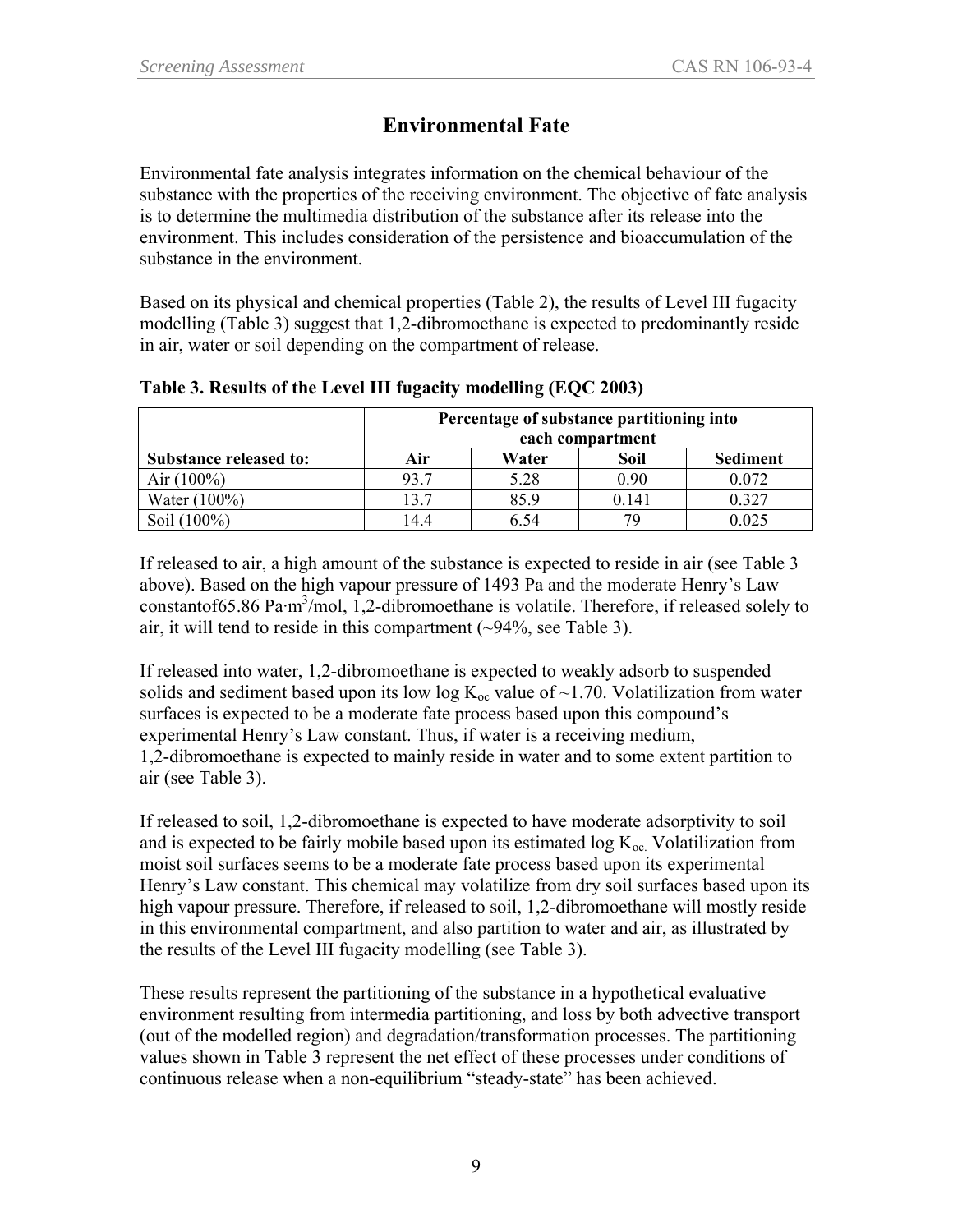## Environmental Fate

Environmental fate analysis integrates information on the chemical behaviour of the substance with the properties of the receiving environment. The objective of fate analysis is to determine the multimedia distribution of the substance after its release into the environment. This includes consideration of the persistence and bioaccumulation of the substance in the environment.

Based on its physical and chemical properties (Table 2), the results of Level III fugacity modelling (Table 3) suggest that 1,2-dibromoethane is expected to predominantly reside in air, water or soil depending on the compartment of release.

**Table 3. Results of the Level III fugacity modelling (EQC 2003)**

| | Percentage of substance partitioning into each compartment | | | |
|---|---|---|---|---|
| **Substance released to:** | **Air** | **Water** | **Soil** | **Sediment** |
| Air (100%) | 93.7 | 5.28 | 0.90 | 0.072 |
| Water (100%) | 13.7 | 85.9 | 0.141 | 0.327 |
| Soil (100%) | 14.4 | 6.54 | 79 | 0.025 |

If released to air, a high amount of the substance is expected to reside in air (see Table 3 above). Based on the high vapour pressure of 1493 Pa and the moderate Henry's Law constantof65.86 Pa·m$^3$/mol, 1,2-dibromoethane is volatile. Therefore, if released solely to air, it will tend to reside in this compartment (~94%, see Table 3).

If released into water, 1,2-dibromoethane is expected to weakly adsorb to suspended solids and sediment based upon its low log $K_{oc}$ value of ~1.70. Volatilization from water surfaces is expected to be a moderate fate process based upon this compound's experimental Henry's Law constant. Thus, if water is a receiving medium, 1,2-dibromoethane is expected to mainly reside in water and to some extent partition to air (see Table 3).

If released to soil, 1,2-dibromoethane is expected to have moderate adsorptivity to soil and is expected to be fairly mobile based upon its estimated log $K_{oc.}$ Volatilization from moist soil surfaces seems to be a moderate fate process based upon its experimental Henry's Law constant. This chemical may volatilize from dry soil surfaces based upon its high vapour pressure. Therefore, if released to soil, 1,2-dibromoethane will mostly reside in this environmental compartment, and also partition to water and air, as illustrated by the results of the Level III fugacity modelling (see Table 3).

These results represent the partitioning of the substance in a hypothetical evaluative environment resulting from intermedia partitioning, and loss by both advective transport (out of the modelled region) and degradation/transformation processes. The partitioning values shown in Table 3 represent the net effect of these processes under conditions of continuous release when a non-equilibrium "steady-state" has been achieved.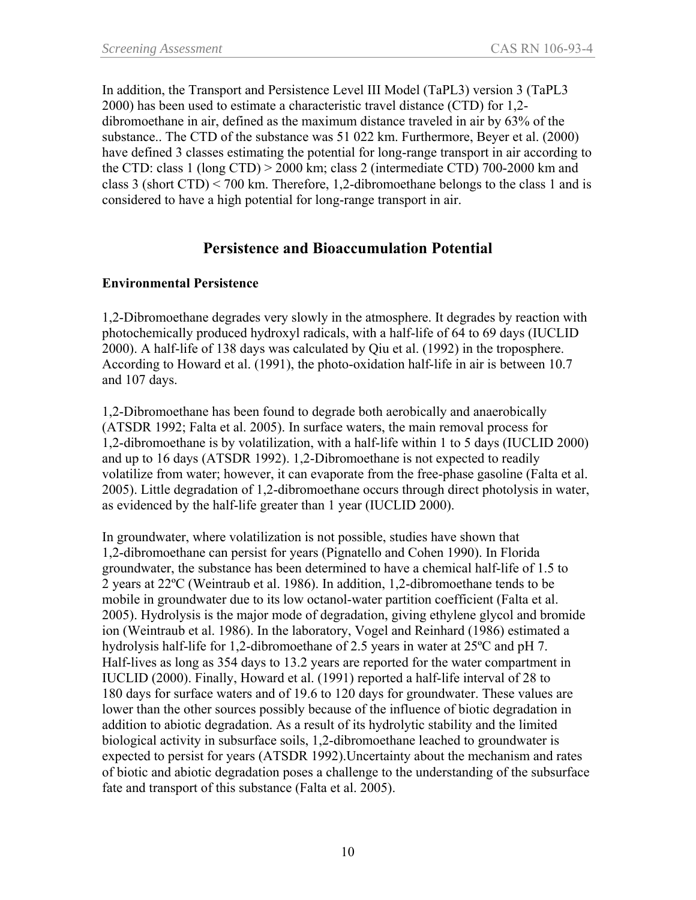In addition, the Transport and Persistence Level III Model (TaPL3) version 3 (TaPL3 2000) has been used to estimate a characteristic travel distance (CTD) for 1,2-dibromoethane in air, defined as the maximum distance traveled in air by 63% of the substance.. The CTD of the substance was 51 022 km. Furthermore, Beyer et al. (2000) have defined 3 classes estimating the potential for long-range transport in air according to the CTD: class 1 (long CTD) > 2000 km; class 2 (intermediate CTD) 700-2000 km and class 3 (short CTD) < 700 km. Therefore, 1,2-dibromoethane belongs to the class 1 and is considered to have a high potential for long-range transport in air.

## Persistence and Bioaccumulation Potential

### Environmental Persistence

1,2-Dibromoethane degrades very slowly in the atmosphere. It degrades by reaction with photochemically produced hydroxyl radicals, with a half-life of 64 to 69 days (IUCLID 2000). A half-life of 138 days was calculated by Qiu et al. (1992) in the troposphere. According to Howard et al. (1991), the photo-oxidation half-life in air is between 10.7 and 107 days.

1,2-Dibromoethane has been found to degrade both aerobically and anaerobically (ATSDR 1992; Falta et al. 2005). In surface waters, the main removal process for 1,2-dibromoethane is by volatilization, with a half-life within 1 to 5 days (IUCLID 2000) and up to 16 days (ATSDR 1992). 1,2-Dibromoethane is not expected to readily volatilize from water; however, it can evaporate from the free-phase gasoline (Falta et al. 2005). Little degradation of 1,2-dibromoethane occurs through direct photolysis in water, as evidenced by the half-life greater than 1 year (IUCLID 2000).

In groundwater, where volatilization is not possible, studies have shown that 1,2-dibromoethane can persist for years (Pignatello and Cohen 1990). In Florida groundwater, the substance has been determined to have a chemical half-life of 1.5 to 2 years at 22ºC (Weintraub et al. 1986). In addition, 1,2-dibromoethane tends to be mobile in groundwater due to its low octanol-water partition coefficient (Falta et al. 2005). Hydrolysis is the major mode of degradation, giving ethylene glycol and bromide ion (Weintraub et al. 1986). In the laboratory, Vogel and Reinhard (1986) estimated a hydrolysis half-life for 1,2-dibromoethane of 2.5 years in water at 25ºC and pH 7. Half-lives as long as 354 days to 13.2 years are reported for the water compartment in IUCLID (2000). Finally, Howard et al. (1991) reported a half-life interval of 28 to 180 days for surface waters and of 19.6 to 120 days for groundwater. These values are lower than the other sources possibly because of the influence of biotic degradation in addition to abiotic degradation. As a result of its hydrolytic stability and the limited biological activity in subsurface soils, 1,2-dibromoethane leached to groundwater is expected to persist for years (ATSDR 1992).Uncertainty about the mechanism and rates of biotic and abiotic degradation poses a challenge to the understanding of the subsurface fate and transport of this substance (Falta et al. 2005).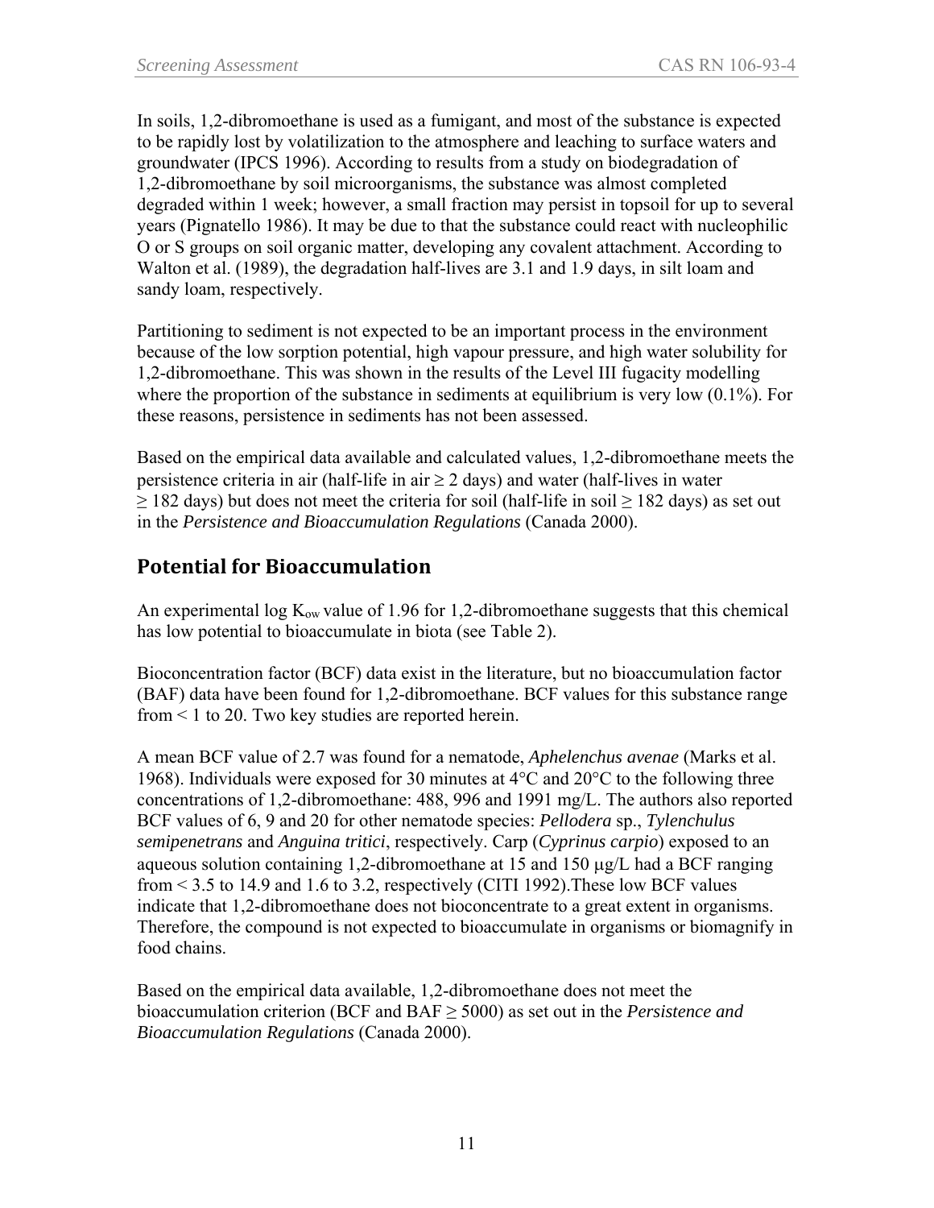In soils, 1,2-dibromoethane is used as a fumigant, and most of the substance is expected to be rapidly lost by volatilization to the atmosphere and leaching to surface waters and groundwater (IPCS 1996). According to results from a study on biodegradation of 1,2-dibromoethane by soil microorganisms, the substance was almost completed degraded within 1 week; however, a small fraction may persist in topsoil for up to several years (Pignatello 1986). It may be due to that the substance could react with nucleophilic O or S groups on soil organic matter, developing any covalent attachment. According to Walton et al. (1989), the degradation half-lives are 3.1 and 1.9 days, in silt loam and sandy loam, respectively.

Partitioning to sediment is not expected to be an important process in the environment because of the low sorption potential, high vapour pressure, and high water solubility for 1,2-dibromoethane. This was shown in the results of the Level III fugacity modelling where the proportion of the substance in sediments at equilibrium is very low (0.1%). For these reasons, persistence in sediments has not been assessed.

Based on the empirical data available and calculated values, 1,2-dibromoethane meets the persistence criteria in air (half-life in air ≥ 2 days) and water (half-lives in water ≥ 182 days) but does not meet the criteria for soil (half-life in soil ≥ 182 days) as set out in the *Persistence and Bioaccumulation Regulations* (Canada 2000).

## Potential for Bioaccumulation

An experimental log $K_{ow}$ value of 1.96 for 1,2-dibromoethane suggests that this chemical has low potential to bioaccumulate in biota (see Table 2).

Bioconcentration factor (BCF) data exist in the literature, but no bioaccumulation factor (BAF) data have been found for 1,2-dibromoethane. BCF values for this substance range from < 1 to 20. Two key studies are reported herein.

A mean BCF value of 2.7 was found for a nematode, *Aphelenchus avenae* (Marks et al. 1968). Individuals were exposed for 30 minutes at 4°C and 20°C to the following three concentrations of 1,2-dibromoethane: 488, 996 and 1991 mg/L. The authors also reported BCF values of 6, 9 and 20 for other nematode species: *Pellodera* sp., *Tylenchulus semipenetrans* and *Anguina tritici*, respectively. Carp (*Cyprinus carpio*) exposed to an aqueous solution containing 1,2-dibromoethane at 15 and 150 μg/L had a BCF ranging from < 3.5 to 14.9 and 1.6 to 3.2, respectively (CITI 1992).These low BCF values indicate that 1,2-dibromoethane does not bioconcentrate to a great extent in organisms. Therefore, the compound is not expected to bioaccumulate in organisms or biomagnify in food chains.

Based on the empirical data available, 1,2-dibromoethane does not meet the bioaccumulation criterion (BCF and BAF ≥ 5000) as set out in the *Persistence and Bioaccumulation Regulations* (Canada 2000).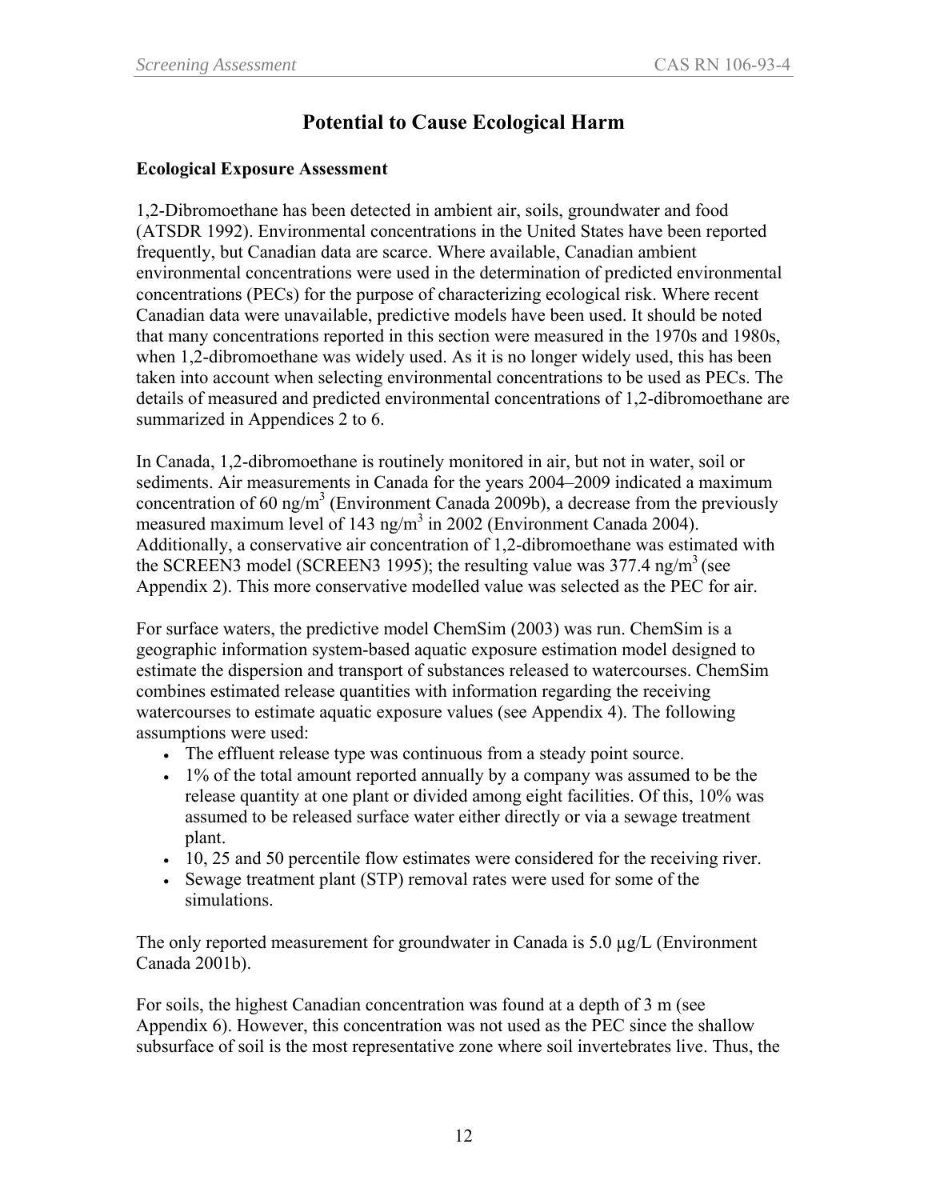## Potential to Cause Ecological Harm

### Ecological Exposure Assessment

1,2-Dibromoethane has been detected in ambient air, soils, groundwater and food (ATSDR 1992). Environmental concentrations in the United States have been reported frequently, but Canadian data are scarce. Where available, Canadian ambient environmental concentrations were used in the determination of predicted environmental concentrations (PECs) for the purpose of characterizing ecological risk. Where recent Canadian data were unavailable, predictive models have been used. It should be noted that many concentrations reported in this section were measured in the 1970s and 1980s, when 1,2-dibromoethane was widely used. As it is no longer widely used, this has been taken into account when selecting environmental concentrations to be used as PECs. The details of measured and predicted environmental concentrations of 1,2-dibromoethane are summarized in Appendices 2 to 6.

In Canada, 1,2-dibromoethane is routinely monitored in air, but not in water, soil or sediments. Air measurements in Canada for the years 2004–2009 indicated a maximum concentration of 60 ng/m$^3$ (Environment Canada 2009b), a decrease from the previously measured maximum level of 143 ng/m$^3$ in 2002 (Environment Canada 2004). Additionally, a conservative air concentration of 1,2-dibromoethane was estimated with the SCREEN3 model (SCREEN3 1995); the resulting value was 377.4 ng/m$^3$ (see Appendix 2). This more conservative modelled value was selected as the PEC for air.

For surface waters, the predictive model ChemSim (2003) was run. ChemSim is a geographic information system-based aquatic exposure estimation model designed to estimate the dispersion and transport of substances released to watercourses. ChemSim combines estimated release quantities with information regarding the receiving watercourses to estimate aquatic exposure values (see Appendix 4). The following assumptions were used:

- The effluent release type was continuous from a steady point source.
- 1% of the total amount reported annually by a company was assumed to be the release quantity at one plant or divided among eight facilities. Of this, 10% was assumed to be released surface water either directly or via a sewage treatment plant.
- 10, 25 and 50 percentile flow estimates were considered for the receiving river.
- Sewage treatment plant (STP) removal rates were used for some of the simulations.

The only reported measurement for groundwater in Canada is 5.0 µg/L (Environment Canada 2001b).

For soils, the highest Canadian concentration was found at a depth of 3 m (see Appendix 6). However, this concentration was not used as the PEC since the shallow subsurface of soil is the most representative zone where soil invertebrates live. Thus, the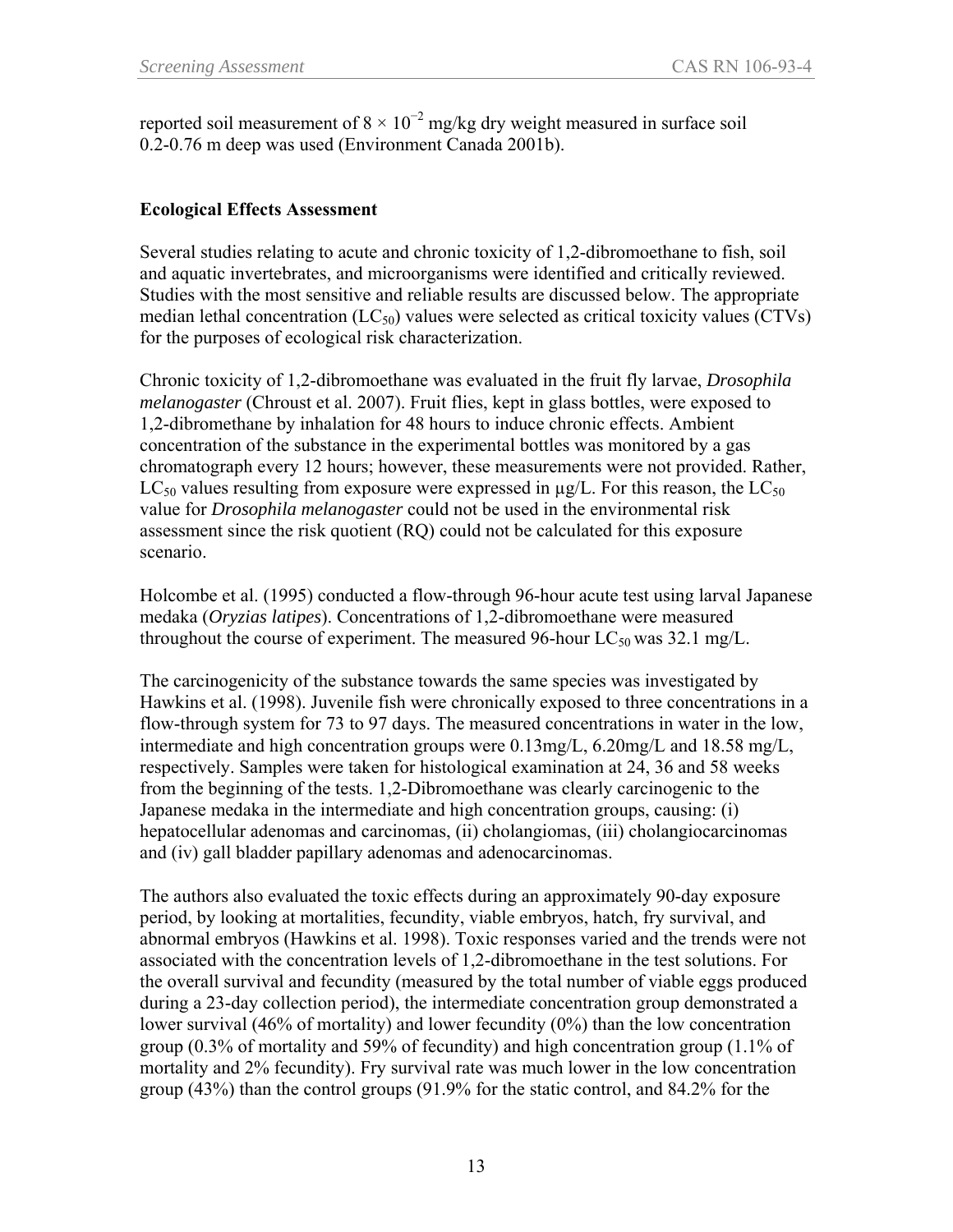reported soil measurement of $8 \times 10^{-2}$ mg/kg dry weight measured in surface soil 0.2-0.76 m deep was used (Environment Canada 2001b).

## Ecological Effects Assessment

Several studies relating to acute and chronic toxicity of 1,2-dibromoethane to fish, soil and aquatic invertebrates, and microorganisms were identified and critically reviewed. Studies with the most sensitive and reliable results are discussed below. The appropriate median lethal concentration ($LC_{50}$) values were selected as critical toxicity values (CTVs) for the purposes of ecological risk characterization.

Chronic toxicity of 1,2-dibromoethane was evaluated in the fruit fly larvae, *Drosophila melanogaster* (Chroust et al. 2007). Fruit flies, kept in glass bottles, were exposed to 1,2-dibromethane by inhalation for 48 hours to induce chronic effects. Ambient concentration of the substance in the experimental bottles was monitored by a gas chromatograph every 12 hours; however, these measurements were not provided. Rather, $LC_{50}$ values resulting from exposure were expressed in µg/L. For this reason, the $LC_{50}$ value for *Drosophila melanogaster* could not be used in the environmental risk assessment since the risk quotient (RQ) could not be calculated for this exposure scenario.

Holcombe et al. (1995) conducted a flow-through 96-hour acute test using larval Japanese medaka (*Oryzias latipes*). Concentrations of 1,2-dibromoethane were measured throughout the course of experiment. The measured 96-hour $LC_{50}$ was 32.1 mg/L.

The carcinogenicity of the substance towards the same species was investigated by Hawkins et al. (1998). Juvenile fish were chronically exposed to three concentrations in a flow-through system for 73 to 97 days. The measured concentrations in water in the low, intermediate and high concentration groups were 0.13mg/L, 6.20mg/L and 18.58 mg/L, respectively. Samples were taken for histological examination at 24, 36 and 58 weeks from the beginning of the tests. 1,2-Dibromoethane was clearly carcinogenic to the Japanese medaka in the intermediate and high concentration groups, causing: (i) hepatocellular adenomas and carcinomas, (ii) cholangiomas, (iii) cholangiocarcinomas and (iv) gall bladder papillary adenomas and adenocarcinomas.

The authors also evaluated the toxic effects during an approximately 90-day exposure period, by looking at mortalities, fecundity, viable embryos, hatch, fry survival, and abnormal embryos (Hawkins et al. 1998). Toxic responses varied and the trends were not associated with the concentration levels of 1,2-dibromoethane in the test solutions. For the overall survival and fecundity (measured by the total number of viable eggs produced during a 23-day collection period), the intermediate concentration group demonstrated a lower survival (46% of mortality) and lower fecundity (0%) than the low concentration group (0.3% of mortality and 59% of fecundity) and high concentration group (1.1% of mortality and 2% fecundity). Fry survival rate was much lower in the low concentration group (43%) than the control groups (91.9% for the static control, and 84.2% for the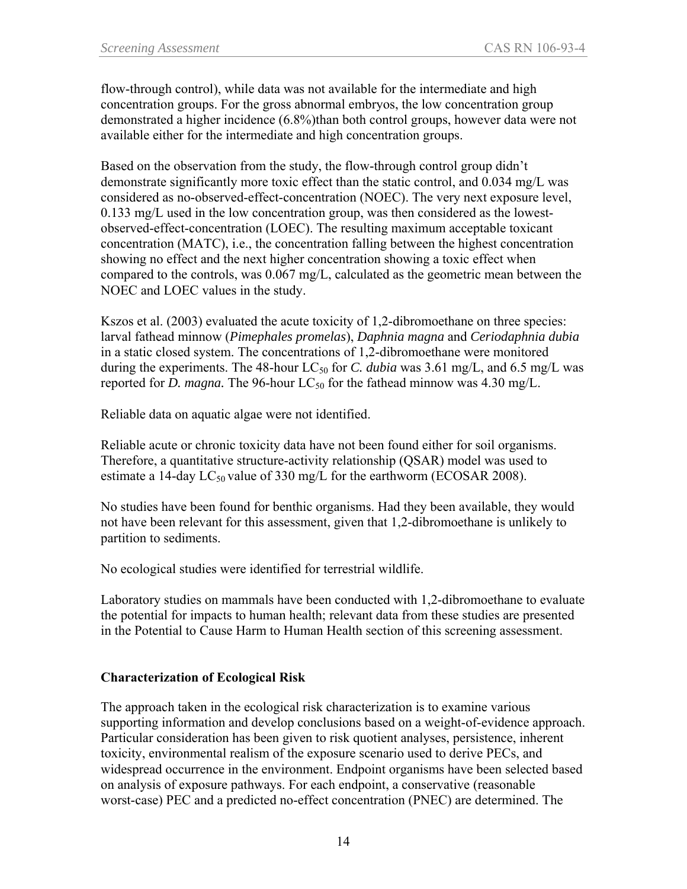flow-through control), while data was not available for the intermediate and high concentration groups. For the gross abnormal embryos, the low concentration group demonstrated a higher incidence (6.8%)than both control groups, however data were not available either for the intermediate and high concentration groups.

Based on the observation from the study, the flow-through control group didn't demonstrate significantly more toxic effect than the static control, and 0.034 mg/L was considered as no-observed-effect-concentration (NOEC). The very next exposure level, 0.133 mg/L used in the low concentration group, was then considered as the lowest-observed-effect-concentration (LOEC). The resulting maximum acceptable toxicant concentration (MATC), i.e., the concentration falling between the highest concentration showing no effect and the next higher concentration showing a toxic effect when compared to the controls, was 0.067 mg/L, calculated as the geometric mean between the NOEC and LOEC values in the study.

Kszos et al. (2003) evaluated the acute toxicity of 1,2-dibromoethane on three species: larval fathead minnow (*Pimephales promelas*), *Daphnia magna* and *Ceriodaphnia dubia* in a static closed system. The concentrations of 1,2-dibromoethane were monitored during the experiments. The 48-hour $LC_{50}$ for *C. dubia* was 3.61 mg/L, and 6.5 mg/L was reported for *D. magna.* The 96-hour $LC_{50}$ for the fathead minnow was 4.30 mg/L.

Reliable data on aquatic algae were not identified.

Reliable acute or chronic toxicity data have not been found either for soil organisms. Therefore, a quantitative structure-activity relationship (QSAR) model was used to estimate a 14-day $LC_{50}$ value of 330 mg/L for the earthworm (ECOSAR 2008).

No studies have been found for benthic organisms. Had they been available, they would not have been relevant for this assessment, given that 1,2-dibromoethane is unlikely to partition to sediments.

No ecological studies were identified for terrestrial wildlife.

Laboratory studies on mammals have been conducted with 1,2-dibromoethane to evaluate the potential for impacts to human health; relevant data from these studies are presented in the Potential to Cause Harm to Human Health section of this screening assessment.

## Characterization of Ecological Risk

The approach taken in the ecological risk characterization is to examine various supporting information and develop conclusions based on a weight-of-evidence approach. Particular consideration has been given to risk quotient analyses, persistence, inherent toxicity, environmental realism of the exposure scenario used to derive PECs, and widespread occurrence in the environment. Endpoint organisms have been selected based on analysis of exposure pathways. For each endpoint, a conservative (reasonable worst-case) PEC and a predicted no-effect concentration (PNEC) are determined. The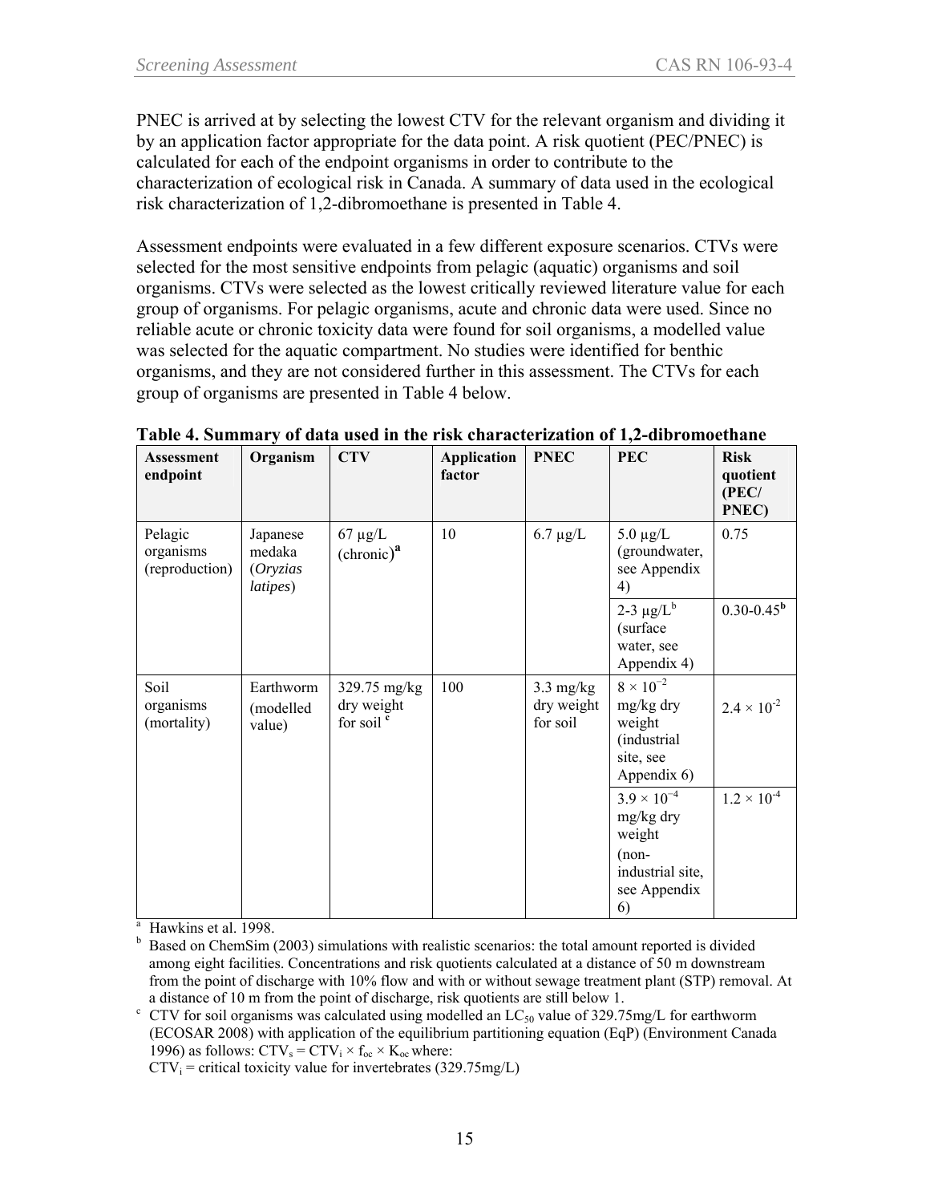PNEC is arrived at by selecting the lowest CTV for the relevant organism and dividing it by an application factor appropriate for the data point. A risk quotient (PEC/PNEC) is calculated for each of the endpoint organisms in order to contribute to the characterization of ecological risk in Canada. A summary of data used in the ecological risk characterization of 1,2-dibromoethane is presented in Table 4.

Assessment endpoints were evaluated in a few different exposure scenarios. CTVs were selected for the most sensitive endpoints from pelagic (aquatic) organisms and soil organisms. CTVs were selected as the lowest critically reviewed literature value for each group of organisms. For pelagic organisms, acute and chronic data were used. Since no reliable acute or chronic toxicity data were found for soil organisms, a modelled value was selected for the aquatic compartment. No studies were identified for benthic organisms, and they are not considered further in this assessment. The CTVs for each group of organisms are presented in Table 4 below.

**Table 4. Summary of data used in the risk characterization of 1,2-dibromoethane**

| Assessment endpoint | Organism | CTV | Application factor | PNEC | PEC | Risk quotient (PEC/ PNEC) |
|---|---|---|---|---|---|---|
| Pelagic organisms (reproduction) | Japanese medaka (*Oryzias latipes*) | 67 µg/L (chronic)[a] | 10 | 6.7 µg/L | 5.0 µg/L (groundwater, see Appendix 4) | 0.75 |
| | | | | | 2-3 µg/L[b] (surface water, see Appendix 4) | 0.30-0.45[b] |
| Soil organisms (mortality) | Earthworm (modelled value) | 329.75 mg/kg dry weight for soil [c] | 100 | 3.3 mg/kg dry weight for soil | $8 \times 10^{-2}$ mg/kg dry weight (industrial site, see Appendix 6) | $2.4 \times 10^{-2}$ |
| | | | | | $3.9 \times 10^{-4}$ mg/kg dry weight (non-industrial site, see Appendix 6) | $1.2 \times 10^{-4}$ |

[a] Hawkins et al. 1998.

[b] Based on ChemSim (2003) simulations with realistic scenarios: the total amount reported is divided among eight facilities. Concentrations and risk quotients calculated at a distance of 50 m downstream from the point of discharge with 10% flow and with or without sewage treatment plant (STP) removal. At a distance of 10 m from the point of discharge, risk quotients are still below 1.

[c] CTV for soil organisms was calculated using modelled an $LC_{50}$ value of 329.75mg/L for earthworm (ECOSAR 2008) with application of the equilibrium partitioning equation (EqP) (Environment Canada 1996) as follows: $CTV_s = CTV_i \times f_{oc} \times K_{oc}$ where:
$CTV_i$ = critical toxicity value for invertebrates (329.75mg/L)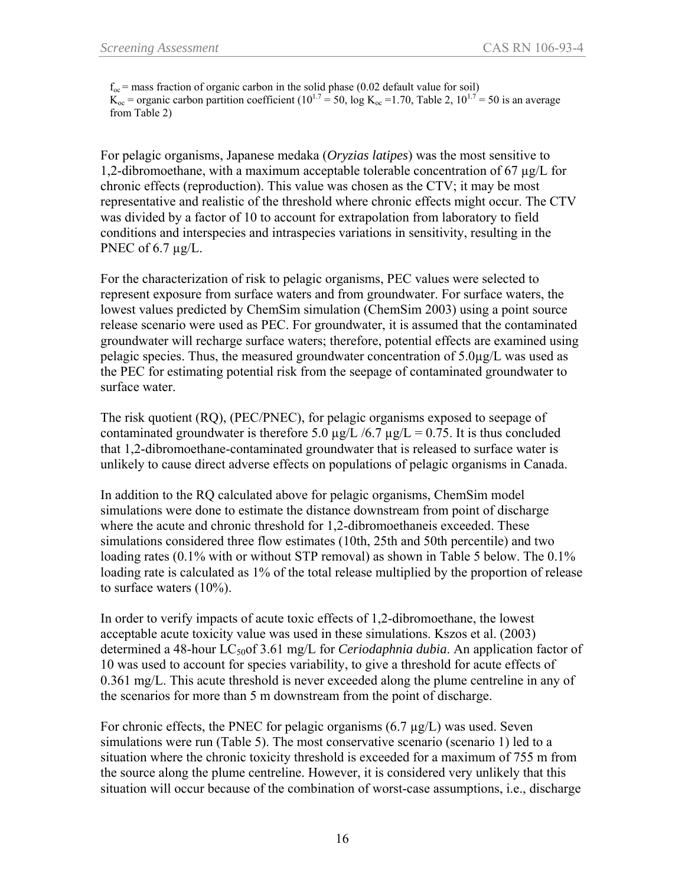$f_{oc}$ = mass fraction of organic carbon in the solid phase (0.02 default value for soil)
$K_{oc}$ = organic carbon partition coefficient ($10^{1.7}$ = 50, log $K_{oc}$ =1.70, Table 2, $10^{1.7}$ = 50 is an average from Table 2)

For pelagic organisms, Japanese medaka (*Oryzias latipes*) was the most sensitive to 1,2-dibromoethane, with a maximum acceptable tolerable concentration of 67 µg/L for chronic effects (reproduction). This value was chosen as the CTV; it may be most representative and realistic of the threshold where chronic effects might occur. The CTV was divided by a factor of 10 to account for extrapolation from laboratory to field conditions and interspecies and intraspecies variations in sensitivity, resulting in the PNEC of 6.7 µg/L.

For the characterization of risk to pelagic organisms, PEC values were selected to represent exposure from surface waters and from groundwater. For surface waters, the lowest values predicted by ChemSim simulation (ChemSim 2003) using a point source release scenario were used as PEC. For groundwater, it is assumed that the contaminated groundwater will recharge surface waters; therefore, potential effects are examined using pelagic species. Thus, the measured groundwater concentration of 5.0µg/L was used as the PEC for estimating potential risk from the seepage of contaminated groundwater to surface water.

The risk quotient (RQ), (PEC/PNEC), for pelagic organisms exposed to seepage of contaminated groundwater is therefore 5.0 µg/L /6.7 µg/L = 0.75. It is thus concluded that 1,2-dibromoethane-contaminated groundwater that is released to surface water is unlikely to cause direct adverse effects on populations of pelagic organisms in Canada.

In addition to the RQ calculated above for pelagic organisms, ChemSim model simulations were done to estimate the distance downstream from point of discharge where the acute and chronic threshold for 1,2-dibromoethaneis exceeded. These simulations considered three flow estimates (10th, 25th and 50th percentile) and two loading rates (0.1% with or without STP removal) as shown in Table 5 below. The 0.1% loading rate is calculated as 1% of the total release multiplied by the proportion of release to surface waters (10%).

In order to verify impacts of acute toxic effects of 1,2-dibromoethane, the lowest acceptable acute toxicity value was used in these simulations. Kszos et al. (2003) determined a 48-hour $LC_{50}$of 3.61 mg/L for *Ceriodaphnia dubia*. An application factor of 10 was used to account for species variability, to give a threshold for acute effects of 0.361 mg/L. This acute threshold is never exceeded along the plume centreline in any of the scenarios for more than 5 m downstream from the point of discharge.

For chronic effects, the PNEC for pelagic organisms (6.7 µg/L) was used. Seven simulations were run (Table 5). The most conservative scenario (scenario 1) led to a situation where the chronic toxicity threshold is exceeded for a maximum of 755 m from the source along the plume centreline. However, it is considered very unlikely that this situation will occur because of the combination of worst-case assumptions, i.e., discharge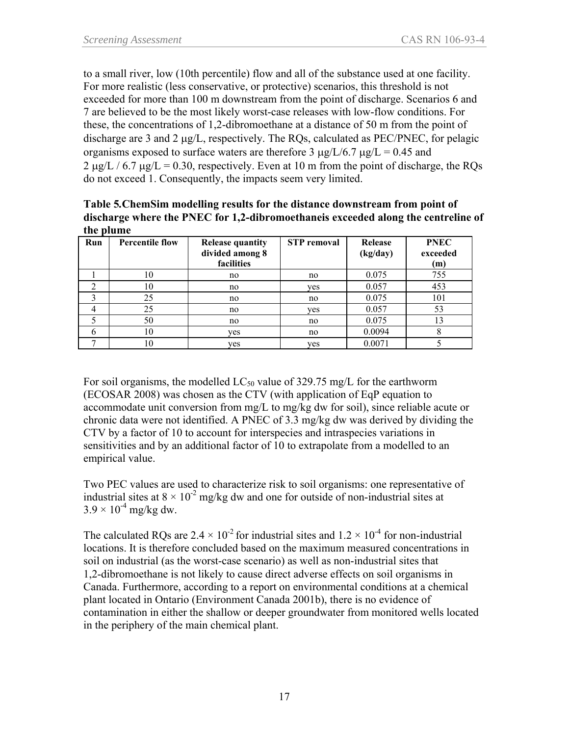to a small river, low (10th percentile) flow and all of the substance used at one facility. For more realistic (less conservative, or protective) scenarios, this threshold is not exceeded for more than 100 m downstream from the point of discharge. Scenarios 6 and 7 are believed to be the most likely worst-case releases with low-flow conditions. For these, the concentrations of 1,2-dibromoethane at a distance of 50 m from the point of discharge are 3 and 2 μg/L, respectively. The RQs, calculated as PEC/PNEC, for pelagic organisms exposed to surface waters are therefore 3 μg/L/6.7 μg/L = 0.45 and 2 μg/L / 6.7 μg/L = 0.30, respectively. Even at 10 m from the point of discharge, the RQs do not exceed 1. Consequently, the impacts seem very limited.

**Table 5.ChemSim modelling results for the distance downstream from point of discharge where the PNEC for 1,2-dibromoethaneis exceeded along the centreline of the plume**

| Run | Percentile flow | Release quantity divided among 8 facilities | STP removal | Release (kg/day) | PNEC exceeded (m) |
|---|---|---|---|---|---|
| 1 | 10 | no | no | 0.075 | 755 |
| 2 | 10 | no | yes | 0.057 | 453 |
| 3 | 25 | no | no | 0.075 | 101 |
| 4 | 25 | no | yes | 0.057 | 53 |
| 5 | 50 | no | no | 0.075 | 13 |
| 6 | 10 | yes | no | 0.0094 | 8 |
| 7 | 10 | yes | yes | 0.0071 | 5 |

For soil organisms, the modelled $LC_{50}$ value of 329.75 mg/L for the earthworm (ECOSAR 2008) was chosen as the CTV (with application of EqP equation to accommodate unit conversion from mg/L to mg/kg dw for soil), since reliable acute or chronic data were not identified. A PNEC of 3.3 mg/kg dw was derived by dividing the CTV by a factor of 10 to account for interspecies and intraspecies variations in sensitivities and by an additional factor of 10 to extrapolate from a modelled to an empirical value.

Two PEC values are used to characterize risk to soil organisms: one representative of industrial sites at $8 \times 10^{-2}$ mg/kg dw and one for outside of non-industrial sites at $3.9 \times 10^{-4}$ mg/kg dw.

The calculated RQs are $2.4 \times 10^{-2}$ for industrial sites and $1.2 \times 10^{-4}$ for non-industrial locations. It is therefore concluded based on the maximum measured concentrations in soil on industrial (as the worst-case scenario) as well as non-industrial sites that 1,2-dibromoethane is not likely to cause direct adverse effects on soil organisms in Canada. Furthermore, according to a report on environmental conditions at a chemical plant located in Ontario (Environment Canada 2001b), there is no evidence of contamination in either the shallow or deeper groundwater from monitored wells located in the periphery of the main chemical plant.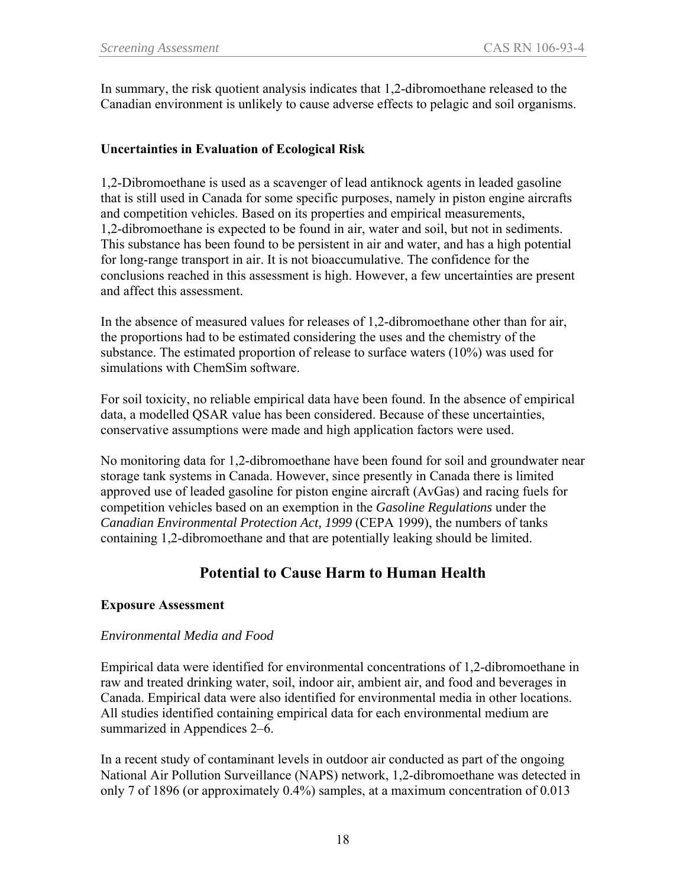In summary, the risk quotient analysis indicates that 1,2-dibromoethane released to the Canadian environment is unlikely to cause adverse effects to pelagic and soil organisms.

### Uncertainties in Evaluation of Ecological Risk

1,2-Dibromoethane is used as a scavenger of lead antiknock agents in leaded gasoline that is still used in Canada for some specific purposes, namely in piston engine aircrafts and competition vehicles. Based on its properties and empirical measurements, 1,2-dibromoethane is expected to be found in air, water and soil, but not in sediments. This substance has been found to be persistent in air and water, and has a high potential for long-range transport in air. It is not bioaccumulative. The confidence for the conclusions reached in this assessment is high. However, a few uncertainties are present and affect this assessment.

In the absence of measured values for releases of 1,2-dibromoethane other than for air, the proportions had to be estimated considering the uses and the chemistry of the substance. The estimated proportion of release to surface waters (10%) was used for simulations with ChemSim software.

For soil toxicity, no reliable empirical data have been found. In the absence of empirical data, a modelled QSAR value has been considered. Because of these uncertainties, conservative assumptions were made and high application factors were used.

No monitoring data for 1,2-dibromoethane have been found for soil and groundwater near storage tank systems in Canada. However, since presently in Canada there is limited approved use of leaded gasoline for piston engine aircraft (AvGas) and racing fuels for competition vehicles based on an exemption in the *Gasoline Regulations* under the *Canadian Environmental Protection Act, 1999* (CEPA 1999), the numbers of tanks containing 1,2-dibromoethane and that are potentially leaking should be limited.

## Potential to Cause Harm to Human Health

### Exposure Assessment

*Environmental Media and Food*

Empirical data were identified for environmental concentrations of 1,2-dibromoethane in raw and treated drinking water, soil, indoor air, ambient air, and food and beverages in Canada. Empirical data were also identified for environmental media in other locations. All studies identified containing empirical data for each environmental medium are summarized in Appendices 2–6.

In a recent study of contaminant levels in outdoor air conducted as part of the ongoing National Air Pollution Surveillance (NAPS) network, 1,2-dibromoethane was detected in only 7 of 1896 (or approximately 0.4%) samples, at a maximum concentration of 0.013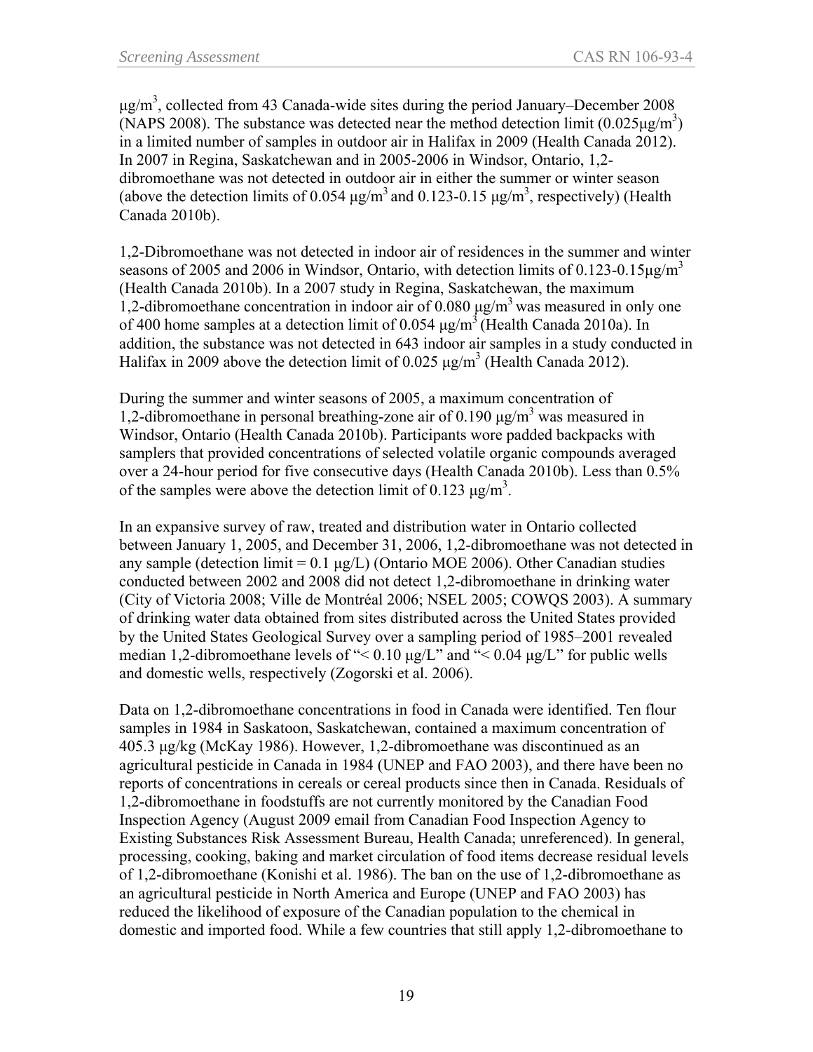μg/m$^3$, collected from 43 Canada-wide sites during the period January–December 2008 (NAPS 2008). The substance was detected near the method detection limit (0.025μg/m$^3$) in a limited number of samples in outdoor air in Halifax in 2009 (Health Canada 2012). In 2007 in Regina, Saskatchewan and in 2005-2006 in Windsor, Ontario, 1,2-dibromoethane was not detected in outdoor air in either the summer or winter season (above the detection limits of 0.054 μg/m$^3$ and 0.123-0.15 μg/m$^3$, respectively) (Health Canada 2010b).

1,2-Dibromoethane was not detected in indoor air of residences in the summer and winter seasons of 2005 and 2006 in Windsor, Ontario, with detection limits of 0.123-0.15μg/m$^3$ (Health Canada 2010b). In a 2007 study in Regina, Saskatchewan, the maximum 1,2-dibromoethane concentration in indoor air of 0.080 μg/m$^3$ was measured in only one of 400 home samples at a detection limit of 0.054 μg/m$^3$ (Health Canada 2010a). In addition, the substance was not detected in 643 indoor air samples in a study conducted in Halifax in 2009 above the detection limit of 0.025 μg/m$^3$ (Health Canada 2012).

During the summer and winter seasons of 2005, a maximum concentration of 1,2-dibromoethane in personal breathing-zone air of 0.190 μg/m$^3$ was measured in Windsor, Ontario (Health Canada 2010b). Participants wore padded backpacks with samplers that provided concentrations of selected volatile organic compounds averaged over a 24-hour period for five consecutive days (Health Canada 2010b). Less than 0.5% of the samples were above the detection limit of 0.123 μg/m$^3$.

In an expansive survey of raw, treated and distribution water in Ontario collected between January 1, 2005, and December 31, 2006, 1,2-dibromoethane was not detected in any sample (detection limit = 0.1 μg/L) (Ontario MOE 2006). Other Canadian studies conducted between 2002 and 2008 did not detect 1,2-dibromoethane in drinking water (City of Victoria 2008; Ville de Montréal 2006; NSEL 2005; COWQS 2003). A summary of drinking water data obtained from sites distributed across the United States provided by the United States Geological Survey over a sampling period of 1985–2001 revealed median 1,2-dibromoethane levels of "< 0.10 μg/L" and "< 0.04 μg/L" for public wells and domestic wells, respectively (Zogorski et al. 2006).

Data on 1,2-dibromoethane concentrations in food in Canada were identified. Ten flour samples in 1984 in Saskatoon, Saskatchewan, contained a maximum concentration of 405.3 μg/kg (McKay 1986). However, 1,2-dibromoethane was discontinued as an agricultural pesticide in Canada in 1984 (UNEP and FAO 2003), and there have been no reports of concentrations in cereals or cereal products since then in Canada. Residuals of 1,2-dibromoethane in foodstuffs are not currently monitored by the Canadian Food Inspection Agency (August 2009 email from Canadian Food Inspection Agency to Existing Substances Risk Assessment Bureau, Health Canada; unreferenced). In general, processing, cooking, baking and market circulation of food items decrease residual levels of 1,2-dibromoethane (Konishi et al. 1986). The ban on the use of 1,2-dibromoethane as an agricultural pesticide in North America and Europe (UNEP and FAO 2003) has reduced the likelihood of exposure of the Canadian population to the chemical in domestic and imported food. While a few countries that still apply 1,2-dibromoethane to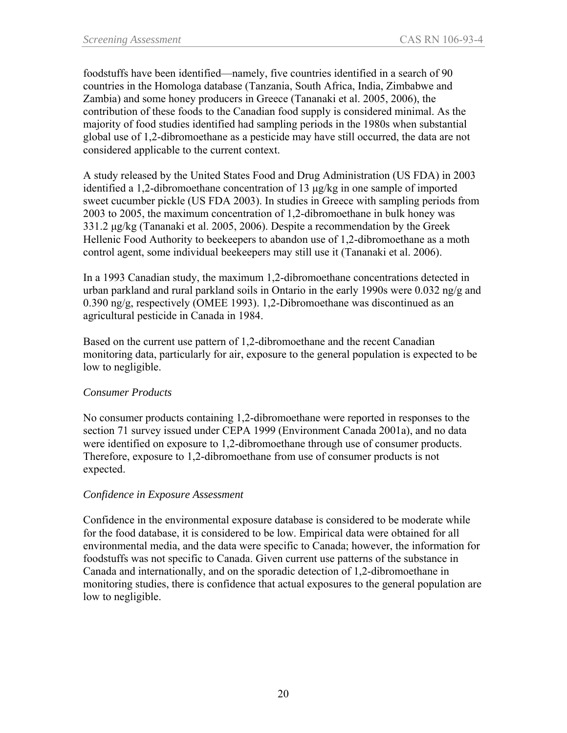foodstuffs have been identified—namely, five countries identified in a search of 90 countries in the Homologa database (Tanzania, South Africa, India, Zimbabwe and Zambia) and some honey producers in Greece (Tananaki et al. 2005, 2006), the contribution of these foods to the Canadian food supply is considered minimal. As the majority of food studies identified had sampling periods in the 1980s when substantial global use of 1,2-dibromoethane as a pesticide may have still occurred, the data are not considered applicable to the current context.

A study released by the United States Food and Drug Administration (US FDA) in 2003 identified a 1,2-dibromoethane concentration of 13 µg/kg in one sample of imported sweet cucumber pickle (US FDA 2003). In studies in Greece with sampling periods from 2003 to 2005, the maximum concentration of 1,2-dibromoethane in bulk honey was 331.2 µg/kg (Tananaki et al. 2005, 2006). Despite a recommendation by the Greek Hellenic Food Authority to beekeepers to abandon use of 1,2-dibromoethane as a moth control agent, some individual beekeepers may still use it (Tananaki et al. 2006).

In a 1993 Canadian study, the maximum 1,2-dibromoethane concentrations detected in urban parkland and rural parkland soils in Ontario in the early 1990s were 0.032 ng/g and 0.390 ng/g, respectively (OMEE 1993). 1,2-Dibromoethane was discontinued as an agricultural pesticide in Canada in 1984.

Based on the current use pattern of 1,2-dibromoethane and the recent Canadian monitoring data, particularly for air, exposure to the general population is expected to be low to negligible.

*Consumer Products*

No consumer products containing 1,2-dibromoethane were reported in responses to the section 71 survey issued under CEPA 1999 (Environment Canada 2001a), and no data were identified on exposure to 1,2-dibromoethane through use of consumer products. Therefore, exposure to 1,2-dibromoethane from use of consumer products is not expected.

*Confidence in Exposure Assessment*

Confidence in the environmental exposure database is considered to be moderate while for the food database, it is considered to be low. Empirical data were obtained for all environmental media, and the data were specific to Canada; however, the information for foodstuffs was not specific to Canada. Given current use patterns of the substance in Canada and internationally, and on the sporadic detection of 1,2-dibromoethane in monitoring studies, there is confidence that actual exposures to the general population are low to negligible.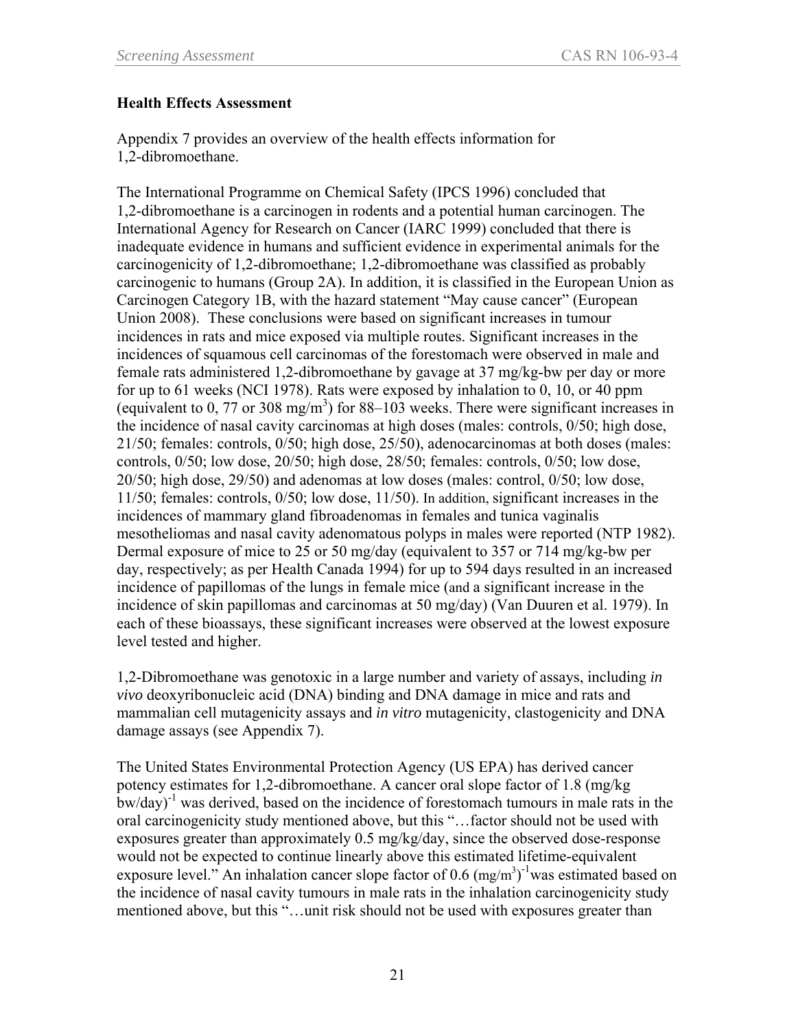**Health Effects Assessment**

Appendix 7 provides an overview of the health effects information for 1,2-dibromoethane.

The International Programme on Chemical Safety (IPCS 1996) concluded that 1,2-dibromoethane is a carcinogen in rodents and a potential human carcinogen. The International Agency for Research on Cancer (IARC 1999) concluded that there is inadequate evidence in humans and sufficient evidence in experimental animals for the carcinogenicity of 1,2-dibromoethane; 1,2-dibromoethane was classified as probably carcinogenic to humans (Group 2A). In addition, it is classified in the European Union as Carcinogen Category 1B, with the hazard statement "May cause cancer" (European Union 2008). These conclusions were based on significant increases in tumour incidences in rats and mice exposed via multiple routes. Significant increases in the incidences of squamous cell carcinomas of the forestomach were observed in male and female rats administered 1,2-dibromoethane by gavage at 37 mg/kg-bw per day or more for up to 61 weeks (NCI 1978). Rats were exposed by inhalation to 0, 10, or 40 ppm (equivalent to 0, 77 or 308 mg/m$^3$) for 88–103 weeks. There were significant increases in the incidence of nasal cavity carcinomas at high doses (males: controls, 0/50; high dose, 21/50; females: controls, 0/50; high dose, 25/50), adenocarcinomas at both doses (males: controls, 0/50; low dose, 20/50; high dose, 28/50; females: controls, 0/50; low dose, 20/50; high dose, 29/50) and adenomas at low doses (males: control, 0/50; low dose, 11/50; females: controls, 0/50; low dose, 11/50). In addition, significant increases in the incidences of mammary gland fibroadenomas in females and tunica vaginalis mesotheliomas and nasal cavity adenomatous polyps in males were reported (NTP 1982). Dermal exposure of mice to 25 or 50 mg/day (equivalent to 357 or 714 mg/kg-bw per day, respectively; as per Health Canada 1994) for up to 594 days resulted in an increased incidence of papillomas of the lungs in female mice (and a significant increase in the incidence of skin papillomas and carcinomas at 50 mg/day) (Van Duuren et al. 1979). In each of these bioassays, these significant increases were observed at the lowest exposure level tested and higher.

1,2-Dibromoethane was genotoxic in a large number and variety of assays, including *in vivo* deoxyribonucleic acid (DNA) binding and DNA damage in mice and rats and mammalian cell mutagenicity assays and *in vitro* mutagenicity, clastogenicity and DNA damage assays (see Appendix 7).

The United States Environmental Protection Agency (US EPA) has derived cancer potency estimates for 1,2-dibromoethane. A cancer oral slope factor of 1.8 (mg/kg bw/day)$^{-1}$ was derived, based on the incidence of forestomach tumours in male rats in the oral carcinogenicity study mentioned above, but this "…factor should not be used with exposures greater than approximately 0.5 mg/kg/day, since the observed dose-response would not be expected to continue linearly above this estimated lifetime-equivalent exposure level." An inhalation cancer slope factor of 0.6 (mg/m$^3$)$^{-1}$ was estimated based on the incidence of nasal cavity tumours in male rats in the inhalation carcinogenicity study mentioned above, but this "…unit risk should not be used with exposures greater than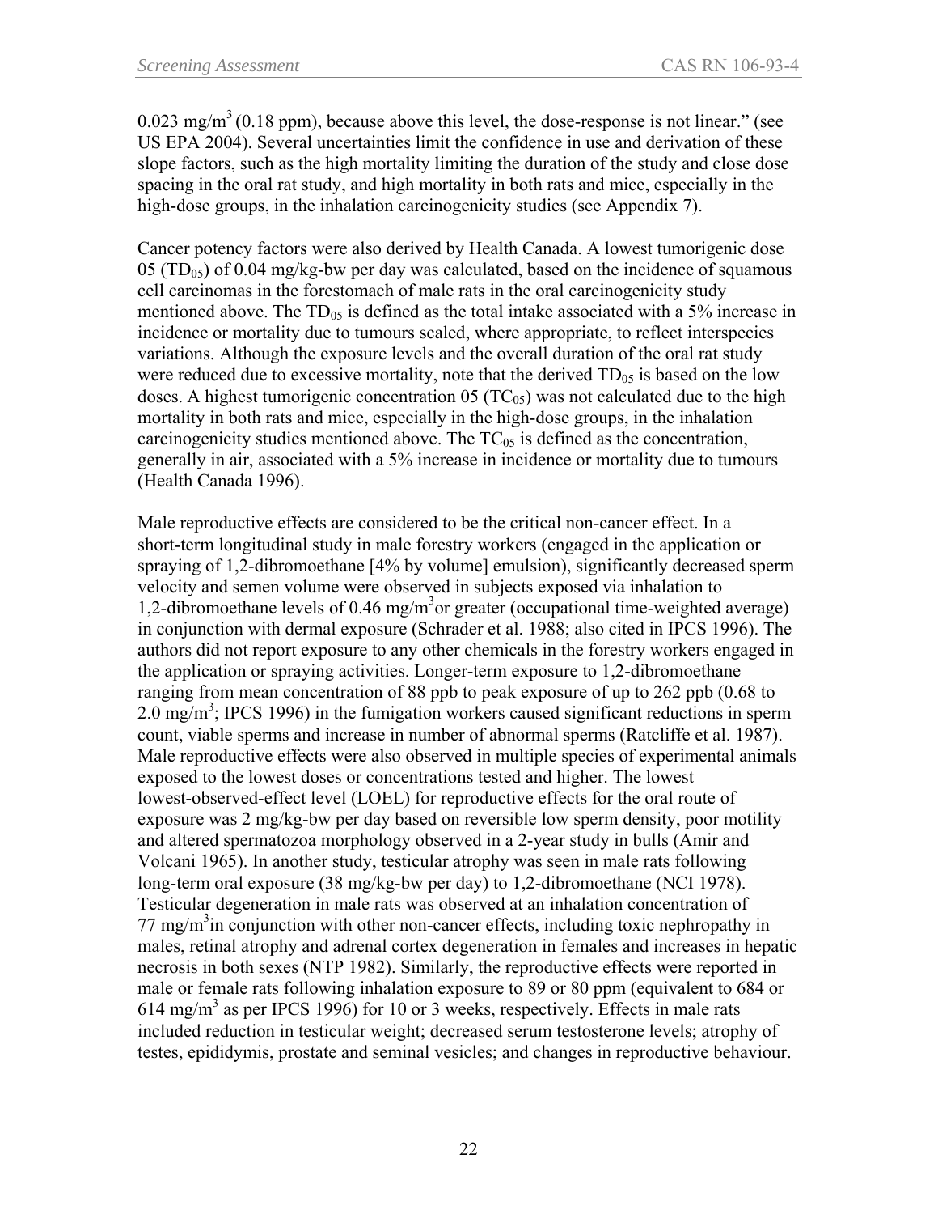0.023 mg/m$^3$ (0.18 ppm), because above this level, the dose-response is not linear." (see US EPA 2004). Several uncertainties limit the confidence in use and derivation of these slope factors, such as the high mortality limiting the duration of the study and close dose spacing in the oral rat study, and high mortality in both rats and mice, especially in the high-dose groups, in the inhalation carcinogenicity studies (see Appendix 7).

Cancer potency factors were also derived by Health Canada. A lowest tumorigenic dose 05 ($TD_{05}$) of 0.04 mg/kg-bw per day was calculated, based on the incidence of squamous cell carcinomas in the forestomach of male rats in the oral carcinogenicity study mentioned above. The $TD_{05}$ is defined as the total intake associated with a 5% increase in incidence or mortality due to tumours scaled, where appropriate, to reflect interspecies variations. Although the exposure levels and the overall duration of the oral rat study were reduced due to excessive mortality, note that the derived $TD_{05}$ is based on the low doses. A highest tumorigenic concentration 05 ($TC_{05}$) was not calculated due to the high mortality in both rats and mice, especially in the high-dose groups, in the inhalation carcinogenicity studies mentioned above. The $TC_{05}$ is defined as the concentration, generally in air, associated with a 5% increase in incidence or mortality due to tumours (Health Canada 1996).

Male reproductive effects are considered to be the critical non-cancer effect. In a short-term longitudinal study in male forestry workers (engaged in the application or spraying of 1,2-dibromoethane [4% by volume] emulsion), significantly decreased sperm velocity and semen volume were observed in subjects exposed via inhalation to 1,2-dibromoethane levels of 0.46 mg/m$^3$ or greater (occupational time-weighted average) in conjunction with dermal exposure (Schrader et al. 1988; also cited in IPCS 1996). The authors did not report exposure to any other chemicals in the forestry workers engaged in the application or spraying activities. Longer-term exposure to 1,2-dibromoethane ranging from mean concentration of 88 ppb to peak exposure of up to 262 ppb (0.68 to 2.0 mg/m$^3$; IPCS 1996) in the fumigation workers caused significant reductions in sperm count, viable sperms and increase in number of abnormal sperms (Ratcliffe et al. 1987). Male reproductive effects were also observed in multiple species of experimental animals exposed to the lowest doses or concentrations tested and higher. The lowest lowest-observed-effect level (LOEL) for reproductive effects for the oral route of exposure was 2 mg/kg-bw per day based on reversible low sperm density, poor motility and altered spermatozoa morphology observed in a 2-year study in bulls (Amir and Volcani 1965). In another study, testicular atrophy was seen in male rats following long-term oral exposure (38 mg/kg-bw per day) to 1,2-dibromoethane (NCI 1978). Testicular degeneration in male rats was observed at an inhalation concentration of 77 mg/m$^3$ in conjunction with other non-cancer effects, including toxic nephropathy in males, retinal atrophy and adrenal cortex degeneration in females and increases in hepatic necrosis in both sexes (NTP 1982). Similarly, the reproductive effects were reported in male or female rats following inhalation exposure to 89 or 80 ppm (equivalent to 684 or 614 mg/m$^3$ as per IPCS 1996) for 10 or 3 weeks, respectively. Effects in male rats included reduction in testicular weight; decreased serum testosterone levels; atrophy of testes, epididymis, prostate and seminal vesicles; and changes in reproductive behaviour.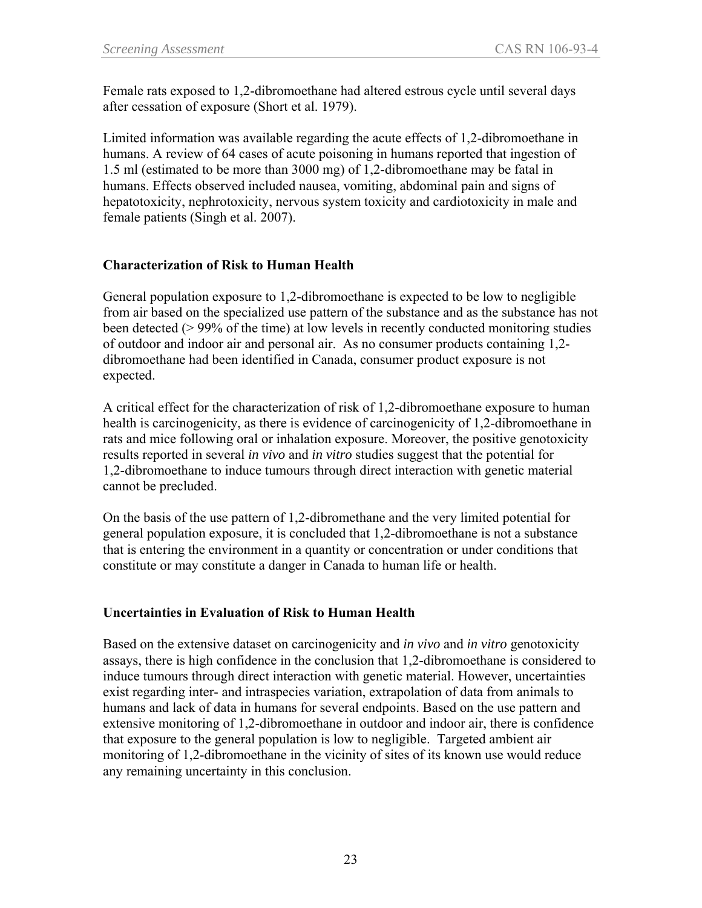Female rats exposed to 1,2-dibromoethane had altered estrous cycle until several days after cessation of exposure (Short et al. 1979).

Limited information was available regarding the acute effects of 1,2-dibromoethane in humans. A review of 64 cases of acute poisoning in humans reported that ingestion of 1.5 ml (estimated to be more than 3000 mg) of 1,2-dibromoethane may be fatal in humans. Effects observed included nausea, vomiting, abdominal pain and signs of hepatotoxicity, nephrotoxicity, nervous system toxicity and cardiotoxicity in male and female patients (Singh et al. 2007).

## Characterization of Risk to Human Health

General population exposure to 1,2-dibromoethane is expected to be low to negligible from air based on the specialized use pattern of the substance and as the substance has not been detected (> 99% of the time) at low levels in recently conducted monitoring studies of outdoor and indoor air and personal air. As no consumer products containing 1,2-dibromoethane had been identified in Canada, consumer product exposure is not expected.

A critical effect for the characterization of risk of 1,2-dibromoethane exposure to human health is carcinogenicity, as there is evidence of carcinogenicity of 1,2-dibromoethane in rats and mice following oral or inhalation exposure. Moreover, the positive genotoxicity results reported in several *in vivo* and *in vitro* studies suggest that the potential for 1,2-dibromoethane to induce tumours through direct interaction with genetic material cannot be precluded.

On the basis of the use pattern of 1,2-dibromethane and the very limited potential for general population exposure, it is concluded that 1,2-dibromoethane is not a substance that is entering the environment in a quantity or concentration or under conditions that constitute or may constitute a danger in Canada to human life or health.

## Uncertainties in Evaluation of Risk to Human Health

Based on the extensive dataset on carcinogenicity and *in vivo* and *in vitro* genotoxicity assays, there is high confidence in the conclusion that 1,2-dibromoethane is considered to induce tumours through direct interaction with genetic material. However, uncertainties exist regarding inter- and intraspecies variation, extrapolation of data from animals to humans and lack of data in humans for several endpoints. Based on the use pattern and extensive monitoring of 1,2-dibromoethane in outdoor and indoor air, there is confidence that exposure to the general population is low to negligible. Targeted ambient air monitoring of 1,2-dibromoethane in the vicinity of sites of its known use would reduce any remaining uncertainty in this conclusion.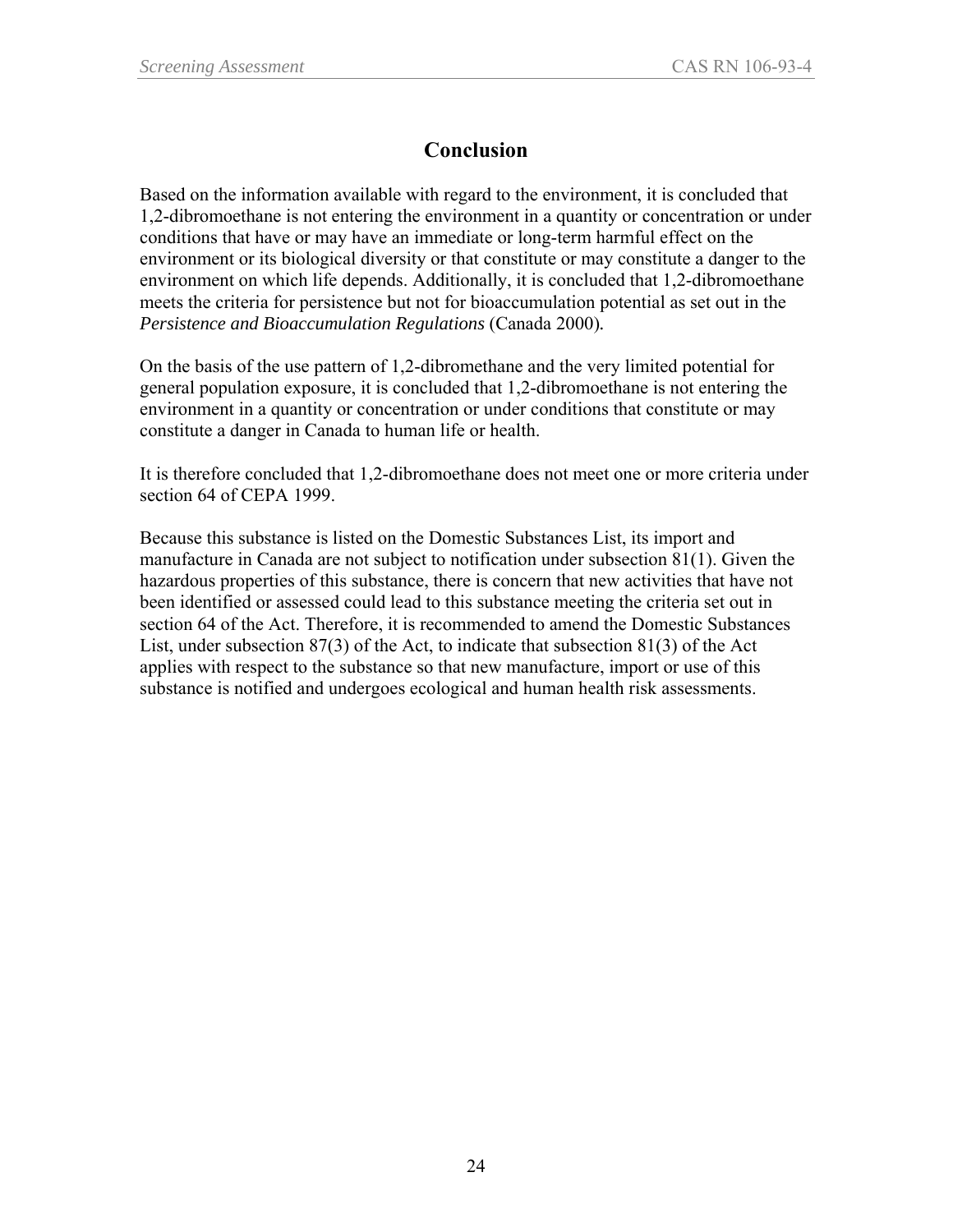# Conclusion

Based on the information available with regard to the environment, it is concluded that 1,2-dibromoethane is not entering the environment in a quantity or concentration or under conditions that have or may have an immediate or long-term harmful effect on the environment or its biological diversity or that constitute or may constitute a danger to the environment on which life depends. Additionally, it is concluded that 1,2-dibromoethane meets the criteria for persistence but not for bioaccumulation potential as set out in the *Persistence and Bioaccumulation Regulations* (Canada 2000).

On the basis of the use pattern of 1,2-dibromethane and the very limited potential for general population exposure, it is concluded that 1,2-dibromoethane is not entering the environment in a quantity or concentration or under conditions that constitute or may constitute a danger in Canada to human life or health.

It is therefore concluded that 1,2-dibromoethane does not meet one or more criteria under section 64 of CEPA 1999.

Because this substance is listed on the Domestic Substances List, its import and manufacture in Canada are not subject to notification under subsection 81(1). Given the hazardous properties of this substance, there is concern that new activities that have not been identified or assessed could lead to this substance meeting the criteria set out in section 64 of the Act. Therefore, it is recommended to amend the Domestic Substances List, under subsection 87(3) of the Act, to indicate that subsection 81(3) of the Act applies with respect to the substance so that new manufacture, import or use of this substance is notified and undergoes ecological and human health risk assessments.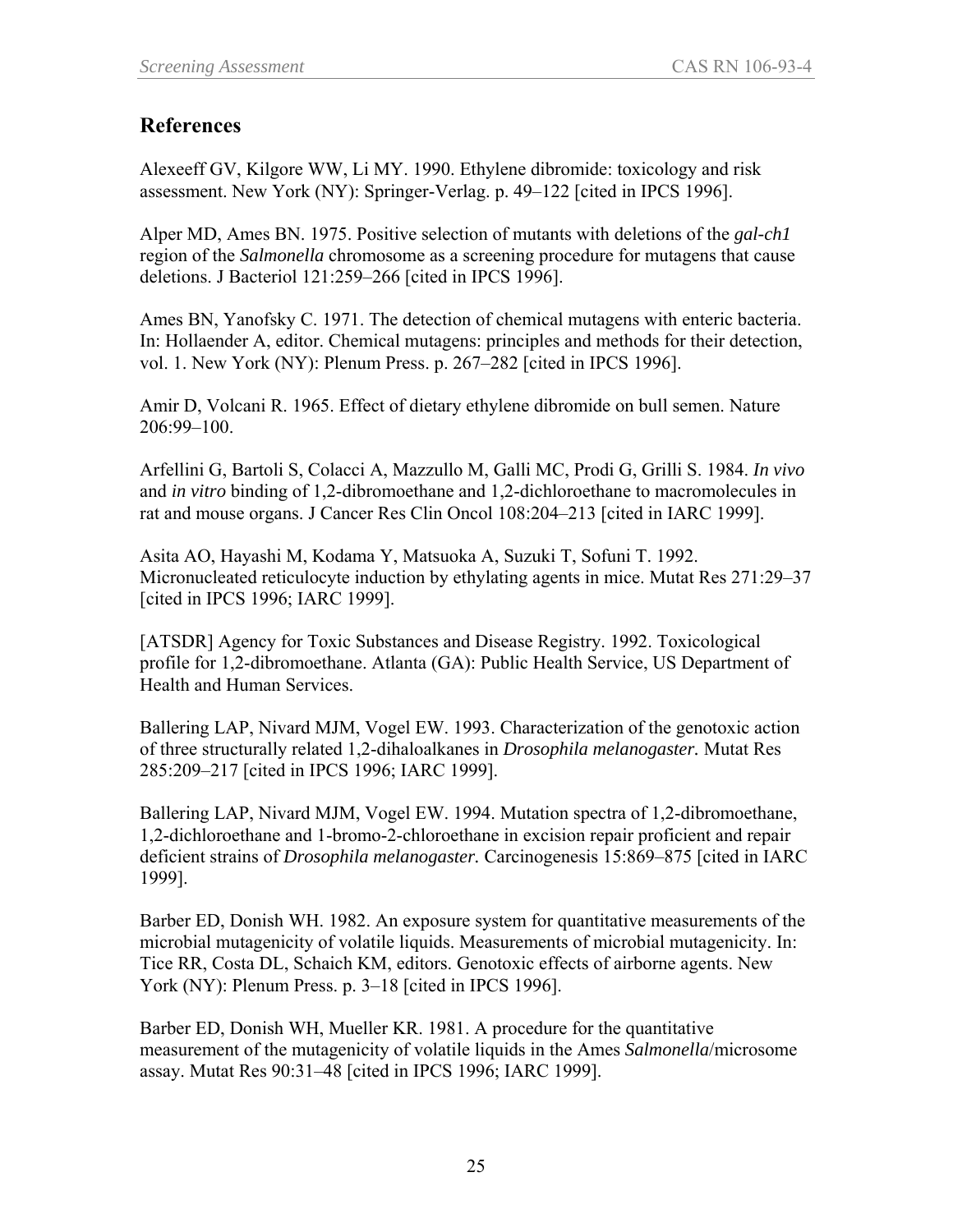## References

Alexeeff GV, Kilgore WW, Li MY. 1990. Ethylene dibromide: toxicology and risk assessment. New York (NY): Springer-Verlag. p. 49–122 [cited in IPCS 1996].

Alper MD, Ames BN. 1975. Positive selection of mutants with deletions of the *gal-ch1* region of the *Salmonella* chromosome as a screening procedure for mutagens that cause deletions. J Bacteriol 121:259–266 [cited in IPCS 1996].

Ames BN, Yanofsky C. 1971. The detection of chemical mutagens with enteric bacteria. In: Hollaender A, editor. Chemical mutagens: principles and methods for their detection, vol. 1. New York (NY): Plenum Press. p. 267–282 [cited in IPCS 1996].

Amir D, Volcani R. 1965. Effect of dietary ethylene dibromide on bull semen. Nature 206:99–100.

Arfellini G, Bartoli S, Colacci A, Mazzullo M, Galli MC, Prodi G, Grilli S. 1984. *In vivo* and *in vitro* binding of 1,2-dibromoethane and 1,2-dichloroethane to macromolecules in rat and mouse organs. J Cancer Res Clin Oncol 108:204–213 [cited in IARC 1999].

Asita AO, Hayashi M, Kodama Y, Matsuoka A, Suzuki T, Sofuni T. 1992. Micronucleated reticulocyte induction by ethylating agents in mice. Mutat Res 271:29–37 [cited in IPCS 1996; IARC 1999].

[ATSDR] Agency for Toxic Substances and Disease Registry. 1992. Toxicological profile for 1,2-dibromoethane. Atlanta (GA): Public Health Service, US Department of Health and Human Services.

Ballering LAP, Nivard MJM, Vogel EW. 1993. Characterization of the genotoxic action of three structurally related 1,2-dihaloalkanes in *Drosophila melanogaster.* Mutat Res 285:209–217 [cited in IPCS 1996; IARC 1999].

Ballering LAP, Nivard MJM, Vogel EW. 1994. Mutation spectra of 1,2-dibromoethane, 1,2-dichloroethane and 1-bromo-2-chloroethane in excision repair proficient and repair deficient strains of *Drosophila melanogaster.* Carcinogenesis 15:869–875 [cited in IARC 1999].

Barber ED, Donish WH. 1982. An exposure system for quantitative measurements of the microbial mutagenicity of volatile liquids. Measurements of microbial mutagenicity. In: Tice RR, Costa DL, Schaich KM, editors. Genotoxic effects of airborne agents. New York (NY): Plenum Press. p. 3–18 [cited in IPCS 1996].

Barber ED, Donish WH, Mueller KR. 1981. A procedure for the quantitative measurement of the mutagenicity of volatile liquids in the Ames *Salmonella*/microsome assay. Mutat Res 90:31–48 [cited in IPCS 1996; IARC 1999].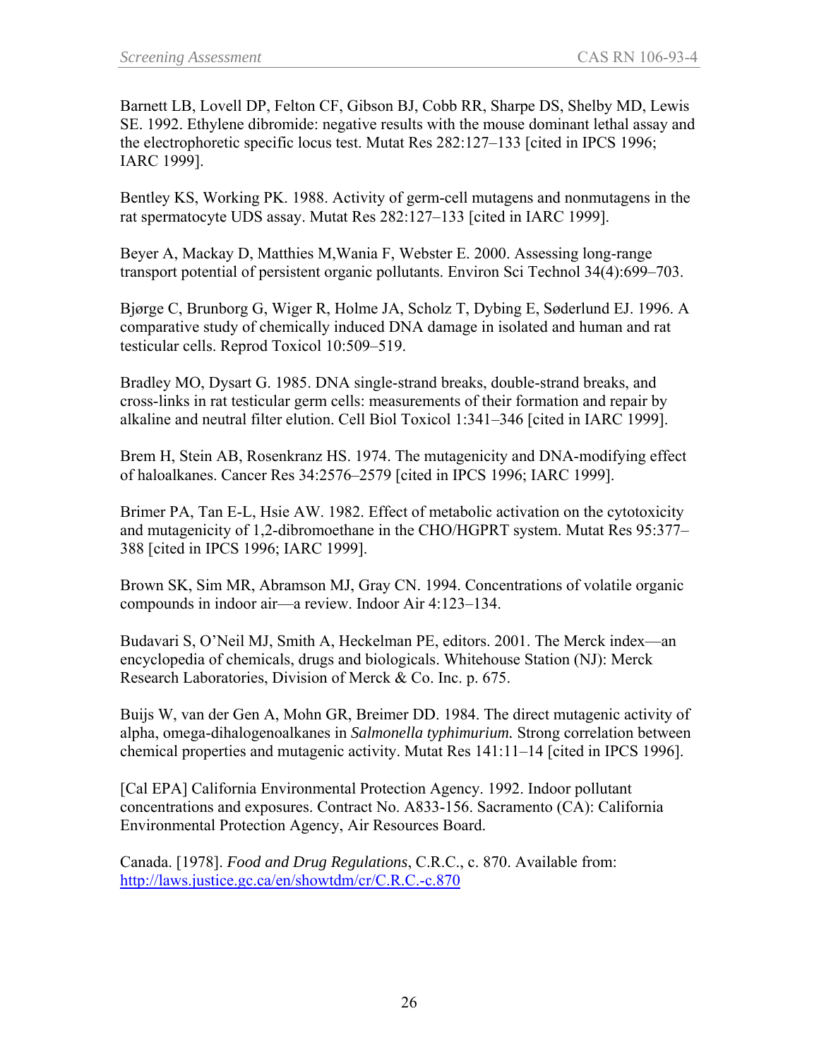Barnett LB, Lovell DP, Felton CF, Gibson BJ, Cobb RR, Sharpe DS, Shelby MD, Lewis SE. 1992. Ethylene dibromide: negative results with the mouse dominant lethal assay and the electrophoretic specific locus test. Mutat Res 282:127–133 [cited in IPCS 1996; IARC 1999].

Bentley KS, Working PK. 1988. Activity of germ-cell mutagens and nonmutagens in the rat spermatocyte UDS assay. Mutat Res 282:127–133 [cited in IARC 1999].

Beyer A, Mackay D, Matthies M,Wania F, Webster E. 2000. Assessing long-range transport potential of persistent organic pollutants. Environ Sci Technol 34(4):699–703.

Bjørge C, Brunborg G, Wiger R, Holme JA, Scholz T, Dybing E, Søderlund EJ. 1996. A comparative study of chemically induced DNA damage in isolated and human and rat testicular cells. Reprod Toxicol 10:509–519.

Bradley MO, Dysart G. 1985. DNA single-strand breaks, double-strand breaks, and cross-links in rat testicular germ cells: measurements of their formation and repair by alkaline and neutral filter elution. Cell Biol Toxicol 1:341–346 [cited in IARC 1999].

Brem H, Stein AB, Rosenkranz HS. 1974. The mutagenicity and DNA-modifying effect of haloalkanes. Cancer Res 34:2576–2579 [cited in IPCS 1996; IARC 1999].

Brimer PA, Tan E-L, Hsie AW. 1982. Effect of metabolic activation on the cytotoxicity and mutagenicity of 1,2-dibromoethane in the CHO/HGPRT system. Mutat Res 95:377–388 [cited in IPCS 1996; IARC 1999].

Brown SK, Sim MR, Abramson MJ, Gray CN. 1994. Concentrations of volatile organic compounds in indoor air—a review. Indoor Air 4:123–134.

Budavari S, O'Neil MJ, Smith A, Heckelman PE, editors. 2001. The Merck index—an encyclopedia of chemicals, drugs and biologicals. Whitehouse Station (NJ): Merck Research Laboratories, Division of Merck & Co. Inc. p. 675.

Buijs W, van der Gen A, Mohn GR, Breimer DD. 1984. The direct mutagenic activity of alpha, omega-dihalogenoalkanes in *Salmonella typhimurium.* Strong correlation between chemical properties and mutagenic activity. Mutat Res 141:11–14 [cited in IPCS 1996].

[Cal EPA] California Environmental Protection Agency. 1992. Indoor pollutant concentrations and exposures. Contract No. A833-156. Sacramento (CA): California Environmental Protection Agency, Air Resources Board.

Canada. [1978]. *Food and Drug Regulations*, C.R.C., c. 870. Available from: http://laws.justice.gc.ca/en/showtdm/cr/C.R.C.-c.870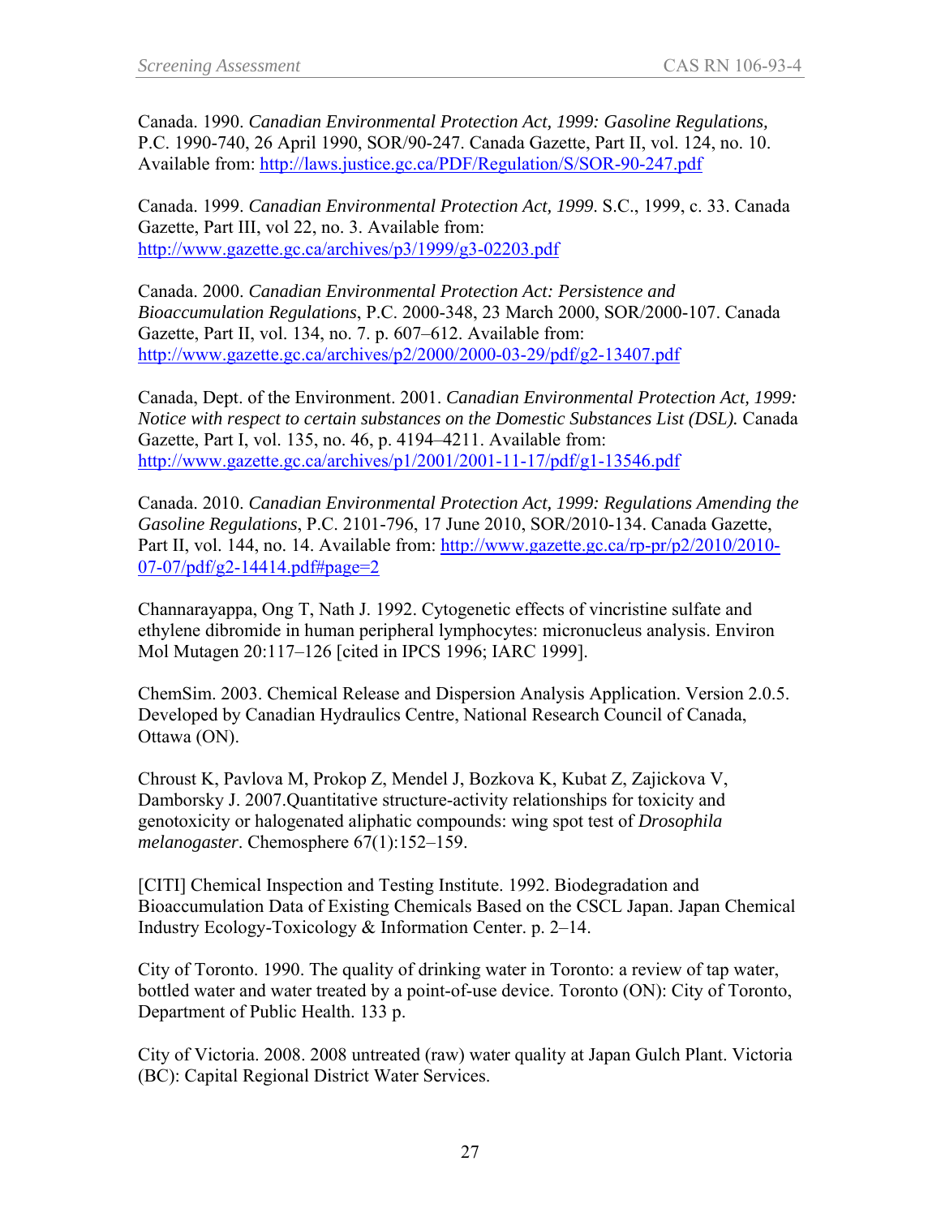Canada. 1990. *Canadian Environmental Protection Act, 1999: Gasoline Regulations,* P.C. 1990-740, 26 April 1990, SOR/90-247. Canada Gazette, Part II, vol. 124, no. 10. Available from: http://laws.justice.gc.ca/PDF/Regulation/S/SOR-90-247.pdf

Canada. 1999. *Canadian Environmental Protection Act, 1999*. S.C., 1999, c. 33. Canada Gazette, Part III, vol 22, no. 3. Available from: http://www.gazette.gc.ca/archives/p3/1999/g3-02203.pdf

Canada. 2000. *Canadian Environmental Protection Act: Persistence and Bioaccumulation Regulations*, P.C. 2000-348, 23 March 2000, SOR/2000-107. Canada Gazette, Part II, vol. 134, no. 7. p. 607–612. Available from: http://www.gazette.gc.ca/archives/p2/2000/2000-03-29/pdf/g2-13407.pdf

Canada, Dept. of the Environment. 2001. *Canadian Environmental Protection Act, 1999: Notice with respect to certain substances on the Domestic Substances List (DSL).* Canada Gazette, Part I, vol. 135, no. 46, p. 4194–4211. Available from: http://www.gazette.gc.ca/archives/p1/2001/2001-11-17/pdf/g1-13546.pdf

Canada. 2010. *Canadian Environmental Protection Act, 1999: Regulations Amending the Gasoline Regulations*, P.C. 2101-796, 17 June 2010, SOR/2010-134. Canada Gazette, Part II, vol. 144, no. 14. Available from: http://www.gazette.gc.ca/rp-pr/p2/2010/2010-07-07/pdf/g2-14414.pdf#page=2

Channarayappa, Ong T, Nath J. 1992. Cytogenetic effects of vincristine sulfate and ethylene dibromide in human peripheral lymphocytes: micronucleus analysis. Environ Mol Mutagen 20:117–126 [cited in IPCS 1996; IARC 1999].

ChemSim. 2003. Chemical Release and Dispersion Analysis Application. Version 2.0.5. Developed by Canadian Hydraulics Centre, National Research Council of Canada, Ottawa (ON).

Chroust K, Pavlova M, Prokop Z, Mendel J, Bozkova K, Kubat Z, Zajickova V, Damborsky J. 2007.Quantitative structure-activity relationships for toxicity and genotoxicity or halogenated aliphatic compounds: wing spot test of *Drosophila melanogaster*. Chemosphere 67(1):152–159.

[CITI] Chemical Inspection and Testing Institute. 1992. Biodegradation and Bioaccumulation Data of Existing Chemicals Based on the CSCL Japan. Japan Chemical Industry Ecology-Toxicology & Information Center. p. 2–14.

City of Toronto. 1990. The quality of drinking water in Toronto: a review of tap water, bottled water and water treated by a point-of-use device. Toronto (ON): City of Toronto, Department of Public Health. 133 p.

City of Victoria. 2008. 2008 untreated (raw) water quality at Japan Gulch Plant. Victoria (BC): Capital Regional District Water Services.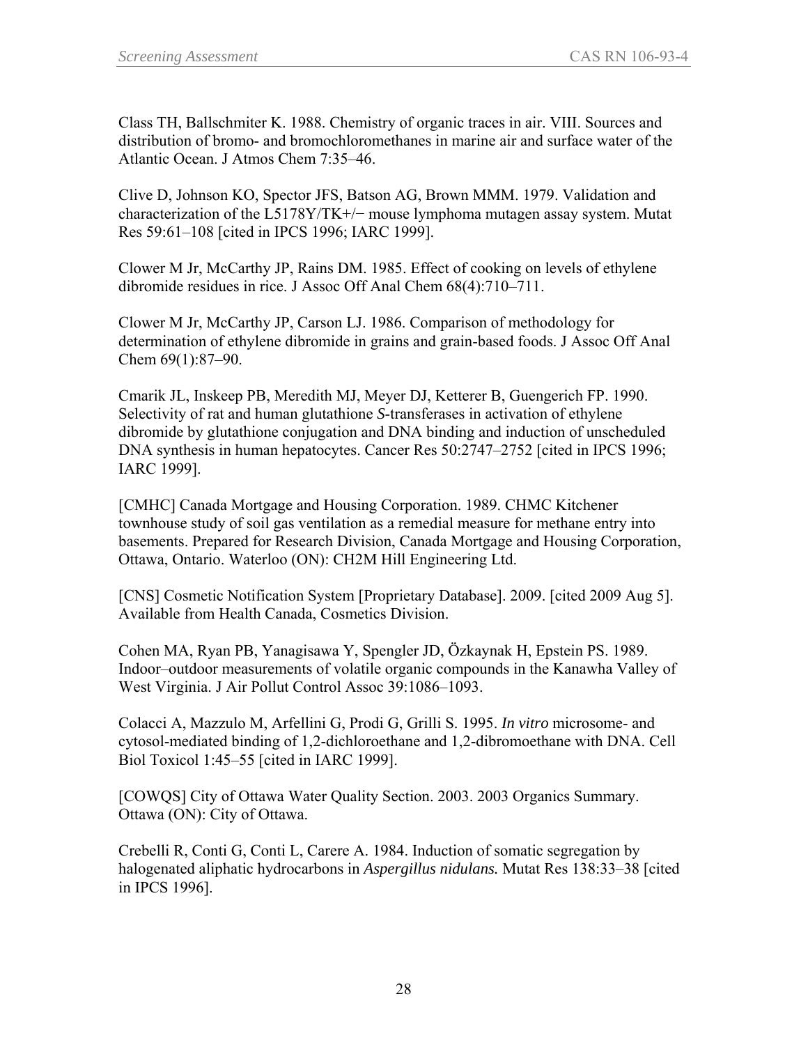Class TH, Ballschmiter K. 1988. Chemistry of organic traces in air. VIII. Sources and distribution of bromo- and bromochloromethanes in marine air and surface water of the Atlantic Ocean. J Atmos Chem 7:35–46.

Clive D, Johnson KO, Spector JFS, Batson AG, Brown MMM. 1979. Validation and characterization of the L5178Y/TK+/− mouse lymphoma mutagen assay system. Mutat Res 59:61–108 [cited in IPCS 1996; IARC 1999].

Clower M Jr, McCarthy JP, Rains DM. 1985. Effect of cooking on levels of ethylene dibromide residues in rice. J Assoc Off Anal Chem 68(4):710–711.

Clower M Jr, McCarthy JP, Carson LJ. 1986. Comparison of methodology for determination of ethylene dibromide in grains and grain-based foods. J Assoc Off Anal Chem 69(1):87–90.

Cmarik JL, Inskeep PB, Meredith MJ, Meyer DJ, Ketterer B, Guengerich FP. 1990. Selectivity of rat and human glutathione *S*-transferases in activation of ethylene dibromide by glutathione conjugation and DNA binding and induction of unscheduled DNA synthesis in human hepatocytes. Cancer Res 50:2747–2752 [cited in IPCS 1996; IARC 1999].

[CMHC] Canada Mortgage and Housing Corporation. 1989. CHMC Kitchener townhouse study of soil gas ventilation as a remedial measure for methane entry into basements. Prepared for Research Division, Canada Mortgage and Housing Corporation, Ottawa, Ontario. Waterloo (ON): CH2M Hill Engineering Ltd.

[CNS] Cosmetic Notification System [Proprietary Database]. 2009. [cited 2009 Aug 5]. Available from Health Canada, Cosmetics Division.

Cohen MA, Ryan PB, Yanagisawa Y, Spengler JD, Özkaynak H, Epstein PS. 1989. Indoor–outdoor measurements of volatile organic compounds in the Kanawha Valley of West Virginia. J Air Pollut Control Assoc 39:1086–1093.

Colacci A, Mazzulo M, Arfellini G, Prodi G, Grilli S. 1995. *In vitro* microsome- and cytosol-mediated binding of 1,2-dichloroethane and 1,2-dibromoethane with DNA. Cell Biol Toxicol 1:45–55 [cited in IARC 1999].

[COWQS] City of Ottawa Water Quality Section. 2003. 2003 Organics Summary. Ottawa (ON): City of Ottawa.

Crebelli R, Conti G, Conti L, Carere A. 1984. Induction of somatic segregation by halogenated aliphatic hydrocarbons in *Aspergillus nidulans.* Mutat Res 138:33–38 [cited in IPCS 1996].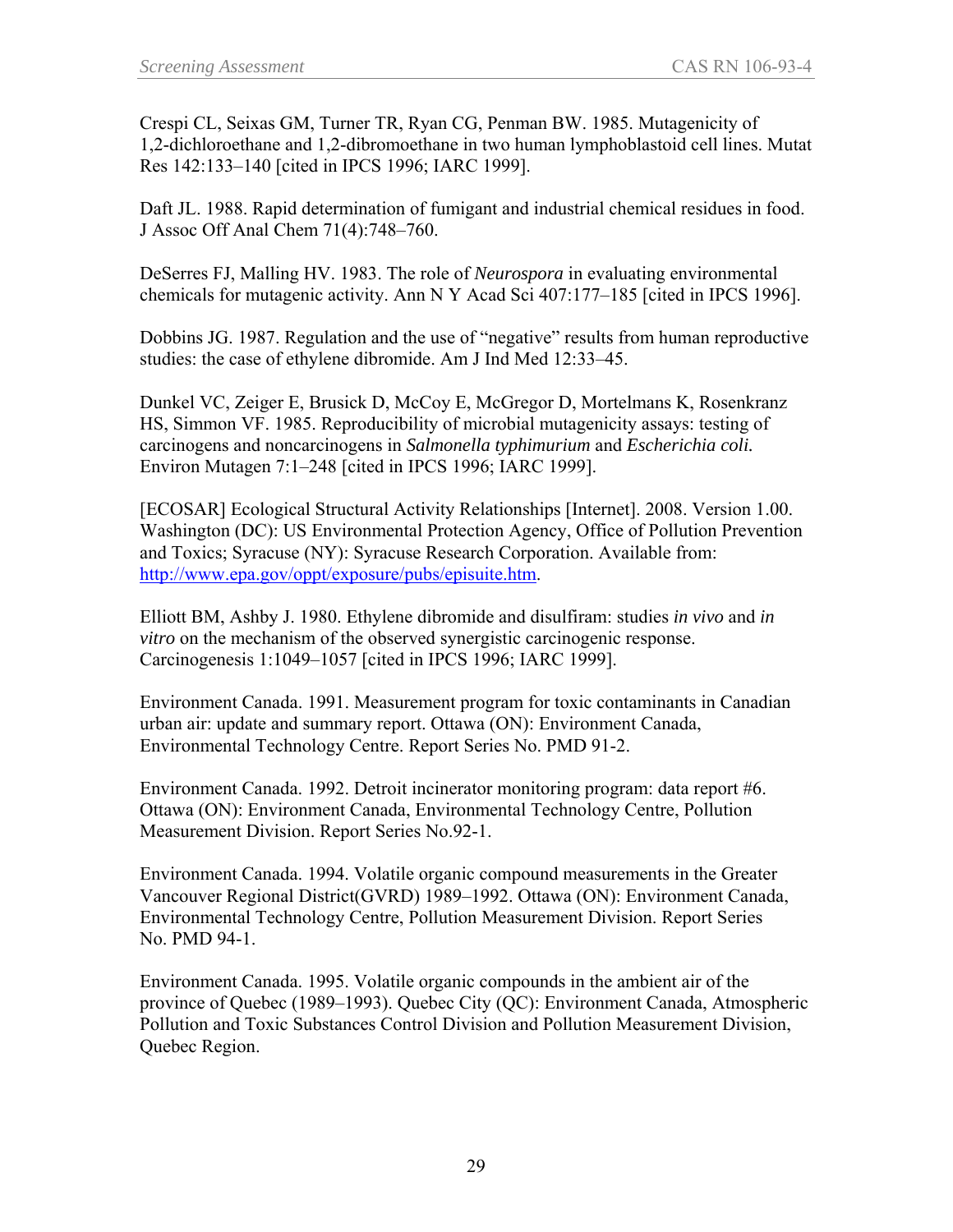Crespi CL, Seixas GM, Turner TR, Ryan CG, Penman BW. 1985. Mutagenicity of 1,2-dichloroethane and 1,2-dibromoethane in two human lymphoblastoid cell lines. Mutat Res 142:133–140 [cited in IPCS 1996; IARC 1999].

Daft JL. 1988. Rapid determination of fumigant and industrial chemical residues in food. J Assoc Off Anal Chem 71(4):748–760.

DeSerres FJ, Malling HV. 1983. The role of *Neurospora* in evaluating environmental chemicals for mutagenic activity. Ann N Y Acad Sci 407:177–185 [cited in IPCS 1996].

Dobbins JG. 1987. Regulation and the use of "negative" results from human reproductive studies: the case of ethylene dibromide. Am J Ind Med 12:33–45.

Dunkel VC, Zeiger E, Brusick D, McCoy E, McGregor D, Mortelmans K, Rosenkranz HS, Simmon VF. 1985. Reproducibility of microbial mutagenicity assays: testing of carcinogens and noncarcinogens in *Salmonella typhimurium* and *Escherichia coli.* Environ Mutagen 7:1–248 [cited in IPCS 1996; IARC 1999].

[ECOSAR] Ecological Structural Activity Relationships [Internet]. 2008. Version 1.00. Washington (DC): US Environmental Protection Agency, Office of Pollution Prevention and Toxics; Syracuse (NY): Syracuse Research Corporation. Available from: http://www.epa.gov/oppt/exposure/pubs/episuite.htm.

Elliott BM, Ashby J. 1980. Ethylene dibromide and disulfiram: studies *in vivo* and *in vitro* on the mechanism of the observed synergistic carcinogenic response. Carcinogenesis 1:1049–1057 [cited in IPCS 1996; IARC 1999].

Environment Canada. 1991. Measurement program for toxic contaminants in Canadian urban air: update and summary report. Ottawa (ON): Environment Canada, Environmental Technology Centre. Report Series No. PMD 91-2.

Environment Canada. 1992. Detroit incinerator monitoring program: data report #6. Ottawa (ON): Environment Canada, Environmental Technology Centre, Pollution Measurement Division. Report Series No.92-1.

Environment Canada. 1994. Volatile organic compound measurements in the Greater Vancouver Regional District(GVRD) 1989–1992. Ottawa (ON): Environment Canada, Environmental Technology Centre, Pollution Measurement Division. Report Series No. PMD 94-1.

Environment Canada. 1995. Volatile organic compounds in the ambient air of the province of Quebec (1989–1993). Quebec City (QC): Environment Canada, Atmospheric Pollution and Toxic Substances Control Division and Pollution Measurement Division, Quebec Region.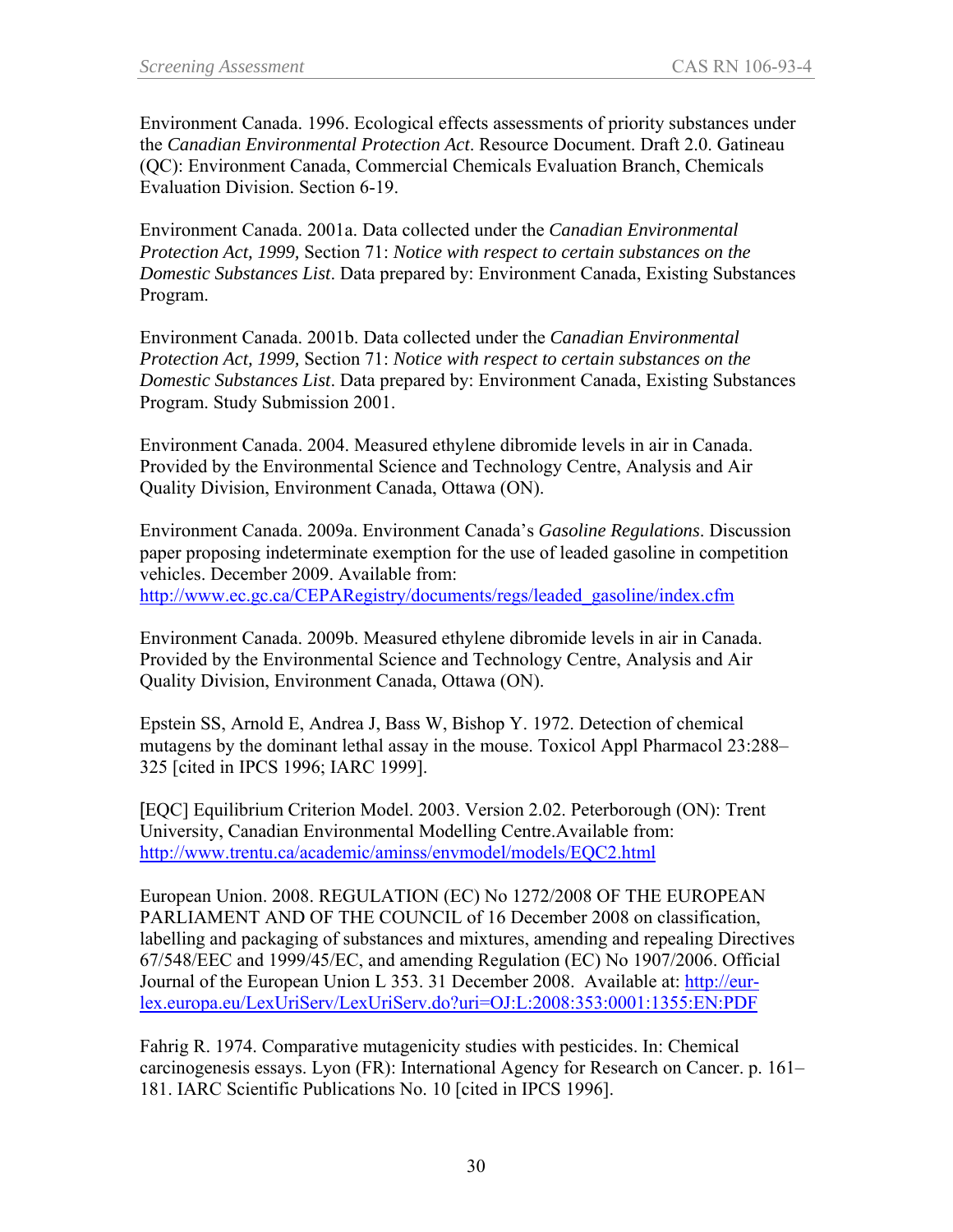Environment Canada. 1996. Ecological effects assessments of priority substances under the *Canadian Environmental Protection Act*. Resource Document. Draft 2.0. Gatineau (QC): Environment Canada, Commercial Chemicals Evaluation Branch, Chemicals Evaluation Division. Section 6-19.

Environment Canada. 2001a. Data collected under the *Canadian Environmental Protection Act, 1999,* Section 71: *Notice with respect to certain substances on the Domestic Substances List*. Data prepared by: Environment Canada, Existing Substances Program.

Environment Canada. 2001b. Data collected under the *Canadian Environmental Protection Act, 1999,* Section 71: *Notice with respect to certain substances on the Domestic Substances List*. Data prepared by: Environment Canada, Existing Substances Program. Study Submission 2001.

Environment Canada. 2004. Measured ethylene dibromide levels in air in Canada. Provided by the Environmental Science and Technology Centre, Analysis and Air Quality Division, Environment Canada, Ottawa (ON).

Environment Canada. 2009a. Environment Canada's *Gasoline Regulations*. Discussion paper proposing indeterminate exemption for the use of leaded gasoline in competition vehicles. December 2009. Available from: http://www.ec.gc.ca/CEPARegistry/documents/regs/leaded_gasoline/index.cfm

Environment Canada. 2009b. Measured ethylene dibromide levels in air in Canada. Provided by the Environmental Science and Technology Centre, Analysis and Air Quality Division, Environment Canada, Ottawa (ON).

Epstein SS, Arnold E, Andrea J, Bass W, Bishop Y. 1972. Detection of chemical mutagens by the dominant lethal assay in the mouse. Toxicol Appl Pharmacol 23:288–325 [cited in IPCS 1996; IARC 1999].

[EQC] Equilibrium Criterion Model. 2003. Version 2.02. Peterborough (ON): Trent University, Canadian Environmental Modelling Centre.Available from: http://www.trentu.ca/academic/aminss/envmodel/models/EQC2.html

European Union. 2008. REGULATION (EC) No 1272/2008 OF THE EUROPEAN PARLIAMENT AND OF THE COUNCIL of 16 December 2008 on classification, labelling and packaging of substances and mixtures, amending and repealing Directives 67/548/EEC and 1999/45/EC, and amending Regulation (EC) No 1907/2006. Official Journal of the European Union L 353. 31 December 2008. Available at: http://eur-lex.europa.eu/LexUriServ/LexUriServ.do?uri=OJ:L:2008:353:0001:1355:EN:PDF

Fahrig R. 1974. Comparative mutagenicity studies with pesticides. In: Chemical carcinogenesis essays. Lyon (FR): International Agency for Research on Cancer. p. 161–181. IARC Scientific Publications No. 10 [cited in IPCS 1996].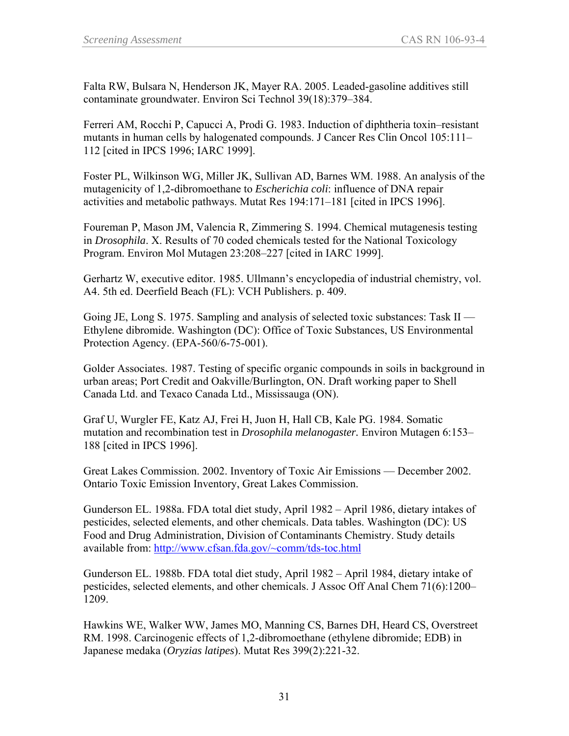Falta RW, Bulsara N, Henderson JK, Mayer RA. 2005. Leaded-gasoline additives still contaminate groundwater. Environ Sci Technol 39(18):379–384.

Ferreri AM, Rocchi P, Capucci A, Prodi G. 1983. Induction of diphtheria toxin–resistant mutants in human cells by halogenated compounds. J Cancer Res Clin Oncol 105:111–112 [cited in IPCS 1996; IARC 1999].

Foster PL, Wilkinson WG, Miller JK, Sullivan AD, Barnes WM. 1988. An analysis of the mutagenicity of 1,2-dibromoethane to *Escherichia coli*: influence of DNA repair activities and metabolic pathways. Mutat Res 194:171–181 [cited in IPCS 1996].

Foureman P, Mason JM, Valencia R, Zimmering S. 1994. Chemical mutagenesis testing in *Drosophila*. X. Results of 70 coded chemicals tested for the National Toxicology Program. Environ Mol Mutagen 23:208–227 [cited in IARC 1999].

Gerhartz W, executive editor. 1985. Ullmann's encyclopedia of industrial chemistry, vol. A4. 5th ed. Deerfield Beach (FL): VCH Publishers. p. 409.

Going JE, Long S. 1975. Sampling and analysis of selected toxic substances: Task II — Ethylene dibromide. Washington (DC): Office of Toxic Substances, US Environmental Protection Agency. (EPA-560/6-75-001).

Golder Associates. 1987. Testing of specific organic compounds in soils in background in urban areas; Port Credit and Oakville/Burlington, ON. Draft working paper to Shell Canada Ltd. and Texaco Canada Ltd., Mississauga (ON).

Graf U, Wurgler FE, Katz AJ, Frei H, Juon H, Hall CB, Kale PG. 1984. Somatic mutation and recombination test in *Drosophila melanogaster.* Environ Mutagen 6:153–188 [cited in IPCS 1996].

Great Lakes Commission. 2002. Inventory of Toxic Air Emissions — December 2002. Ontario Toxic Emission Inventory, Great Lakes Commission.

Gunderson EL. 1988a. FDA total diet study, April 1982 – April 1986, dietary intakes of pesticides, selected elements, and other chemicals. Data tables. Washington (DC): US Food and Drug Administration, Division of Contaminants Chemistry. Study details available from: http://www.cfsan.fda.gov/~comm/tds-toc.html

Gunderson EL. 1988b. FDA total diet study, April 1982 – April 1984, dietary intake of pesticides, selected elements, and other chemicals. J Assoc Off Anal Chem 71(6):1200–1209.

Hawkins WE, Walker WW, James MO, Manning CS, Barnes DH, Heard CS, Overstreet RM. 1998. Carcinogenic effects of 1,2-dibromoethane (ethylene dibromide; EDB) in Japanese medaka (*Oryzias latipes*). Mutat Res 399(2):221-32.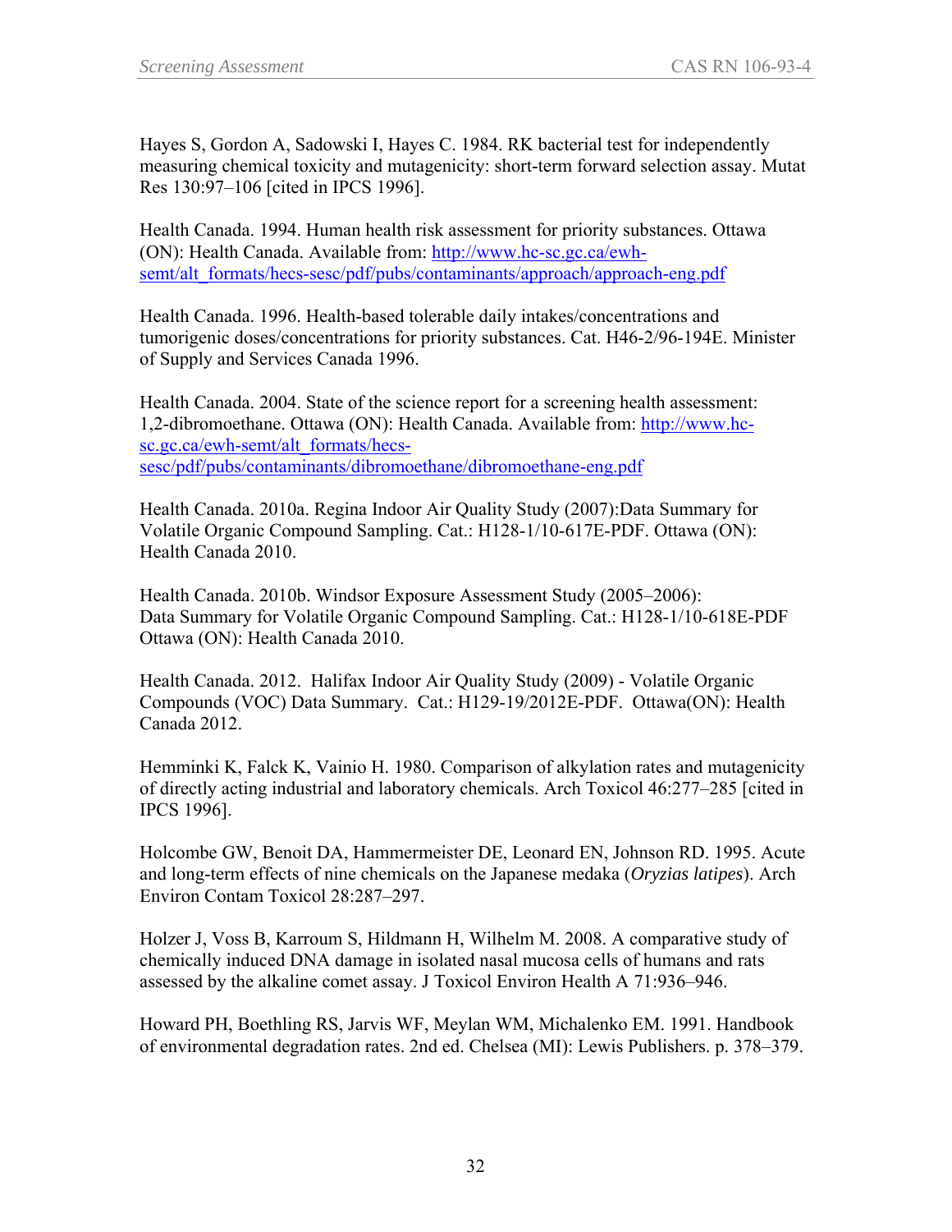Hayes S, Gordon A, Sadowski I, Hayes C. 1984. RK bacterial test for independently measuring chemical toxicity and mutagenicity: short-term forward selection assay. Mutat Res 130:97–106 [cited in IPCS 1996].

Health Canada. 1994. Human health risk assessment for priority substances. Ottawa (ON): Health Canada. Available from: http://www.hc-sc.gc.ca/ewh-semt/alt_formats/hecs-sesc/pdf/pubs/contaminants/approach/approach-eng.pdf

Health Canada. 1996. Health-based tolerable daily intakes/concentrations and tumorigenic doses/concentrations for priority substances. Cat. H46-2/96-194E. Minister of Supply and Services Canada 1996.

Health Canada. 2004. State of the science report for a screening health assessment: 1,2-dibromoethane. Ottawa (ON): Health Canada. Available from: http://www.hc-sc.gc.ca/ewh-semt/alt_formats/hecs-sesc/pdf/pubs/contaminants/dibromoethane/dibromoethane-eng.pdf

Health Canada. 2010a. Regina Indoor Air Quality Study (2007):Data Summary for Volatile Organic Compound Sampling. Cat.: H128-1/10-617E-PDF. Ottawa (ON): Health Canada 2010.

Health Canada. 2010b. Windsor Exposure Assessment Study (2005–2006): Data Summary for Volatile Organic Compound Sampling. Cat.: H128-1/10-618E-PDF Ottawa (ON): Health Canada 2010.

Health Canada. 2012. Halifax Indoor Air Quality Study (2009) - Volatile Organic Compounds (VOC) Data Summary. Cat.: H129-19/2012E-PDF. Ottawa(ON): Health Canada 2012.

Hemminki K, Falck K, Vainio H. 1980. Comparison of alkylation rates and mutagenicity of directly acting industrial and laboratory chemicals. Arch Toxicol 46:277–285 [cited in IPCS 1996].

Holcombe GW, Benoit DA, Hammermeister DE, Leonard EN, Johnson RD. 1995. Acute and long-term effects of nine chemicals on the Japanese medaka (*Oryzias latipes*). Arch Environ Contam Toxicol 28:287–297.

Holzer J, Voss B, Karroum S, Hildmann H, Wilhelm M. 2008. A comparative study of chemically induced DNA damage in isolated nasal mucosa cells of humans and rats assessed by the alkaline comet assay. J Toxicol Environ Health A 71:936–946.

Howard PH, Boethling RS, Jarvis WF, Meylan WM, Michalenko EM. 1991. Handbook of environmental degradation rates. 2nd ed. Chelsea (MI): Lewis Publishers. p. 378–379.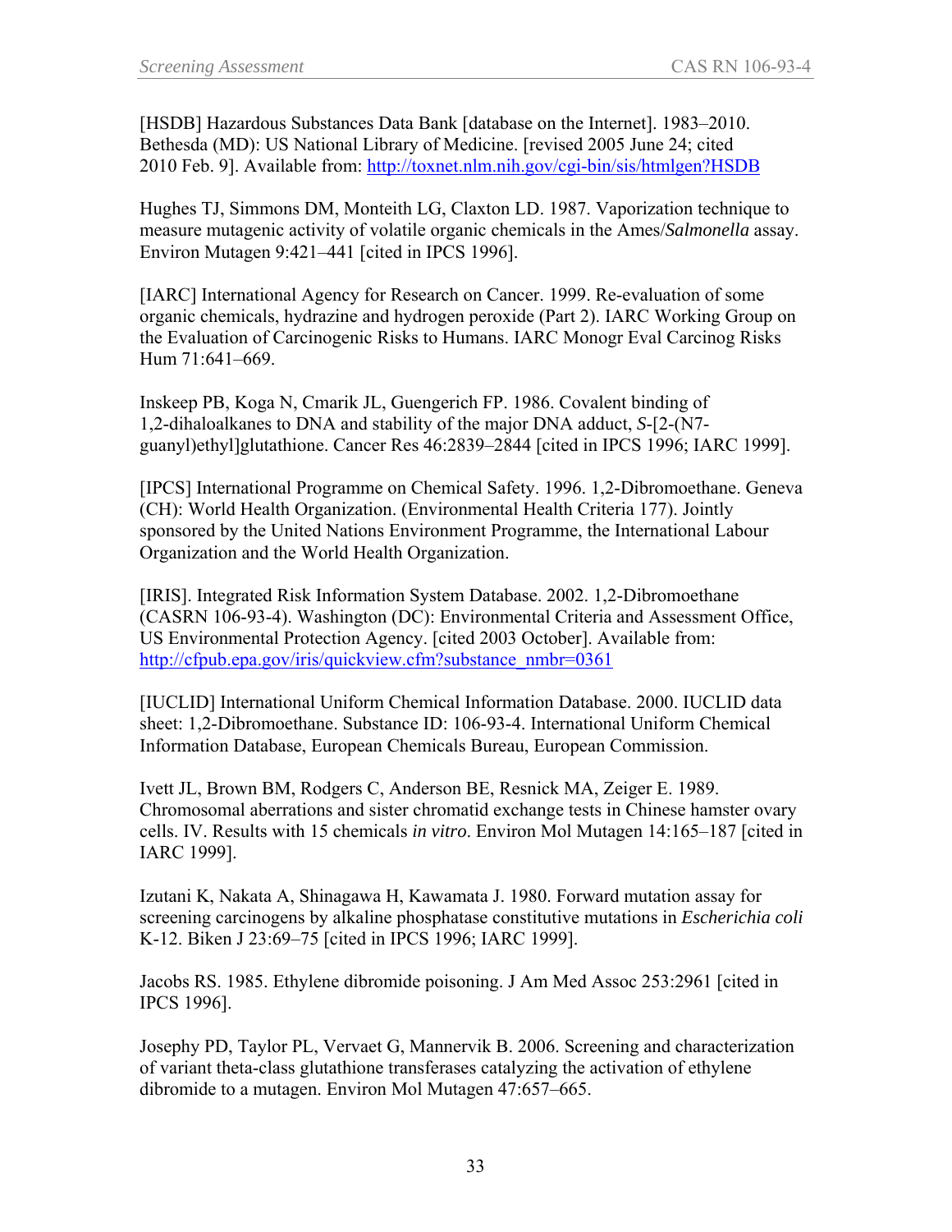[HSDB] Hazardous Substances Data Bank [database on the Internet]. 1983–2010. Bethesda (MD): US National Library of Medicine. [revised 2005 June 24; cited 2010 Feb. 9]. Available from: http://toxnet.nlm.nih.gov/cgi-bin/sis/htmlgen?HSDB

Hughes TJ, Simmons DM, Monteith LG, Claxton LD. 1987. Vaporization technique to measure mutagenic activity of volatile organic chemicals in the Ames/*Salmonella* assay. Environ Mutagen 9:421–441 [cited in IPCS 1996].

[IARC] International Agency for Research on Cancer. 1999. Re-evaluation of some organic chemicals, hydrazine and hydrogen peroxide (Part 2). IARC Working Group on the Evaluation of Carcinogenic Risks to Humans. IARC Monogr Eval Carcinog Risks Hum 71:641–669.

Inskeep PB, Koga N, Cmarik JL, Guengerich FP. 1986. Covalent binding of 1,2-dihaloalkanes to DNA and stability of the major DNA adduct, *S*-[2-(N7-guanyl)ethyl]glutathione. Cancer Res 46:2839–2844 [cited in IPCS 1996; IARC 1999].

[IPCS] International Programme on Chemical Safety. 1996. 1,2-Dibromoethane. Geneva (CH): World Health Organization. (Environmental Health Criteria 177). Jointly sponsored by the United Nations Environment Programme, the International Labour Organization and the World Health Organization.

[IRIS]. Integrated Risk Information System Database. 2002. 1,2-Dibromoethane (CASRN 106-93-4). Washington (DC): Environmental Criteria and Assessment Office, US Environmental Protection Agency. [cited 2003 October]. Available from: http://cfpub.epa.gov/iris/quickview.cfm?substance_nmbr=0361

[IUCLID] International Uniform Chemical Information Database. 2000. IUCLID data sheet: 1,2-Dibromoethane. Substance ID: 106-93-4. International Uniform Chemical Information Database, European Chemicals Bureau, European Commission.

Ivett JL, Brown BM, Rodgers C, Anderson BE, Resnick MA, Zeiger E. 1989. Chromosomal aberrations and sister chromatid exchange tests in Chinese hamster ovary cells. IV. Results with 15 chemicals *in vitro*. Environ Mol Mutagen 14:165–187 [cited in IARC 1999].

Izutani K, Nakata A, Shinagawa H, Kawamata J. 1980. Forward mutation assay for screening carcinogens by alkaline phosphatase constitutive mutations in *Escherichia coli* K-12. Biken J 23:69–75 [cited in IPCS 1996; IARC 1999].

Jacobs RS. 1985. Ethylene dibromide poisoning. J Am Med Assoc 253:2961 [cited in IPCS 1996].

Josephy PD, Taylor PL, Vervaet G, Mannervik B. 2006. Screening and characterization of variant theta-class glutathione transferases catalyzing the activation of ethylene dibromide to a mutagen. Environ Mol Mutagen 47:657–665.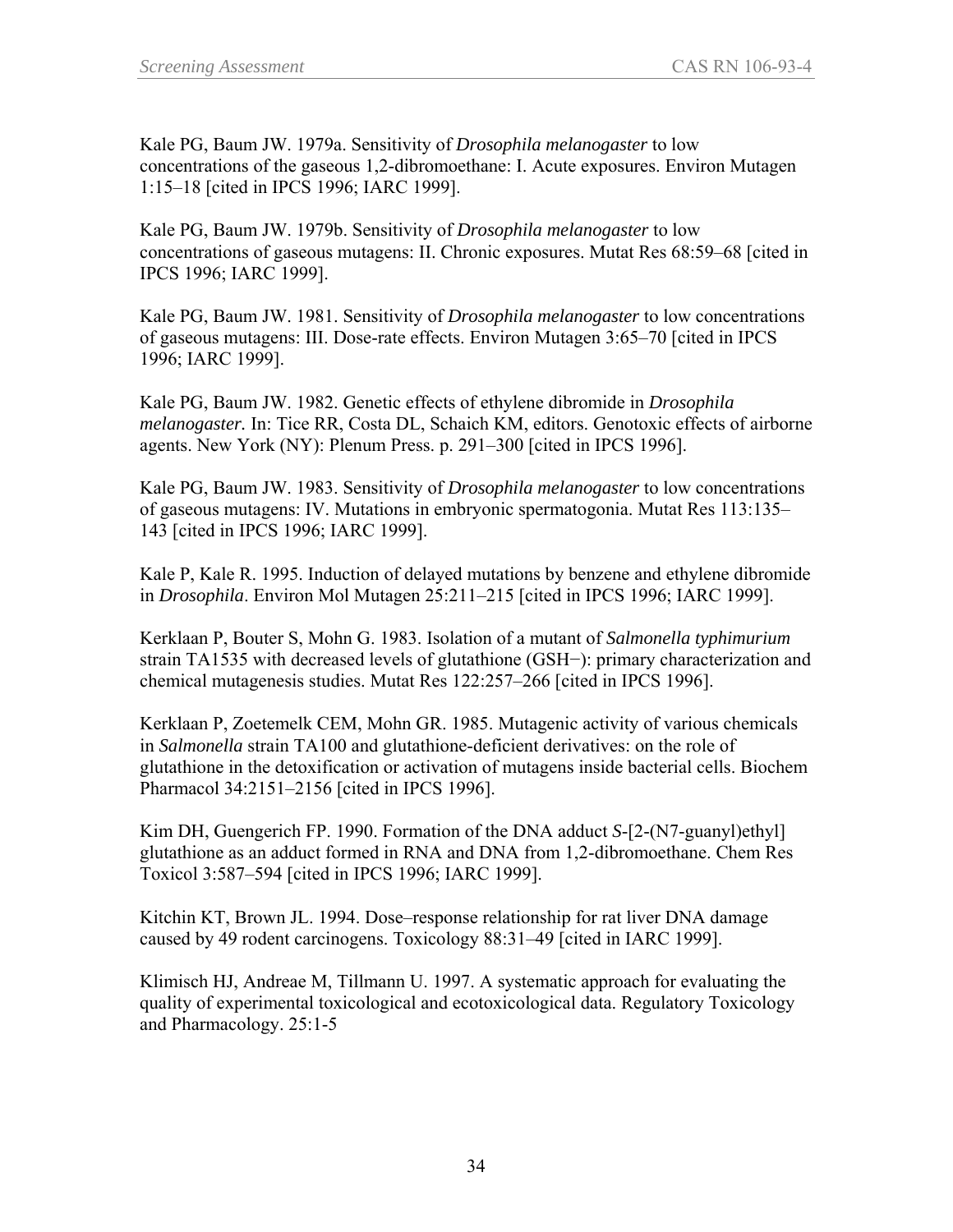Kale PG, Baum JW. 1979a. Sensitivity of *Drosophila melanogaster* to low concentrations of the gaseous 1,2-dibromoethane: I. Acute exposures. Environ Mutagen 1:15–18 [cited in IPCS 1996; IARC 1999].

Kale PG, Baum JW. 1979b. Sensitivity of *Drosophila melanogaster* to low concentrations of gaseous mutagens: II. Chronic exposures. Mutat Res 68:59–68 [cited in IPCS 1996; IARC 1999].

Kale PG, Baum JW. 1981. Sensitivity of *Drosophila melanogaster* to low concentrations of gaseous mutagens: III. Dose-rate effects. Environ Mutagen 3:65–70 [cited in IPCS 1996; IARC 1999].

Kale PG, Baum JW. 1982. Genetic effects of ethylene dibromide in *Drosophila melanogaster.* In: Tice RR, Costa DL, Schaich KM, editors. Genotoxic effects of airborne agents. New York (NY): Plenum Press. p. 291–300 [cited in IPCS 1996].

Kale PG, Baum JW. 1983. Sensitivity of *Drosophila melanogaster* to low concentrations of gaseous mutagens: IV. Mutations in embryonic spermatogonia. Mutat Res 113:135–143 [cited in IPCS 1996; IARC 1999].

Kale P, Kale R. 1995. Induction of delayed mutations by benzene and ethylene dibromide in *Drosophila*. Environ Mol Mutagen 25:211–215 [cited in IPCS 1996; IARC 1999].

Kerklaan P, Bouter S, Mohn G. 1983. Isolation of a mutant of *Salmonella typhimurium* strain TA1535 with decreased levels of glutathione (GSH−): primary characterization and chemical mutagenesis studies. Mutat Res 122:257–266 [cited in IPCS 1996].

Kerklaan P, Zoetemelk CEM, Mohn GR. 1985. Mutagenic activity of various chemicals in *Salmonella* strain TA100 and glutathione-deficient derivatives: on the role of glutathione in the detoxification or activation of mutagens inside bacterial cells. Biochem Pharmacol 34:2151–2156 [cited in IPCS 1996].

Kim DH, Guengerich FP. 1990. Formation of the DNA adduct *S*-[2-(N7-guanyl)ethyl] glutathione as an adduct formed in RNA and DNA from 1,2-dibromoethane. Chem Res Toxicol 3:587–594 [cited in IPCS 1996; IARC 1999].

Kitchin KT, Brown JL. 1994. Dose–response relationship for rat liver DNA damage caused by 49 rodent carcinogens. Toxicology 88:31–49 [cited in IARC 1999].

Klimisch HJ, Andreae M, Tillmann U. 1997. A systematic approach for evaluating the quality of experimental toxicological and ecotoxicological data. Regulatory Toxicology and Pharmacology. 25:1-5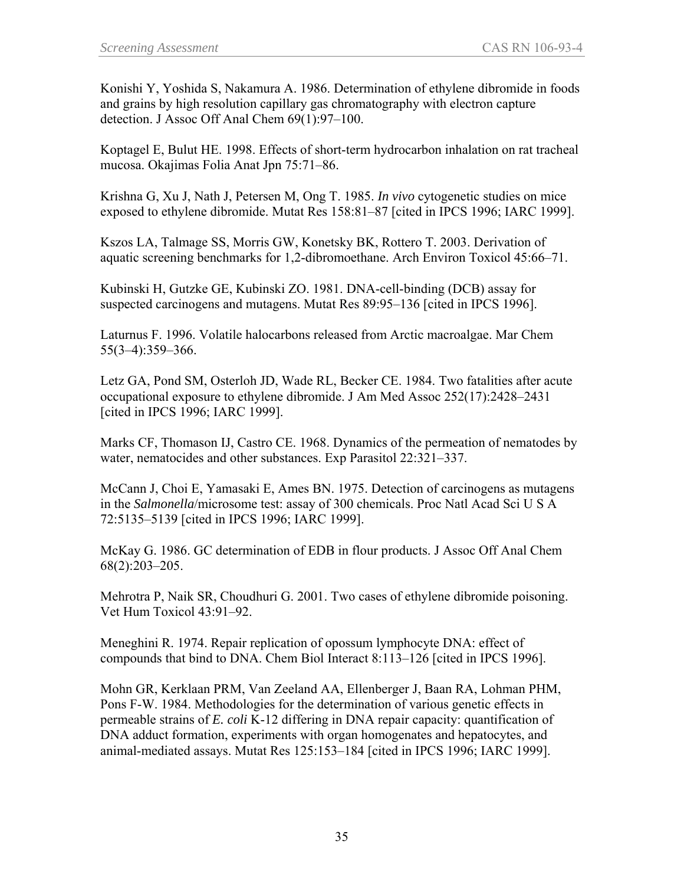Konishi Y, Yoshida S, Nakamura A. 1986. Determination of ethylene dibromide in foods and grains by high resolution capillary gas chromatography with electron capture detection. J Assoc Off Anal Chem 69(1):97–100.

Koptagel E, Bulut HE. 1998. Effects of short-term hydrocarbon inhalation on rat tracheal mucosa. Okajimas Folia Anat Jpn 75:71–86.

Krishna G, Xu J, Nath J, Petersen M, Ong T. 1985. *In vivo* cytogenetic studies on mice exposed to ethylene dibromide. Mutat Res 158:81–87 [cited in IPCS 1996; IARC 1999].

Kszos LA, Talmage SS, Morris GW, Konetsky BK, Rottero T. 2003. Derivation of aquatic screening benchmarks for 1,2-dibromoethane. Arch Environ Toxicol 45:66–71.

Kubinski H, Gutzke GE, Kubinski ZO. 1981. DNA-cell-binding (DCB) assay for suspected carcinogens and mutagens. Mutat Res 89:95–136 [cited in IPCS 1996].

Laturnus F. 1996. Volatile halocarbons released from Arctic macroalgae. Mar Chem 55(3–4):359–366.

Letz GA, Pond SM, Osterloh JD, Wade RL, Becker CE. 1984. Two fatalities after acute occupational exposure to ethylene dibromide. J Am Med Assoc 252(17):2428–2431 [cited in IPCS 1996; IARC 1999].

Marks CF, Thomason IJ, Castro CE. 1968. Dynamics of the permeation of nematodes by water, nematocides and other substances. Exp Parasitol 22:321–337.

McCann J, Choi E, Yamasaki E, Ames BN. 1975. Detection of carcinogens as mutagens in the *Salmonella*/microsome test: assay of 300 chemicals. Proc Natl Acad Sci U S A 72:5135–5139 [cited in IPCS 1996; IARC 1999].

McKay G. 1986. GC determination of EDB in flour products. J Assoc Off Anal Chem 68(2):203–205.

Mehrotra P, Naik SR, Choudhuri G. 2001. Two cases of ethylene dibromide poisoning. Vet Hum Toxicol 43:91–92.

Meneghini R. 1974. Repair replication of opossum lymphocyte DNA: effect of compounds that bind to DNA. Chem Biol Interact 8:113–126 [cited in IPCS 1996].

Mohn GR, Kerklaan PRM, Van Zeeland AA, Ellenberger J, Baan RA, Lohman PHM, Pons F-W. 1984. Methodologies for the determination of various genetic effects in permeable strains of *E. coli* K-12 differing in DNA repair capacity: quantification of DNA adduct formation, experiments with organ homogenates and hepatocytes, and animal-mediated assays. Mutat Res 125:153–184 [cited in IPCS 1996; IARC 1999].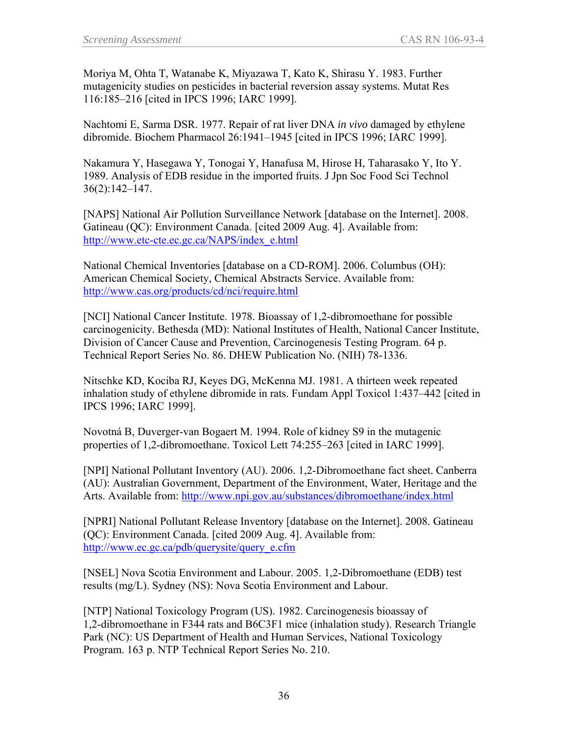Moriya M, Ohta T, Watanabe K, Miyazawa T, Kato K, Shirasu Y. 1983. Further mutagenicity studies on pesticides in bacterial reversion assay systems. Mutat Res 116:185–216 [cited in IPCS 1996; IARC 1999].

Nachtomi E, Sarma DSR. 1977. Repair of rat liver DNA *in vivo* damaged by ethylene dibromide. Biochem Pharmacol 26:1941–1945 [cited in IPCS 1996; IARC 1999].

Nakamura Y, Hasegawa Y, Tonogai Y, Hanafusa M, Hirose H, Taharasako Y, Ito Y. 1989. Analysis of EDB residue in the imported fruits. J Jpn Soc Food Sci Technol 36(2):142–147.

[NAPS] National Air Pollution Surveillance Network [database on the Internet]. 2008. Gatineau (QC): Environment Canada. [cited 2009 Aug. 4]. Available from: http://www.etc-cte.ec.gc.ca/NAPS/index_e.html

National Chemical Inventories [database on a CD-ROM]. 2006. Columbus (OH): American Chemical Society, Chemical Abstracts Service. Available from: http://www.cas.org/products/cd/nci/require.html

[NCI] National Cancer Institute. 1978. Bioassay of 1,2-dibromoethane for possible carcinogenicity. Bethesda (MD): National Institutes of Health, National Cancer Institute, Division of Cancer Cause and Prevention, Carcinogenesis Testing Program. 64 p. Technical Report Series No. 86. DHEW Publication No. (NIH) 78-1336.

Nitschke KD, Kociba RJ, Keyes DG, McKenna MJ. 1981. A thirteen week repeated inhalation study of ethylene dibromide in rats. Fundam Appl Toxicol 1:437–442 [cited in IPCS 1996; IARC 1999].

Novotná B, Duverger-van Bogaert M. 1994. Role of kidney S9 in the mutagenic properties of 1,2-dibromoethane. Toxicol Lett 74:255–263 [cited in IARC 1999].

[NPI] National Pollutant Inventory (AU). 2006. 1,2-Dibromoethane fact sheet. Canberra (AU): Australian Government, Department of the Environment, Water, Heritage and the Arts. Available from: http://www.npi.gov.au/substances/dibromoethane/index.html

[NPRI] National Pollutant Release Inventory [database on the Internet]. 2008. Gatineau (QC): Environment Canada. [cited 2009 Aug. 4]. Available from: http://www.ec.gc.ca/pdb/querysite/query_e.cfm

[NSEL] Nova Scotia Environment and Labour. 2005. 1,2-Dibromoethane (EDB) test results (mg/L). Sydney (NS): Nova Scotia Environment and Labour.

[NTP] National Toxicology Program (US). 1982. Carcinogenesis bioassay of 1,2-dibromoethane in F344 rats and B6C3F1 mice (inhalation study). Research Triangle Park (NC): US Department of Health and Human Services, National Toxicology Program. 163 p. NTP Technical Report Series No. 210.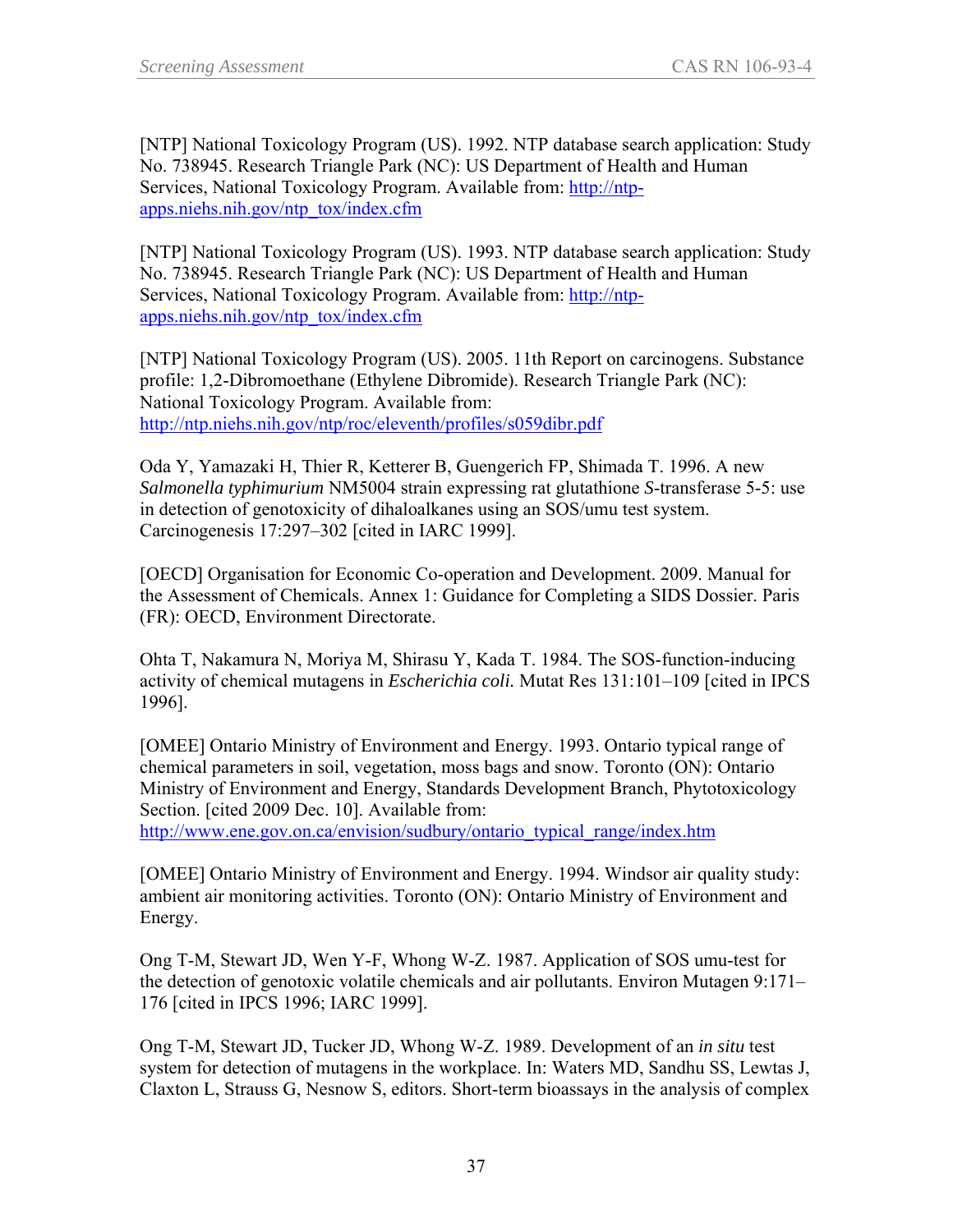[NTP] National Toxicology Program (US). 1992. NTP database search application: Study No. 738945. Research Triangle Park (NC): US Department of Health and Human Services, National Toxicology Program. Available from: http://ntp-apps.niehs.nih.gov/ntp_tox/index.cfm

[NTP] National Toxicology Program (US). 1993. NTP database search application: Study No. 738945. Research Triangle Park (NC): US Department of Health and Human Services, National Toxicology Program. Available from: http://ntp-apps.niehs.nih.gov/ntp_tox/index.cfm

[NTP] National Toxicology Program (US). 2005. 11th Report on carcinogens. Substance profile: 1,2-Dibromoethane (Ethylene Dibromide). Research Triangle Park (NC): National Toxicology Program. Available from: http://ntp.niehs.nih.gov/ntp/roc/eleventh/profiles/s059dibr.pdf

Oda Y, Yamazaki H, Thier R, Ketterer B, Guengerich FP, Shimada T. 1996. A new *Salmonella typhimurium* NM5004 strain expressing rat glutathione *S*-transferase 5-5: use in detection of genotoxicity of dihaloalkanes using an SOS/umu test system. Carcinogenesis 17:297–302 [cited in IARC 1999].

[OECD] Organisation for Economic Co-operation and Development. 2009. Manual for the Assessment of Chemicals. Annex 1: Guidance for Completing a SIDS Dossier. Paris (FR): OECD, Environment Directorate.

Ohta T, Nakamura N, Moriya M, Shirasu Y, Kada T. 1984. The SOS-function-inducing activity of chemical mutagens in *Escherichia coli.* Mutat Res 131:101–109 [cited in IPCS 1996].

[OMEE] Ontario Ministry of Environment and Energy. 1993. Ontario typical range of chemical parameters in soil, vegetation, moss bags and snow. Toronto (ON): Ontario Ministry of Environment and Energy, Standards Development Branch, Phytotoxicology Section. [cited 2009 Dec. 10]. Available from: http://www.ene.gov.on.ca/envision/sudbury/ontario_typical_range/index.htm

[OMEE] Ontario Ministry of Environment and Energy. 1994. Windsor air quality study: ambient air monitoring activities. Toronto (ON): Ontario Ministry of Environment and Energy.

Ong T-M, Stewart JD, Wen Y-F, Whong W-Z. 1987. Application of SOS umu-test for the detection of genotoxic volatile chemicals and air pollutants. Environ Mutagen 9:171–176 [cited in IPCS 1996; IARC 1999].

Ong T-M, Stewart JD, Tucker JD, Whong W-Z. 1989. Development of an *in situ* test system for detection of mutagens in the workplace. In: Waters MD, Sandhu SS, Lewtas J, Claxton L, Strauss G, Nesnow S, editors. Short-term bioassays in the analysis of complex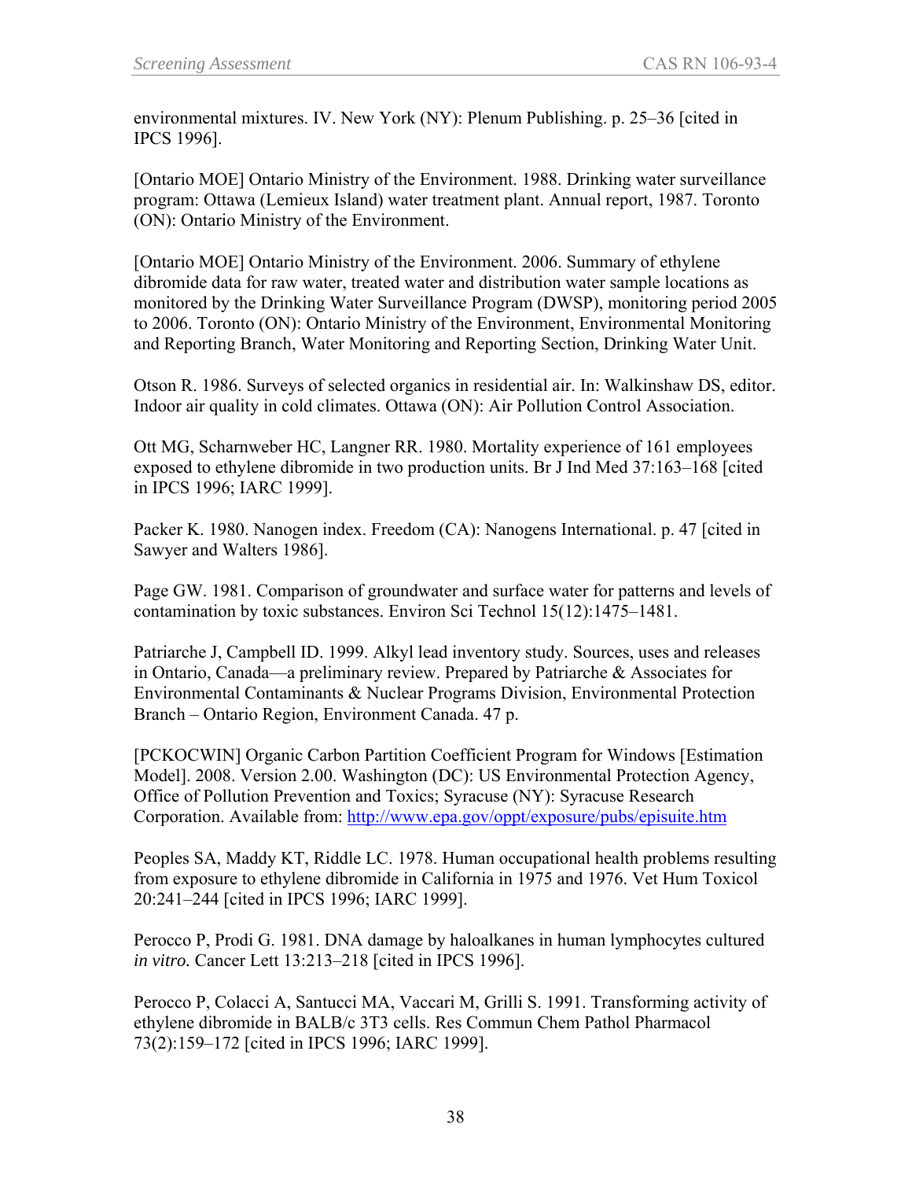environmental mixtures. IV. New York (NY): Plenum Publishing. p. 25–36 [cited in IPCS 1996].

[Ontario MOE] Ontario Ministry of the Environment. 1988. Drinking water surveillance program: Ottawa (Lemieux Island) water treatment plant. Annual report, 1987. Toronto (ON): Ontario Ministry of the Environment.

[Ontario MOE] Ontario Ministry of the Environment. 2006. Summary of ethylene dibromide data for raw water, treated water and distribution water sample locations as monitored by the Drinking Water Surveillance Program (DWSP), monitoring period 2005 to 2006. Toronto (ON): Ontario Ministry of the Environment, Environmental Monitoring and Reporting Branch, Water Monitoring and Reporting Section, Drinking Water Unit.

Otson R. 1986. Surveys of selected organics in residential air. In: Walkinshaw DS, editor. Indoor air quality in cold climates. Ottawa (ON): Air Pollution Control Association.

Ott MG, Scharnweber HC, Langner RR. 1980. Mortality experience of 161 employees exposed to ethylene dibromide in two production units. Br J Ind Med 37:163–168 [cited in IPCS 1996; IARC 1999].

Packer K. 1980. Nanogen index. Freedom (CA): Nanogens International. p. 47 [cited in Sawyer and Walters 1986].

Page GW. 1981. Comparison of groundwater and surface water for patterns and levels of contamination by toxic substances. Environ Sci Technol 15(12):1475–1481.

Patriarche J, Campbell ID. 1999. Alkyl lead inventory study. Sources, uses and releases in Ontario, Canada—a preliminary review. Prepared by Patriarche & Associates for Environmental Contaminants & Nuclear Programs Division, Environmental Protection Branch – Ontario Region, Environment Canada. 47 p.

[PCKOCWIN] Organic Carbon Partition Coefficient Program for Windows [Estimation Model]. 2008. Version 2.00. Washington (DC): US Environmental Protection Agency, Office of Pollution Prevention and Toxics; Syracuse (NY): Syracuse Research Corporation. Available from: http://www.epa.gov/oppt/exposure/pubs/episuite.htm

Peoples SA, Maddy KT, Riddle LC. 1978. Human occupational health problems resulting from exposure to ethylene dibromide in California in 1975 and 1976. Vet Hum Toxicol 20:241–244 [cited in IPCS 1996; IARC 1999].

Perocco P, Prodi G. 1981. DNA damage by haloalkanes in human lymphocytes cultured *in vitro.* Cancer Lett 13:213–218 [cited in IPCS 1996].

Perocco P, Colacci A, Santucci MA, Vaccari M, Grilli S. 1991. Transforming activity of ethylene dibromide in BALB/c 3T3 cells. Res Commun Chem Pathol Pharmacol 73(2):159–172 [cited in IPCS 1996; IARC 1999].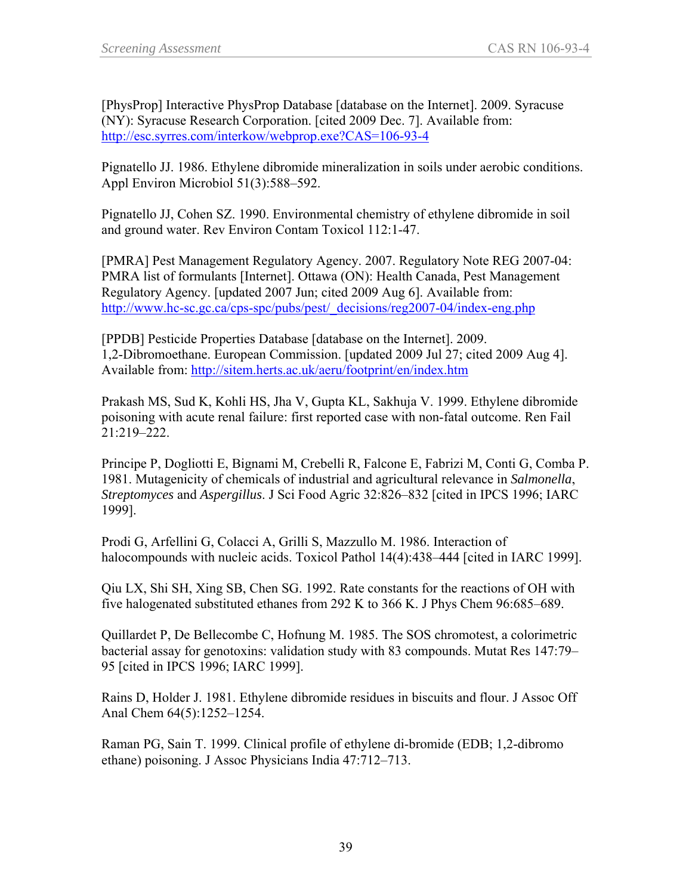[PhysProp] Interactive PhysProp Database [database on the Internet]. 2009. Syracuse (NY): Syracuse Research Corporation. [cited 2009 Dec. 7]. Available from: http://esc.syrres.com/interkow/webprop.exe?CAS=106-93-4

Pignatello JJ. 1986. Ethylene dibromide mineralization in soils under aerobic conditions. Appl Environ Microbiol 51(3):588–592.

Pignatello JJ, Cohen SZ. 1990. Environmental chemistry of ethylene dibromide in soil and ground water. Rev Environ Contam Toxicol 112:1-47.

[PMRA] Pest Management Regulatory Agency. 2007. Regulatory Note REG 2007-04: PMRA list of formulants [Internet]. Ottawa (ON): Health Canada, Pest Management Regulatory Agency. [updated 2007 Jun; cited 2009 Aug 6]. Available from: http://www.hc-sc.gc.ca/cps-spc/pubs/pest/_decisions/reg2007-04/index-eng.php

[PPDB] Pesticide Properties Database [database on the Internet]. 2009. 1,2-Dibromoethane. European Commission. [updated 2009 Jul 27; cited 2009 Aug 4]. Available from: http://sitem.herts.ac.uk/aeru/footprint/en/index.htm

Prakash MS, Sud K, Kohli HS, Jha V, Gupta KL, Sakhuja V. 1999. Ethylene dibromide poisoning with acute renal failure: first reported case with non-fatal outcome. Ren Fail 21:219–222.

Principe P, Dogliotti E, Bignami M, Crebelli R, Falcone E, Fabrizi M, Conti G, Comba P. 1981. Mutagenicity of chemicals of industrial and agricultural relevance in *Salmonella*, *Streptomyces* and *Aspergillus*. J Sci Food Agric 32:826–832 [cited in IPCS 1996; IARC 1999].

Prodi G, Arfellini G, Colacci A, Grilli S, Mazzullo M. 1986. Interaction of halocompounds with nucleic acids. Toxicol Pathol 14(4):438–444 [cited in IARC 1999].

Qiu LX, Shi SH, Xing SB, Chen SG. 1992. Rate constants for the reactions of OH with five halogenated substituted ethanes from 292 K to 366 K. J Phys Chem 96:685–689.

Quillardet P, De Bellecombe C, Hofnung M. 1985. The SOS chromotest, a colorimetric bacterial assay for genotoxins: validation study with 83 compounds. Mutat Res 147:79–95 [cited in IPCS 1996; IARC 1999].

Rains D, Holder J. 1981. Ethylene dibromide residues in biscuits and flour. J Assoc Off Anal Chem 64(5):1252–1254.

Raman PG, Sain T. 1999. Clinical profile of ethylene di-bromide (EDB; 1,2-dibromo ethane) poisoning. J Assoc Physicians India 47:712–713.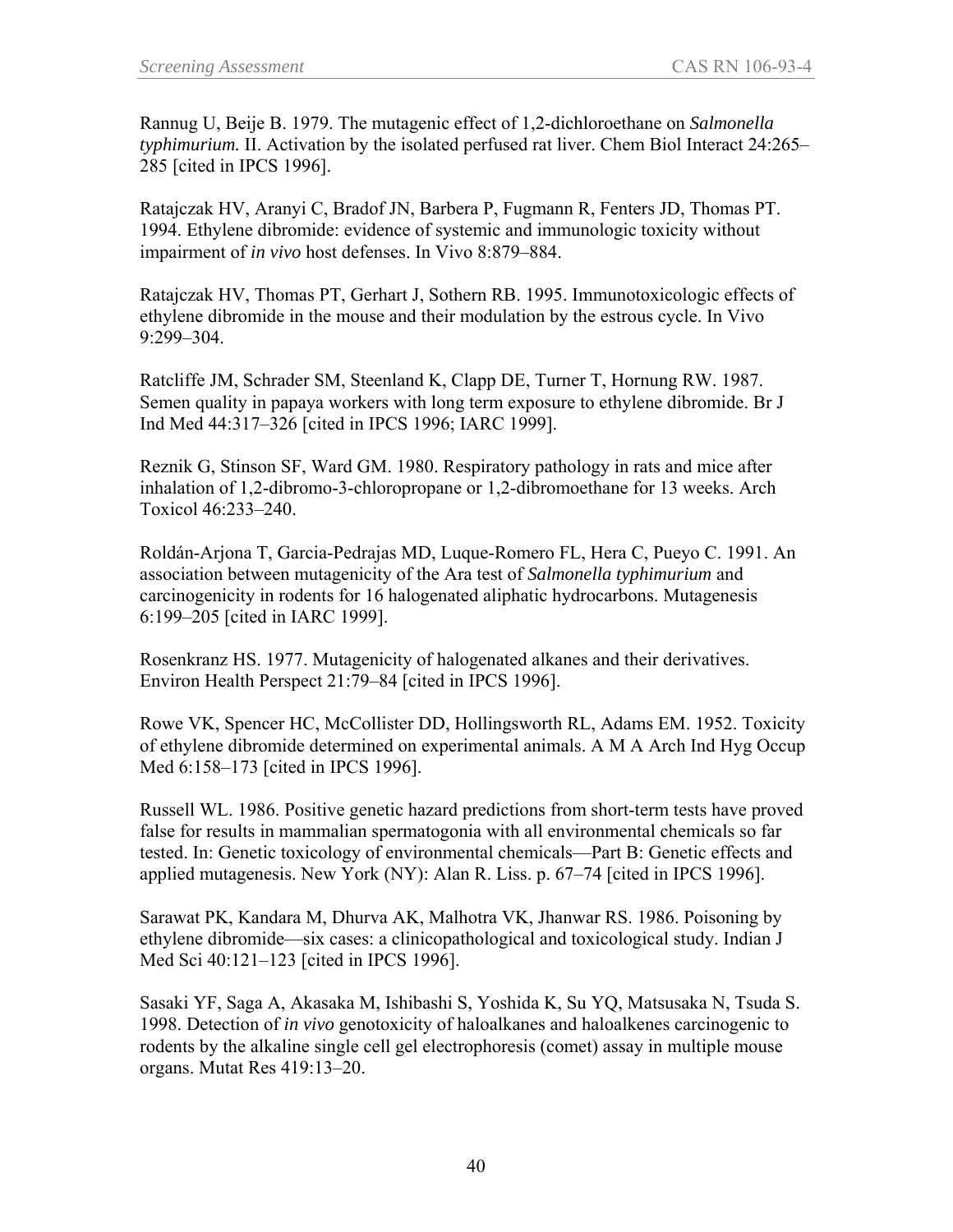Rannug U, Beije B. 1979. The mutagenic effect of 1,2-dichloroethane on *Salmonella typhimurium.* II. Activation by the isolated perfused rat liver. Chem Biol Interact 24:265–285 [cited in IPCS 1996].

Ratajczak HV, Aranyi C, Bradof JN, Barbera P, Fugmann R, Fenters JD, Thomas PT. 1994. Ethylene dibromide: evidence of systemic and immunologic toxicity without impairment of *in vivo* host defenses. In Vivo 8:879–884.

Ratajczak HV, Thomas PT, Gerhart J, Sothern RB. 1995. Immunotoxicologic effects of ethylene dibromide in the mouse and their modulation by the estrous cycle. In Vivo 9:299–304.

Ratcliffe JM, Schrader SM, Steenland K, Clapp DE, Turner T, Hornung RW. 1987. Semen quality in papaya workers with long term exposure to ethylene dibromide. Br J Ind Med 44:317–326 [cited in IPCS 1996; IARC 1999].

Reznik G, Stinson SF, Ward GM. 1980. Respiratory pathology in rats and mice after inhalation of 1,2-dibromo-3-chloropropane or 1,2-dibromoethane for 13 weeks. Arch Toxicol 46:233–240.

Roldán-Arjona T, Garcia-Pedrajas MD, Luque-Romero FL, Hera C, Pueyo C. 1991. An association between mutagenicity of the Ara test of *Salmonella typhimurium* and carcinogenicity in rodents for 16 halogenated aliphatic hydrocarbons. Mutagenesis 6:199–205 [cited in IARC 1999].

Rosenkranz HS. 1977. Mutagenicity of halogenated alkanes and their derivatives. Environ Health Perspect 21:79–84 [cited in IPCS 1996].

Rowe VK, Spencer HC, McCollister DD, Hollingsworth RL, Adams EM. 1952. Toxicity of ethylene dibromide determined on experimental animals. A M A Arch Ind Hyg Occup Med 6:158–173 [cited in IPCS 1996].

Russell WL. 1986. Positive genetic hazard predictions from short-term tests have proved false for results in mammalian spermatogonia with all environmental chemicals so far tested. In: Genetic toxicology of environmental chemicals—Part B: Genetic effects and applied mutagenesis. New York (NY): Alan R. Liss. p. 67–74 [cited in IPCS 1996].

Sarawat PK, Kandara M, Dhurva AK, Malhotra VK, Jhanwar RS. 1986. Poisoning by ethylene dibromide—six cases: a clinicopathological and toxicological study. Indian J Med Sci 40:121–123 [cited in IPCS 1996].

Sasaki YF, Saga A, Akasaka M, Ishibashi S, Yoshida K, Su YQ, Matsusaka N, Tsuda S. 1998. Detection of *in vivo* genotoxicity of haloalkanes and haloalkenes carcinogenic to rodents by the alkaline single cell gel electrophoresis (comet) assay in multiple mouse organs. Mutat Res 419:13–20.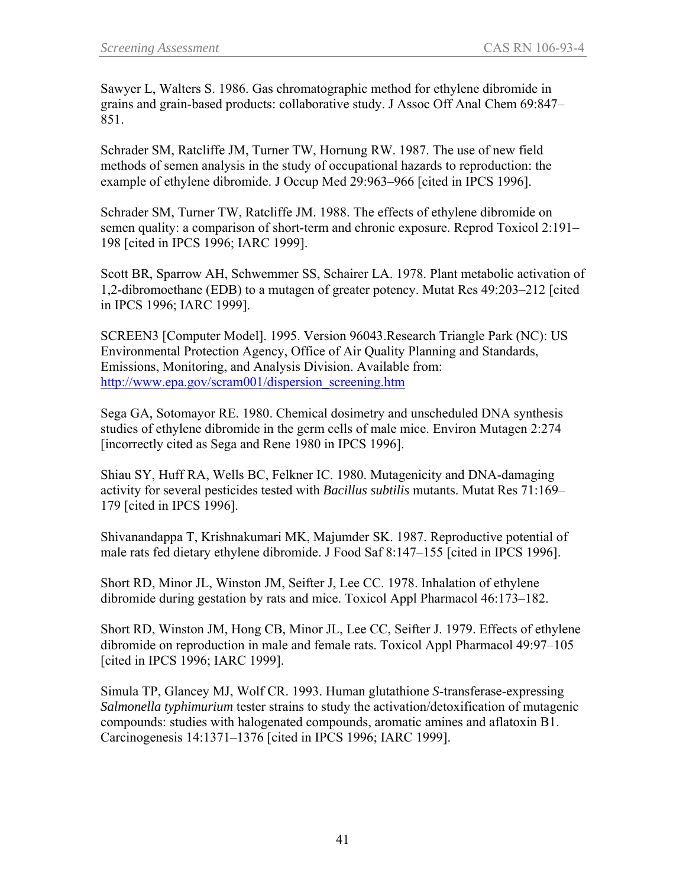Sawyer L, Walters S. 1986. Gas chromatographic method for ethylene dibromide in grains and grain-based products: collaborative study. J Assoc Off Anal Chem 69:847–851.

Schrader SM, Ratcliffe JM, Turner TW, Hornung RW. 1987. The use of new field methods of semen analysis in the study of occupational hazards to reproduction: the example of ethylene dibromide. J Occup Med 29:963–966 [cited in IPCS 1996].

Schrader SM, Turner TW, Ratcliffe JM. 1988. The effects of ethylene dibromide on semen quality: a comparison of short-term and chronic exposure. Reprod Toxicol 2:191–198 [cited in IPCS 1996; IARC 1999].

Scott BR, Sparrow AH, Schwemmer SS, Schairer LA. 1978. Plant metabolic activation of 1,2-dibromoethane (EDB) to a mutagen of greater potency. Mutat Res 49:203–212 [cited in IPCS 1996; IARC 1999].

SCREEN3 [Computer Model]. 1995. Version 96043.Research Triangle Park (NC): US Environmental Protection Agency, Office of Air Quality Planning and Standards, Emissions, Monitoring, and Analysis Division. Available from: http://www.epa.gov/scram001/dispersion_screening.htm

Sega GA, Sotomayor RE. 1980. Chemical dosimetry and unscheduled DNA synthesis studies of ethylene dibromide in the germ cells of male mice. Environ Mutagen 2:274 [incorrectly cited as Sega and Rene 1980 in IPCS 1996].

Shiau SY, Huff RA, Wells BC, Felkner IC. 1980. Mutagenicity and DNA-damaging activity for several pesticides tested with *Bacillus subtilis* mutants. Mutat Res 71:169–179 [cited in IPCS 1996].

Shivanandappa T, Krishnakumari MK, Majumder SK. 1987. Reproductive potential of male rats fed dietary ethylene dibromide. J Food Saf 8:147–155 [cited in IPCS 1996].

Short RD, Minor JL, Winston JM, Seifter J, Lee CC. 1978. Inhalation of ethylene dibromide during gestation by rats and mice. Toxicol Appl Pharmacol 46:173–182.

Short RD, Winston JM, Hong CB, Minor JL, Lee CC, Seifter J. 1979. Effects of ethylene dibromide on reproduction in male and female rats. Toxicol Appl Pharmacol 49:97–105 [cited in IPCS 1996; IARC 1999].

Simula TP, Glancey MJ, Wolf CR. 1993. Human glutathione *S*-transferase-expressing *Salmonella typhimurium* tester strains to study the activation/detoxification of mutagenic compounds: studies with halogenated compounds, aromatic amines and aflatoxin B1. Carcinogenesis 14:1371–1376 [cited in IPCS 1996; IARC 1999].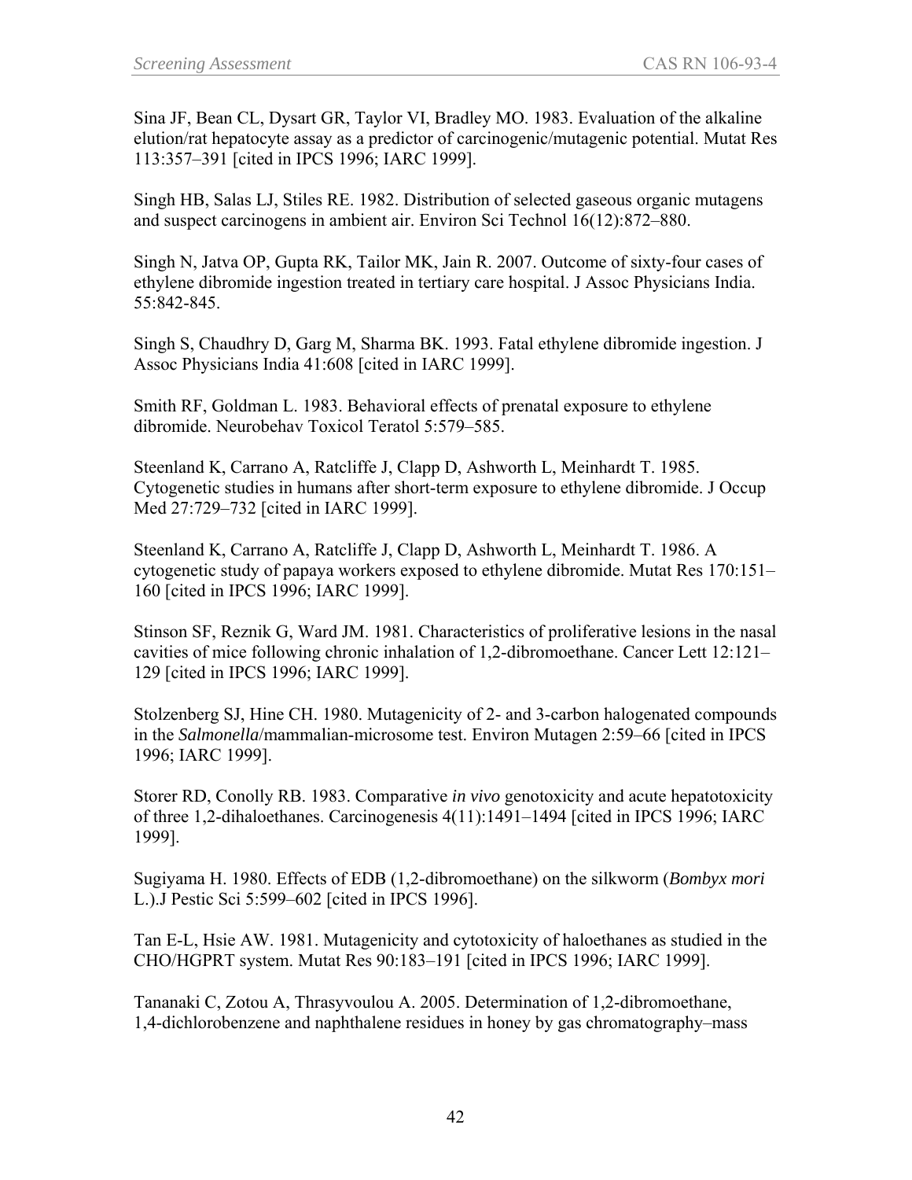Sina JF, Bean CL, Dysart GR, Taylor VI, Bradley MO. 1983. Evaluation of the alkaline elution/rat hepatocyte assay as a predictor of carcinogenic/mutagenic potential. Mutat Res 113:357–391 [cited in IPCS 1996; IARC 1999].

Singh HB, Salas LJ, Stiles RE. 1982. Distribution of selected gaseous organic mutagens and suspect carcinogens in ambient air. Environ Sci Technol 16(12):872–880.

Singh N, Jatva OP, Gupta RK, Tailor MK, Jain R. 2007. Outcome of sixty-four cases of ethylene dibromide ingestion treated in tertiary care hospital. J Assoc Physicians India. 55:842-845.

Singh S, Chaudhry D, Garg M, Sharma BK. 1993. Fatal ethylene dibromide ingestion. J Assoc Physicians India 41:608 [cited in IARC 1999].

Smith RF, Goldman L. 1983. Behavioral effects of prenatal exposure to ethylene dibromide. Neurobehav Toxicol Teratol 5:579–585.

Steenland K, Carrano A, Ratcliffe J, Clapp D, Ashworth L, Meinhardt T. 1985. Cytogenetic studies in humans after short-term exposure to ethylene dibromide. J Occup Med 27:729–732 [cited in IARC 1999].

Steenland K, Carrano A, Ratcliffe J, Clapp D, Ashworth L, Meinhardt T. 1986. A cytogenetic study of papaya workers exposed to ethylene dibromide. Mutat Res 170:151–160 [cited in IPCS 1996; IARC 1999].

Stinson SF, Reznik G, Ward JM. 1981. Characteristics of proliferative lesions in the nasal cavities of mice following chronic inhalation of 1,2-dibromoethane. Cancer Lett 12:121–129 [cited in IPCS 1996; IARC 1999].

Stolzenberg SJ, Hine CH. 1980. Mutagenicity of 2- and 3-carbon halogenated compounds in the *Salmonella*/mammalian-microsome test. Environ Mutagen 2:59–66 [cited in IPCS 1996; IARC 1999].

Storer RD, Conolly RB. 1983. Comparative *in vivo* genotoxicity and acute hepatotoxicity of three 1,2-dihaloethanes. Carcinogenesis 4(11):1491–1494 [cited in IPCS 1996; IARC 1999].

Sugiyama H. 1980. Effects of EDB (1,2-dibromoethane) on the silkworm (*Bombyx mori* L.).J Pestic Sci 5:599–602 [cited in IPCS 1996].

Tan E-L, Hsie AW. 1981. Mutagenicity and cytotoxicity of haloethanes as studied in the CHO/HGPRT system. Mutat Res 90:183–191 [cited in IPCS 1996; IARC 1999].

Tananaki C, Zotou A, Thrasyvoulou A. 2005. Determination of 1,2-dibromoethane, 1,4-dichlorobenzene and naphthalene residues in honey by gas chromatography–mass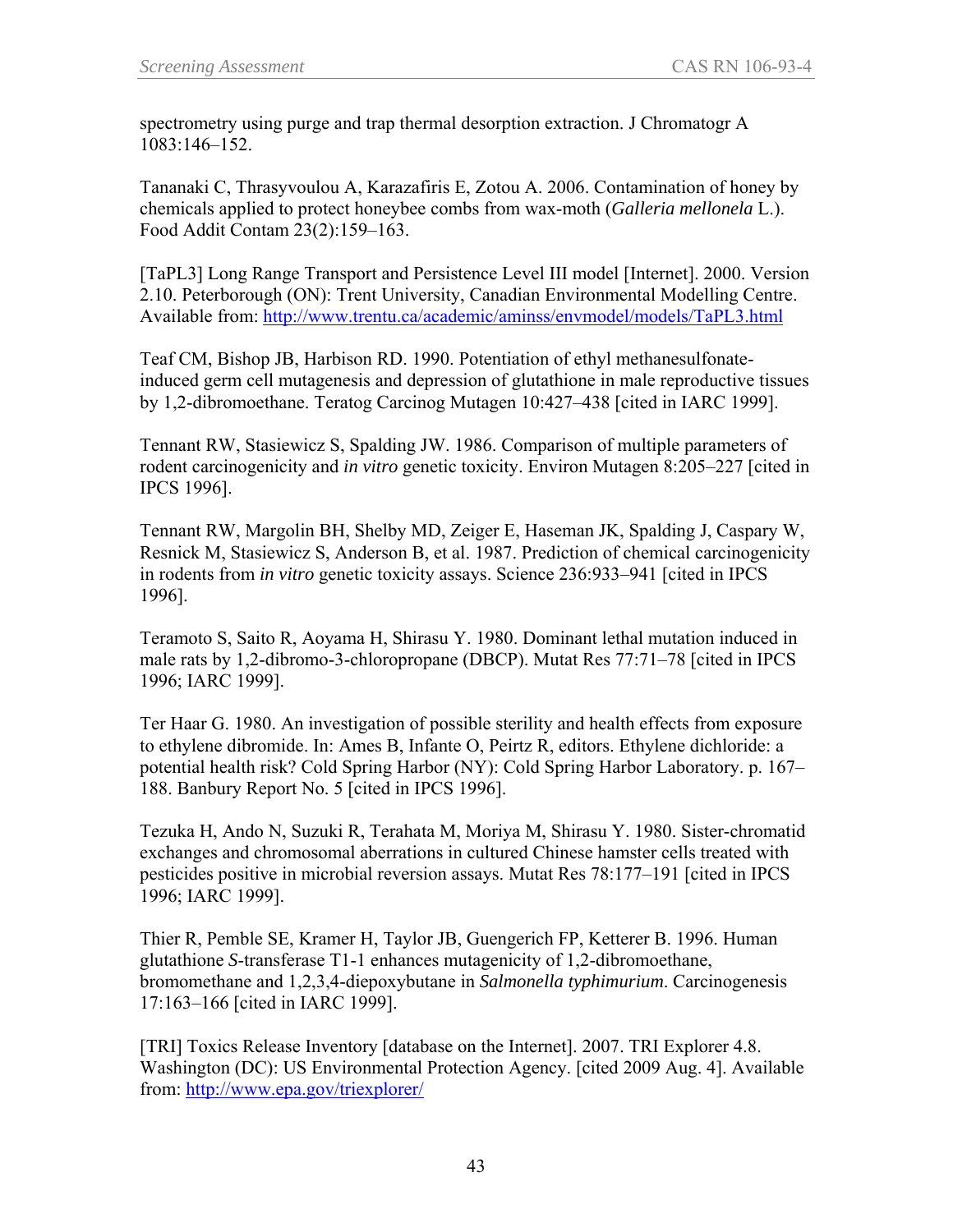spectrometry using purge and trap thermal desorption extraction. J Chromatogr A 1083:146–152.

Tananaki C, Thrasyvoulou A, Karazafiris E, Zotou A. 2006. Contamination of honey by chemicals applied to protect honeybee combs from wax-moth (*Galleria mellonela* L.). Food Addit Contam 23(2):159–163.

[TaPL3] Long Range Transport and Persistence Level III model [Internet]. 2000. Version 2.10. Peterborough (ON): Trent University, Canadian Environmental Modelling Centre. Available from: http://www.trentu.ca/academic/aminss/envmodel/models/TaPL3.html

Teaf CM, Bishop JB, Harbison RD. 1990. Potentiation of ethyl methanesulfonate-induced germ cell mutagenesis and depression of glutathione in male reproductive tissues by 1,2-dibromoethane. Teratog Carcinog Mutagen 10:427–438 [cited in IARC 1999].

Tennant RW, Stasiewicz S, Spalding JW. 1986. Comparison of multiple parameters of rodent carcinogenicity and *in vitro* genetic toxicity. Environ Mutagen 8:205–227 [cited in IPCS 1996].

Tennant RW, Margolin BH, Shelby MD, Zeiger E, Haseman JK, Spalding J, Caspary W, Resnick M, Stasiewicz S, Anderson B, et al. 1987. Prediction of chemical carcinogenicity in rodents from *in vitro* genetic toxicity assays. Science 236:933–941 [cited in IPCS 1996].

Teramoto S, Saito R, Aoyama H, Shirasu Y. 1980. Dominant lethal mutation induced in male rats by 1,2-dibromo-3-chloropropane (DBCP). Mutat Res 77:71–78 [cited in IPCS 1996; IARC 1999].

Ter Haar G. 1980. An investigation of possible sterility and health effects from exposure to ethylene dibromide. In: Ames B, Infante O, Peirtz R, editors. Ethylene dichloride: a potential health risk? Cold Spring Harbor (NY): Cold Spring Harbor Laboratory. p. 167–188. Banbury Report No. 5 [cited in IPCS 1996].

Tezuka H, Ando N, Suzuki R, Terahata M, Moriya M, Shirasu Y. 1980. Sister-chromatid exchanges and chromosomal aberrations in cultured Chinese hamster cells treated with pesticides positive in microbial reversion assays. Mutat Res 78:177–191 [cited in IPCS 1996; IARC 1999].

Thier R, Pemble SE, Kramer H, Taylor JB, Guengerich FP, Ketterer B. 1996. Human glutathione *S*-transferase T1-1 enhances mutagenicity of 1,2-dibromoethane, bromomethane and 1,2,3,4-diepoxybutane in *Salmonella typhimurium*. Carcinogenesis 17:163–166 [cited in IARC 1999].

[TRI] Toxics Release Inventory [database on the Internet]. 2007. TRI Explorer 4.8. Washington (DC): US Environmental Protection Agency. [cited 2009 Aug. 4]. Available from: http://www.epa.gov/triexplorer/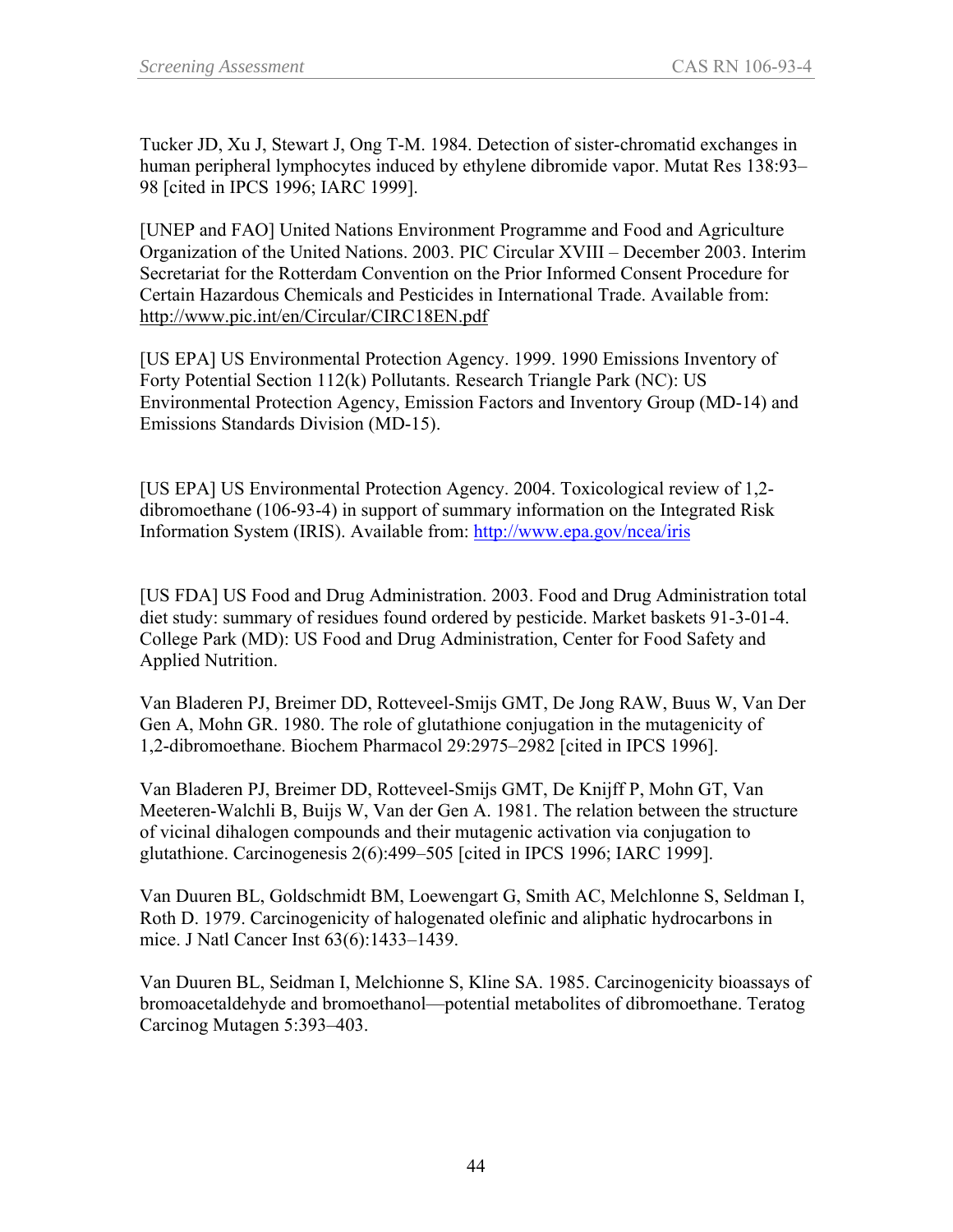Tucker JD, Xu J, Stewart J, Ong T-M. 1984. Detection of sister-chromatid exchanges in human peripheral lymphocytes induced by ethylene dibromide vapor. Mutat Res 138:93–98 [cited in IPCS 1996; IARC 1999].

[UNEP and FAO] United Nations Environment Programme and Food and Agriculture Organization of the United Nations. 2003. PIC Circular XVIII – December 2003. Interim Secretariat for the Rotterdam Convention on the Prior Informed Consent Procedure for Certain Hazardous Chemicals and Pesticides in International Trade. Available from: http://www.pic.int/en/Circular/CIRC18EN.pdf

[US EPA] US Environmental Protection Agency. 1999. 1990 Emissions Inventory of Forty Potential Section 112(k) Pollutants. Research Triangle Park (NC): US Environmental Protection Agency, Emission Factors and Inventory Group (MD-14) and Emissions Standards Division (MD-15).

[US EPA] US Environmental Protection Agency. 2004. Toxicological review of 1,2-dibromoethane (106-93-4) in support of summary information on the Integrated Risk Information System (IRIS). Available from: http://www.epa.gov/ncea/iris

[US FDA] US Food and Drug Administration. 2003. Food and Drug Administration total diet study: summary of residues found ordered by pesticide. Market baskets 91-3-01-4. College Park (MD): US Food and Drug Administration, Center for Food Safety and Applied Nutrition.

Van Bladeren PJ, Breimer DD, Rotteveel-Smijs GMT, De Jong RAW, Buus W, Van Der Gen A, Mohn GR. 1980. The role of glutathione conjugation in the mutagenicity of 1,2-dibromoethane. Biochem Pharmacol 29:2975–2982 [cited in IPCS 1996].

Van Bladeren PJ, Breimer DD, Rotteveel-Smijs GMT, De Knijff P, Mohn GT, Van Meeteren-Walchli B, Buijs W, Van der Gen A. 1981. The relation between the structure of vicinal dihalogen compounds and their mutagenic activation via conjugation to glutathione. Carcinogenesis 2(6):499–505 [cited in IPCS 1996; IARC 1999].

Van Duuren BL, Goldschmidt BM, Loewengart G, Smith AC, Melchlonne S, Seldman I, Roth D. 1979. Carcinogenicity of halogenated olefinic and aliphatic hydrocarbons in mice. J Natl Cancer Inst 63(6):1433–1439.

Van Duuren BL, Seidman I, Melchionne S, Kline SA. 1985. Carcinogenicity bioassays of bromoacetaldehyde and bromoethanol—potential metabolites of dibromoethane. Teratog Carcinog Mutagen 5:393–403.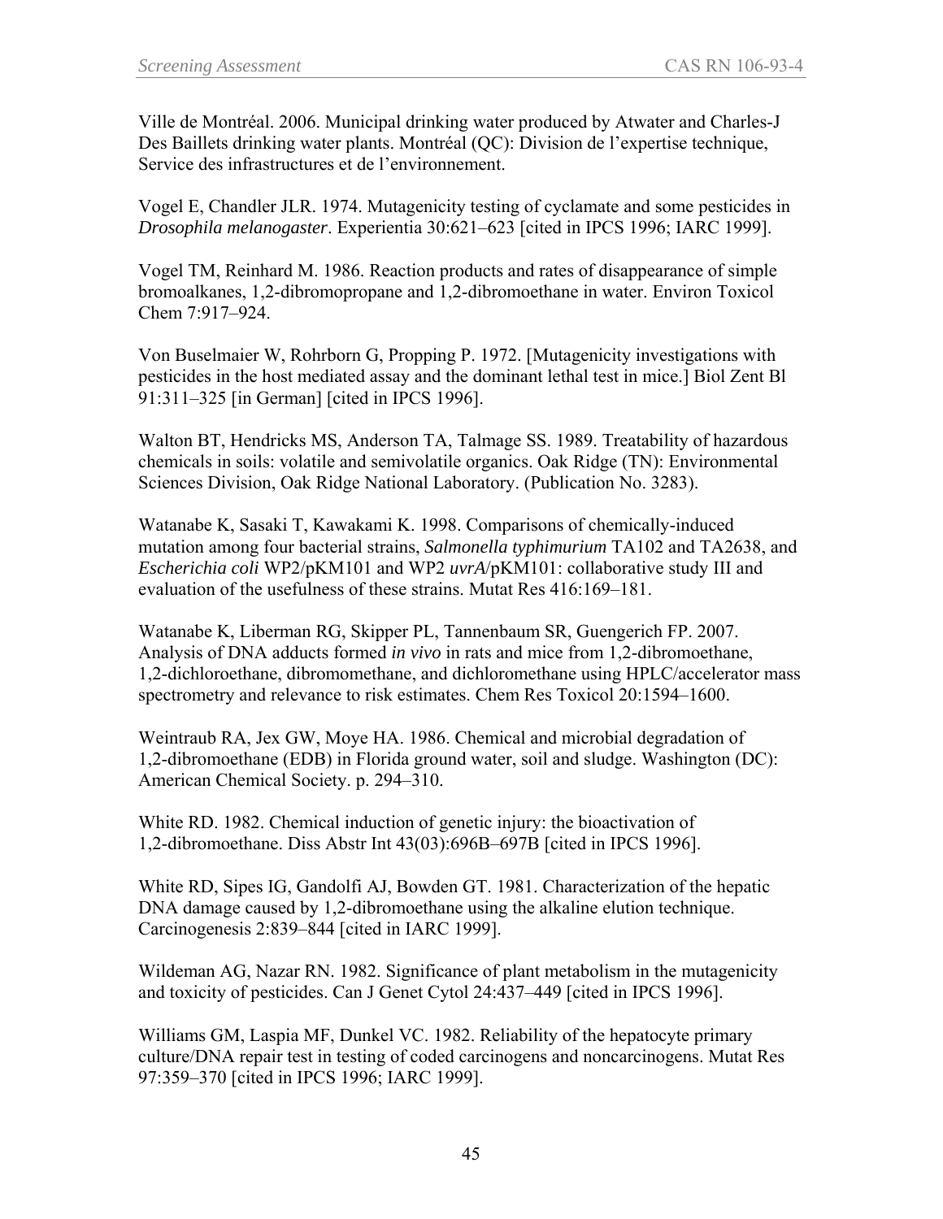Ville de Montréal. 2006. Municipal drinking water produced by Atwater and Charles-J Des Baillets drinking water plants. Montréal (QC): Division de l'expertise technique, Service des infrastructures et de l'environnement.

Vogel E, Chandler JLR. 1974. Mutagenicity testing of cyclamate and some pesticides in *Drosophila melanogaster*. Experientia 30:621–623 [cited in IPCS 1996; IARC 1999].

Vogel TM, Reinhard M. 1986. Reaction products and rates of disappearance of simple bromoalkanes, 1,2-dibromopropane and 1,2-dibromoethane in water. Environ Toxicol Chem 7:917–924.

Von Buselmaier W, Rohrborn G, Propping P. 1972. [Mutagenicity investigations with pesticides in the host mediated assay and the dominant lethal test in mice.] Biol Zent Bl 91:311–325 [in German] [cited in IPCS 1996].

Walton BT, Hendricks MS, Anderson TA, Talmage SS. 1989. Treatability of hazardous chemicals in soils: volatile and semivolatile organics. Oak Ridge (TN): Environmental Sciences Division, Oak Ridge National Laboratory. (Publication No. 3283).

Watanabe K, Sasaki T, Kawakami K. 1998. Comparisons of chemically-induced mutation among four bacterial strains, *Salmonella typhimurium* TA102 and TA2638, and *Escherichia coli* WP2/pKM101 and WP2 *uvrA*/pKM101: collaborative study III and evaluation of the usefulness of these strains. Mutat Res 416:169–181.

Watanabe K, Liberman RG, Skipper PL, Tannenbaum SR, Guengerich FP. 2007. Analysis of DNA adducts formed *in vivo* in rats and mice from 1,2-dibromoethane, 1,2-dichloroethane, dibromomethane, and dichloromethane using HPLC/accelerator mass spectrometry and relevance to risk estimates. Chem Res Toxicol 20:1594–1600.

Weintraub RA, Jex GW, Moye HA. 1986. Chemical and microbial degradation of 1,2-dibromoethane (EDB) in Florida ground water, soil and sludge. Washington (DC): American Chemical Society. p. 294–310.

White RD. 1982. Chemical induction of genetic injury: the bioactivation of 1,2-dibromoethane. Diss Abstr Int 43(03):696B–697B [cited in IPCS 1996].

White RD, Sipes IG, Gandolfi AJ, Bowden GT. 1981. Characterization of the hepatic DNA damage caused by 1,2-dibromoethane using the alkaline elution technique. Carcinogenesis 2:839–844 [cited in IARC 1999].

Wildeman AG, Nazar RN. 1982. Significance of plant metabolism in the mutagenicity and toxicity of pesticides. Can J Genet Cytol 24:437–449 [cited in IPCS 1996].

Williams GM, Laspia MF, Dunkel VC. 1982. Reliability of the hepatocyte primary culture/DNA repair test in testing of coded carcinogens and noncarcinogens. Mutat Res 97:359–370 [cited in IPCS 1996; IARC 1999].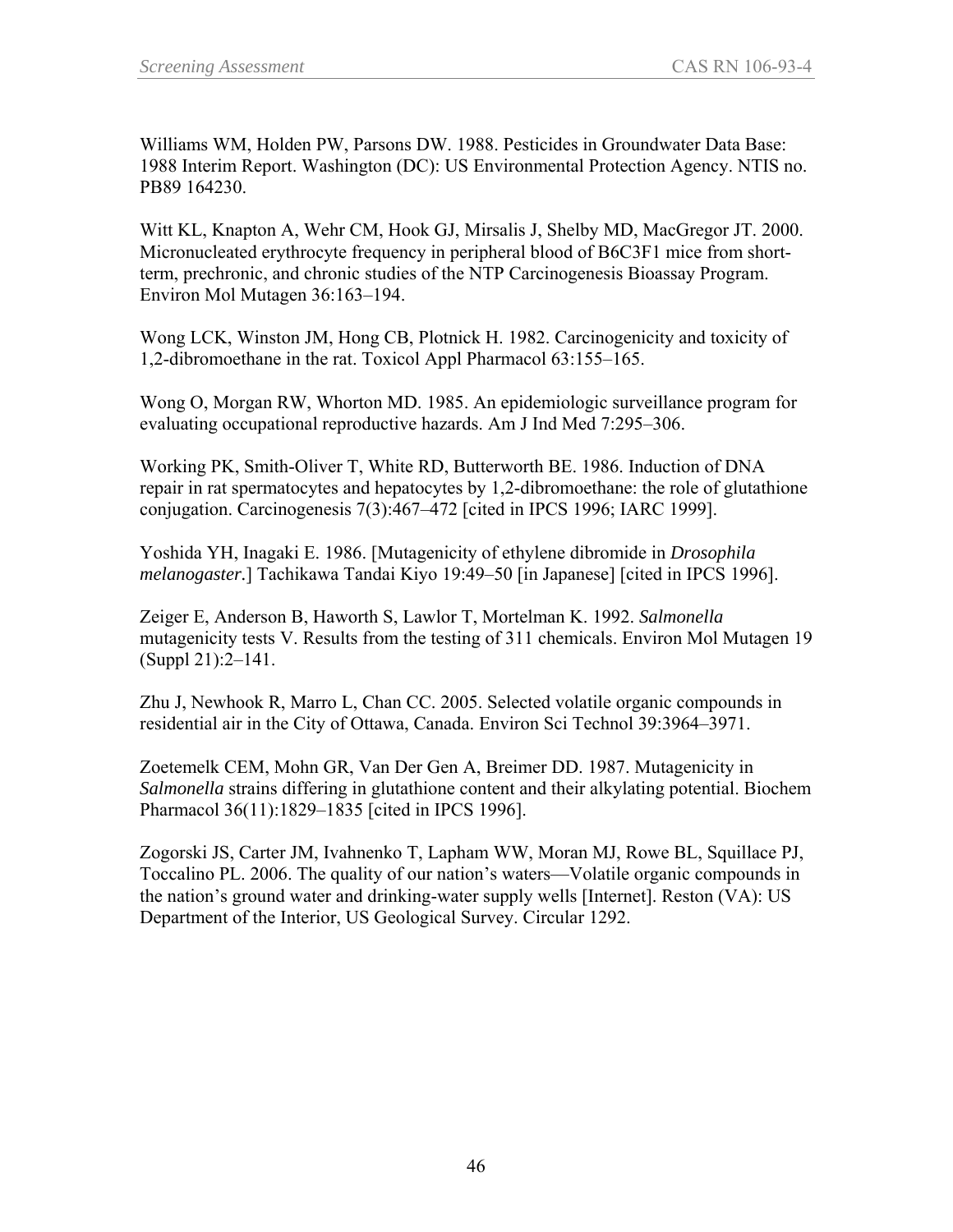Williams WM, Holden PW, Parsons DW. 1988. Pesticides in Groundwater Data Base: 1988 Interim Report. Washington (DC): US Environmental Protection Agency. NTIS no. PB89 164230.

Witt KL, Knapton A, Wehr CM, Hook GJ, Mirsalis J, Shelby MD, MacGregor JT. 2000. Micronucleated erythrocyte frequency in peripheral blood of B6C3F1 mice from short-term, prechronic, and chronic studies of the NTP Carcinogenesis Bioassay Program. Environ Mol Mutagen 36:163–194.

Wong LCK, Winston JM, Hong CB, Plotnick H. 1982. Carcinogenicity and toxicity of 1,2-dibromoethane in the rat. Toxicol Appl Pharmacol 63:155–165.

Wong O, Morgan RW, Whorton MD. 1985. An epidemiologic surveillance program for evaluating occupational reproductive hazards. Am J Ind Med 7:295–306.

Working PK, Smith-Oliver T, White RD, Butterworth BE. 1986. Induction of DNA repair in rat spermatocytes and hepatocytes by 1,2-dibromoethane: the role of glutathione conjugation. Carcinogenesis 7(3):467–472 [cited in IPCS 1996; IARC 1999].

Yoshida YH, Inagaki E. 1986. [Mutagenicity of ethylene dibromide in *Drosophila melanogaster.*] Tachikawa Tandai Kiyo 19:49–50 [in Japanese] [cited in IPCS 1996].

Zeiger E, Anderson B, Haworth S, Lawlor T, Mortelman K. 1992. *Salmonella* mutagenicity tests V. Results from the testing of 311 chemicals. Environ Mol Mutagen 19 (Suppl 21):2–141.

Zhu J, Newhook R, Marro L, Chan CC. 2005. Selected volatile organic compounds in residential air in the City of Ottawa, Canada. Environ Sci Technol 39:3964–3971.

Zoetemelk CEM, Mohn GR, Van Der Gen A, Breimer DD. 1987. Mutagenicity in *Salmonella* strains differing in glutathione content and their alkylating potential. Biochem Pharmacol 36(11):1829–1835 [cited in IPCS 1996].

Zogorski JS, Carter JM, Ivahnenko T, Lapham WW, Moran MJ, Rowe BL, Squillace PJ, Toccalino PL. 2006. The quality of our nation's waters—Volatile organic compounds in the nation's ground water and drinking-water supply wells [Internet]. Reston (VA): US Department of the Interior, US Geological Survey. Circular 1292.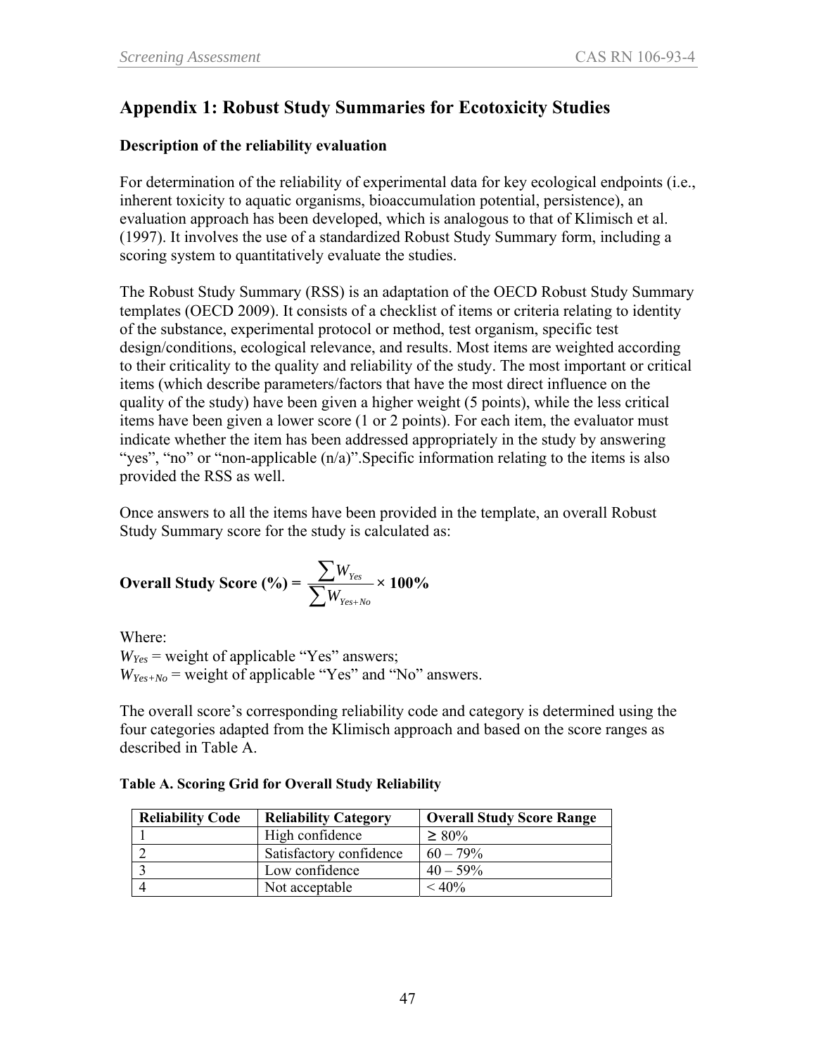## Appendix 1: Robust Study Summaries for Ecotoxicity Studies

### Description of the reliability evaluation

For determination of the reliability of experimental data for key ecological endpoints (i.e., inherent toxicity to aquatic organisms, bioaccumulation potential, persistence), an evaluation approach has been developed, which is analogous to that of Klimisch et al. (1997). It involves the use of a standardized Robust Study Summary form, including a scoring system to quantitatively evaluate the studies.

The Robust Study Summary (RSS) is an adaptation of the OECD Robust Study Summary templates (OECD 2009). It consists of a checklist of items or criteria relating to identity of the substance, experimental protocol or method, test organism, specific test design/conditions, ecological relevance, and results. Most items are weighted according to their criticality to the quality and reliability of the study. The most important or critical items (which describe parameters/factors that have the most direct influence on the quality of the study) have been given a higher weight (5 points), while the less critical items have been given a lower score (1 or 2 points). For each item, the evaluator must indicate whether the item has been addressed appropriately in the study by answering "yes", "no" or "non-applicable (n/a)".Specific information relating to the items is also provided the RSS as well.

Once answers to all the items have been provided in the template, an overall Robust Study Summary score for the study is calculated as:

$$\textbf{Overall Study Score (\%)} = \frac{\sum W_{Yes}}{\sum W_{Yes+No}} \times 100\%$$

Where:
$W_{Yes}$ = weight of applicable "Yes" answers;
$W_{Yes+No}$ = weight of applicable "Yes" and "No" answers.

The overall score's corresponding reliability code and category is determined using the four categories adapted from the Klimisch approach and based on the score ranges as described in Table A.

**Table A. Scoring Grid for Overall Study Reliability**

| Reliability Code | Reliability Category | Overall Study Score Range |
| --- | --- | --- |
| 1 | High confidence | ≥ 80% |
| 2 | Satisfactory confidence | 60 – 79% |
| 3 | Low confidence | 40 – 59% |
| 4 | Not acceptable | < 40% |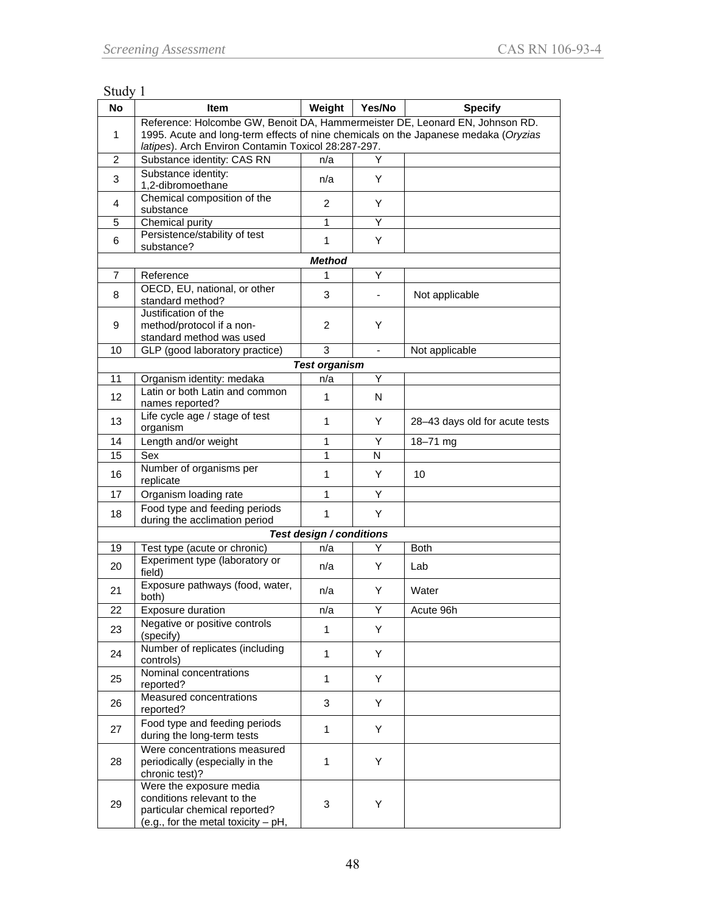Study 1

| No | Item | Weight | Yes/No | Specify |
|---|---|---|---|---|
| 1 | Reference: Holcombe GW, Benoit DA, Hammermeister DE, Leonard EN, Johnson RD. 1995. Acute and long-term effects of nine chemicals on the Japanese medaka (*Oryzias latipes*). Arch Environ Contamin Toxicol 28:287-297. | | | |
| 2 | Substance identity: CAS RN | n/a | Y | |
| 3 | Substance identity: 1,2-dibromoethane | n/a | Y | |
| 4 | Chemical composition of the substance | 2 | Y | |
| 5 | Chemical purity | 1 | Y | |
| 6 | Persistence/stability of test substance? | 1 | Y | |
| | ***Method*** | | | |
| 7 | Reference | 1 | Y | |
| 8 | OECD, EU, national, or other standard method? | 3 | - | Not applicable |
| 9 | Justification of the method/protocol if a non-standard method was used | 2 | Y | |
| 10 | GLP (good laboratory practice) | 3 | - | Not applicable |
| | ***Test organism*** | | | |
| 11 | Organism identity: medaka | n/a | Y | |
| 12 | Latin or both Latin and common names reported? | 1 | N | |
| 13 | Life cycle age / stage of test organism | 1 | Y | 28–43 days old for acute tests |
| 14 | Length and/or weight | 1 | Y | 18–71 mg |
| 15 | Sex | 1 | N | |
| 16 | Number of organisms per replicate | 1 | Y | 10 |
| 17 | Organism loading rate | 1 | Y | |
| 18 | Food type and feeding periods during the acclimation period | 1 | Y | |
| | ***Test design / conditions*** | | | |
| 19 | Test type (acute or chronic) | n/a | Y | Both |
| 20 | Experiment type (laboratory or field) | n/a | Y | Lab |
| 21 | Exposure pathways (food, water, both) | n/a | Y | Water |
| 22 | Exposure duration | n/a | Y | Acute 96h |
| 23 | Negative or positive controls (specify) | 1 | Y | |
| 24 | Number of replicates (including controls) | 1 | Y | |
| 25 | Nominal concentrations reported? | 1 | Y | |
| 26 | Measured concentrations reported? | 3 | Y | |
| 27 | Food type and feeding periods during the long-term tests | 1 | Y | |
| 28 | Were concentrations measured periodically (especially in the chronic test)? | 1 | Y | |
| 29 | Were the exposure media conditions relevant to the particular chemical reported? (e.g., for the metal toxicity – pH, | 3 | Y | |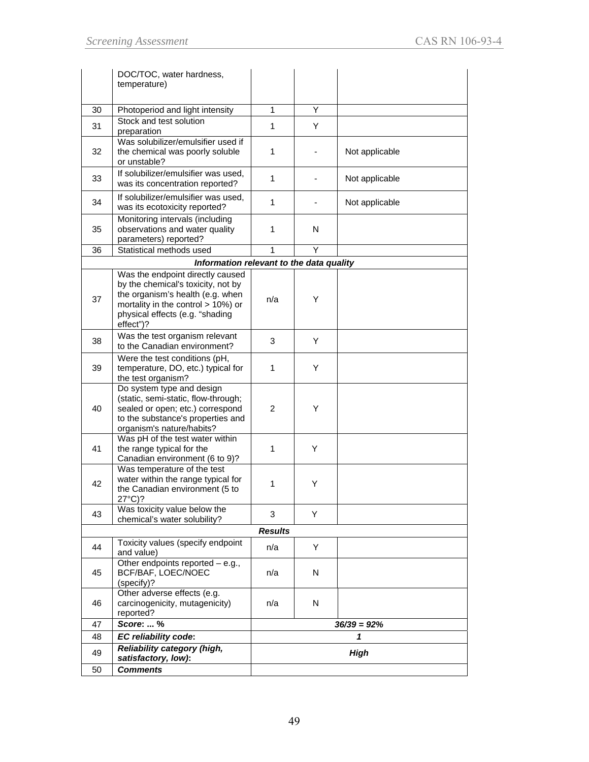| | | | | |
|---|---|---|---|---|
| | DOC/TOC, water hardness, temperature) | | | |
| 30 | Photoperiod and light intensity | 1 | Y | |
| 31 | Stock and test solution preparation | 1 | Y | |
| 32 | Was solubilizer/emulsifier used if the chemical was poorly soluble or unstable? | 1 | - | Not applicable |
| 33 | If solubilizer/emulsifier was used, was its concentration reported? | 1 | - | Not applicable |
| 34 | If solubilizer/emulsifier was used, was its ecotoxicity reported? | 1 | - | Not applicable |
| 35 | Monitoring intervals (including observations and water quality parameters) reported? | 1 | N | |
| 36 | Statistical methods used | 1 | Y | |
| | ***Information relevant to the data quality*** | | | |
| 37 | Was the endpoint directly caused by the chemical's toxicity, not by the organism's health (e.g. when mortality in the control > 10%) or physical effects (e.g. "shading effect")? | n/a | Y | |
| 38 | Was the test organism relevant to the Canadian environment? | 3 | Y | |
| 39 | Were the test conditions (pH, temperature, DO, etc.) typical for the test organism? | 1 | Y | |
| 40 | Do system type and design (static, semi-static, flow-through; sealed or open; etc.) correspond to the substance's properties and organism's nature/habits? | 2 | Y | |
| 41 | Was pH of the test water within the range typical for the Canadian environment (6 to 9)? | 1 | Y | |
| 42 | Was temperature of the test water within the range typical for the Canadian environment (5 to 27°C)? | 1 | Y | |
| 43 | Was toxicity value below the chemical's water solubility? | 3 | Y | |
| | ***Results*** | | | |
| 44 | Toxicity values (specify endpoint and value) | n/a | Y | |
| 45 | Other endpoints reported – e.g., BCF/BAF, LOEC/NOEC (specify)? | n/a | N | |
| 46 | Other adverse effects (e.g. carcinogenicity, mutagenicity) reported? | n/a | N | |
| 47 | ***Score: ... %*** | ***36/39 = 92%*** | | |
| 48 | ***EC reliability code:*** | ***1*** | | |
| 49 | ***Reliability category (high, satisfactory, low):*** | ***High*** | | |
| 50 | ***Comments*** | | | |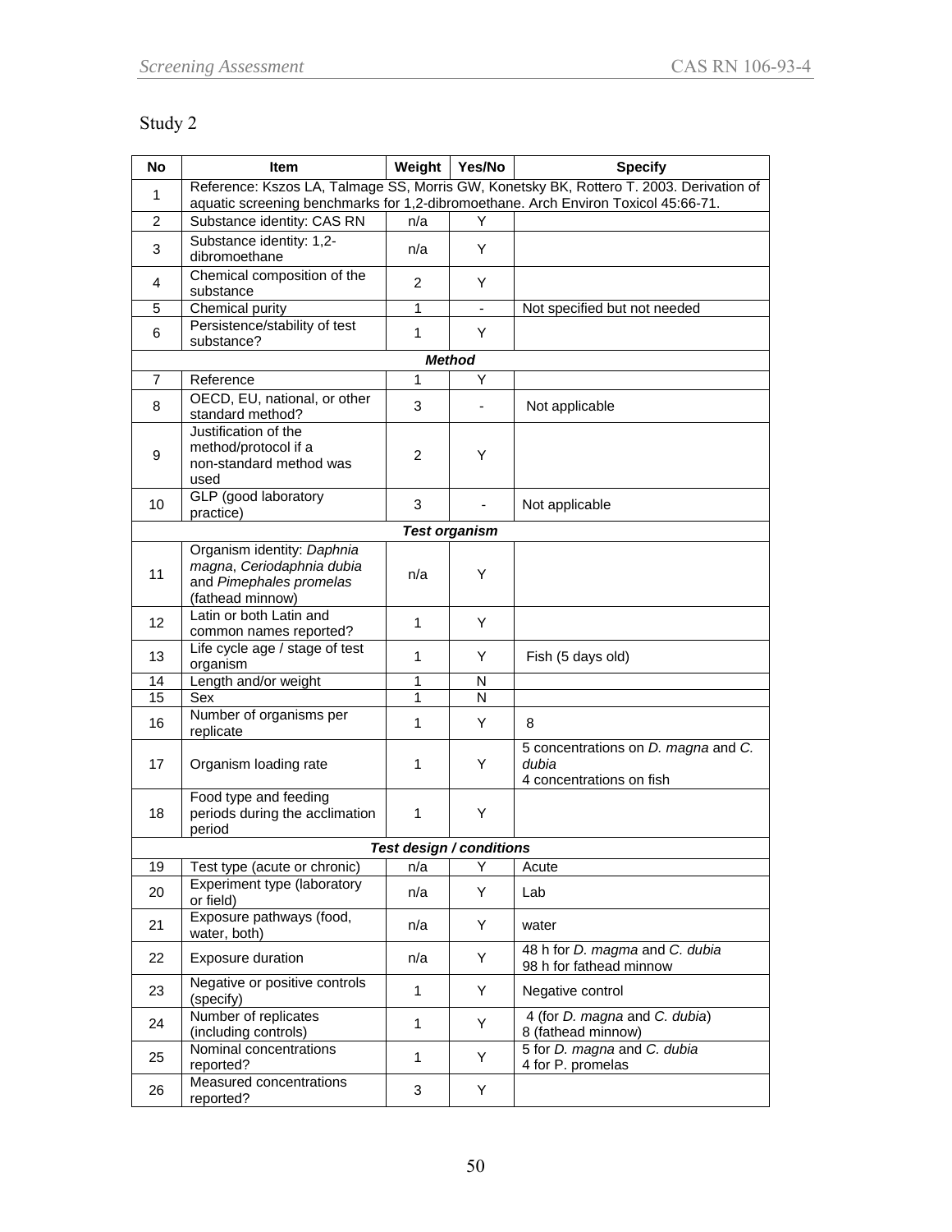Study 2

| No | Item | Weight | Yes/No | Specify |
|---|---|---|---|---|
| 1 | Reference: Kszos LA, Talmage SS, Morris GW, Konetsky BK, Rottero T. 2003. Derivation of aquatic screening benchmarks for 1,2-dibromoethane. Arch Environ Toxicol 45:66-71. | | | |
| 2 | Substance identity: CAS RN | n/a | Y | |
| 3 | Substance identity: 1,2-dibromoethane | n/a | Y | |
| 4 | Chemical composition of the substance | 2 | Y | |
| 5 | Chemical purity | 1 | - | Not specified but not needed |
| 6 | Persistence/stability of test substance? | 1 | Y | |
| | ***Method*** | | | |
| 7 | Reference | 1 | Y | |
| 8 | OECD, EU, national, or other standard method? | 3 | - | Not applicable |
| 9 | Justification of the method/protocol if a non-standard method was used | 2 | Y | |
| 10 | GLP (good laboratory practice) | 3 | - | Not applicable |
| | ***Test organism*** | | | |
| 11 | Organism identity: *Daphnia magna*, *Ceriodaphnia dubia* and *Pimephales promelas* (fathead minnow) | n/a | Y | |
| 12 | Latin or both Latin and common names reported? | 1 | Y | |
| 13 | Life cycle age / stage of test organism | 1 | Y | Fish (5 days old) |
| 14 | Length and/or weight | 1 | N | |
| 15 | Sex | 1 | N | |
| 16 | Number of organisms per replicate | 1 | Y | 8 |
| 17 | Organism loading rate | 1 | Y | 5 concentrations on *D. magna* and *C. dubia*<br>4 concentrations on fish |
| 18 | Food type and feeding periods during the acclimation period | 1 | Y | |
| | ***Test design / conditions*** | | | |
| 19 | Test type (acute or chronic) | n/a | Y | Acute |
| 20 | Experiment type (laboratory or field) | n/a | Y | Lab |
| 21 | Exposure pathways (food, water, both) | n/a | Y | water |
| 22 | Exposure duration | n/a | Y | 48 h for *D. magma* and *C. dubia*<br>98 h for fathead minnow |
| 23 | Negative or positive controls (specify) | 1 | Y | Negative control |
| 24 | Number of replicates (including controls) | 1 | Y | 4 (for *D. magna* and *C. dubia*)<br>8 (fathead minnow) |
| 25 | Nominal concentrations reported? | 1 | Y | 5 for *D. magna* and *C. dubia*<br>4 for P. promelas |
| 26 | Measured concentrations reported? | 3 | Y | |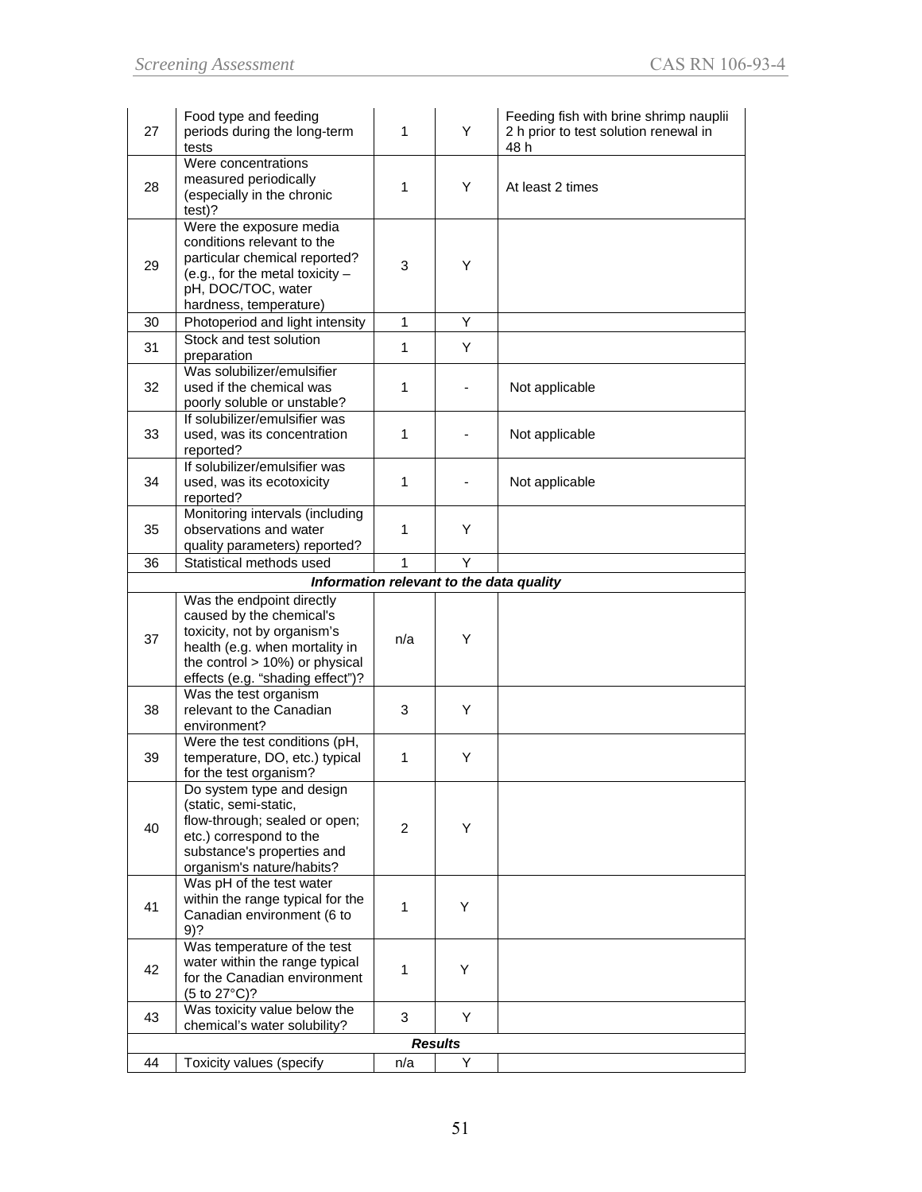| 27 | Food type and feeding periods during the long-term tests | 1 | Y | Feeding fish with brine shrimp nauplii 2 h prior to test solution renewal in 48 h |
|---|---|---|---|---|
| 28 | Were concentrations measured periodically (especially in the chronic test)? | 1 | Y | At least 2 times |
| 29 | Were the exposure media conditions relevant to the particular chemical reported? (e.g., for the metal toxicity – pH, DOC/TOC, water hardness, temperature) | 3 | Y | |
| 30 | Photoperiod and light intensity | 1 | Y | |
| 31 | Stock and test solution preparation | 1 | Y | |
| 32 | Was solubilizer/emulsifier used if the chemical was poorly soluble or unstable? | 1 | - | Not applicable |
| 33 | If solubilizer/emulsifier was used, was its concentration reported? | 1 | - | Not applicable |
| 34 | If solubilizer/emulsifier was used, was its ecotoxicity reported? | 1 | - | Not applicable |
| 35 | Monitoring intervals (including observations and water quality parameters) reported? | 1 | Y | |
| 36 | Statistical methods used | 1 | Y | |
| | ***Information relevant to the data quality*** | | | |
| 37 | Was the endpoint directly caused by the chemical's toxicity, not by organism's health (e.g. when mortality in the control > 10%) or physical effects (e.g. "shading effect")? | n/a | Y | |
| 38 | Was the test organism relevant to the Canadian environment? | 3 | Y | |
| 39 | Were the test conditions (pH, temperature, DO, etc.) typical for the test organism? | 1 | Y | |
| 40 | Do system type and design (static, semi-static, flow-through; sealed or open; etc.) correspond to the substance's properties and organism's nature/habits? | 2 | Y | |
| 41 | Was pH of the test water within the range typical for the Canadian environment (6 to 9)? | 1 | Y | |
| 42 | Was temperature of the test water within the range typical for the Canadian environment (5 to 27°C)? | 1 | Y | |
| 43 | Was toxicity value below the chemical's water solubility? | 3 | Y | |
| | ***Results*** | | | |
| 44 | Toxicity values (specify | n/a | Y | |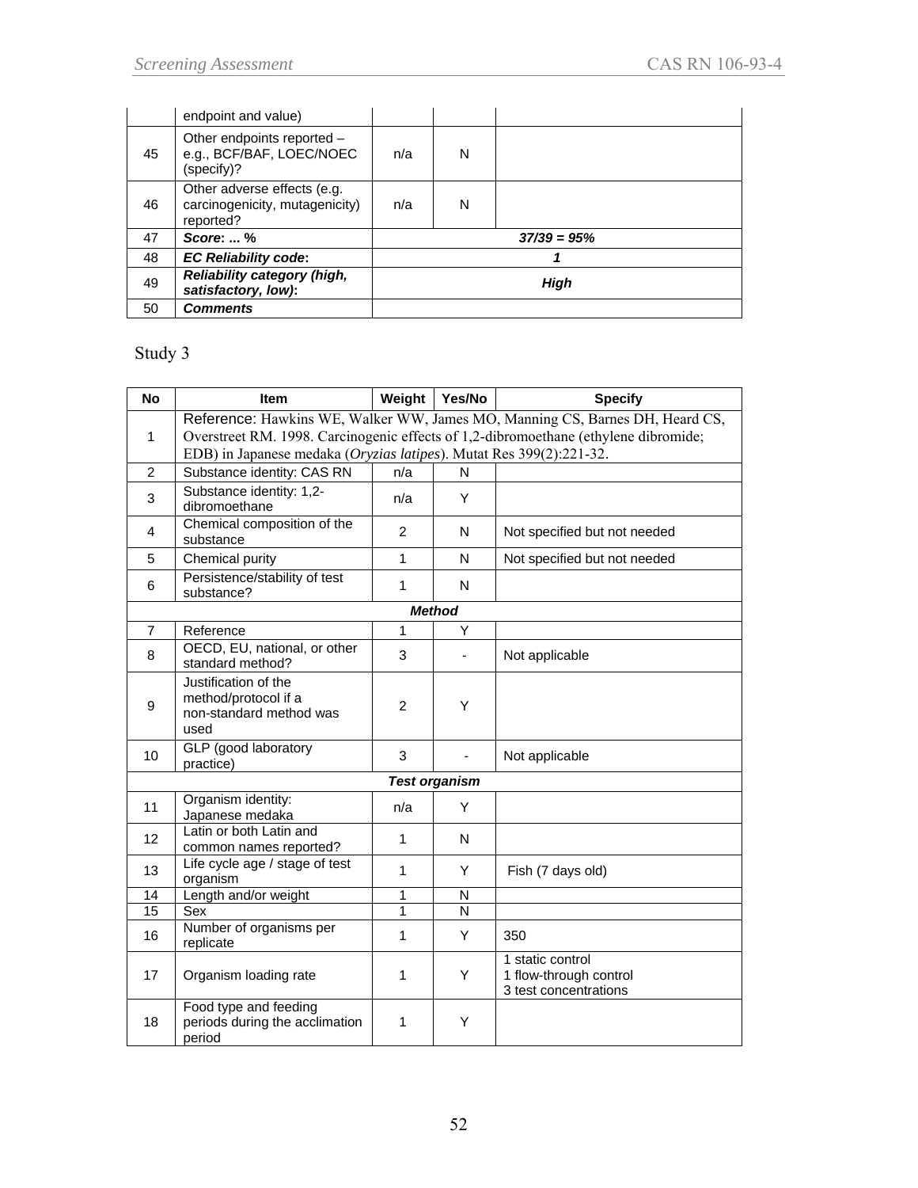| | endpoint and value) | | | |
|---|---|---|---|---|
| 45 | Other endpoints reported – e.g., BCF/BAF, LOEC/NOEC (specify)? | n/a | N | |
| 46 | Other adverse effects (e.g. carcinogenicity, mutagenicity) reported? | n/a | N | |
| 47 | ***Score: ... %*** | ***37/39 = 95%*** | | |
| 48 | ***EC Reliability code:*** | ***1*** | | |
| 49 | ***Reliability category (high, satisfactory, low):*** | ***High*** | | |
| 50 | ***Comments*** | | | |

Study 3

| No | Item | Weight | Yes/No | Specify |
|---|---|---|---|---|
| 1 | Reference: Hawkins WE, Walker WW, James MO, Manning CS, Barnes DH, Heard CS, Overstreet RM. 1998. Carcinogenic effects of 1,2-dibromoethane (ethylene dibromide; EDB) in Japanese medaka (*Oryzias latipes*). Mutat Res 399(2):221-32. | | | |
| 2 | Substance identity: CAS RN | n/a | N | |
| 3 | Substance identity: 1,2-dibromoethane | n/a | Y | |
| 4 | Chemical composition of the substance | 2 | N | Not specified but not needed |
| 5 | Chemical purity | 1 | N | Not specified but not needed |
| 6 | Persistence/stability of test substance? | 1 | N | |
| | ***Method*** | | | |
| 7 | Reference | 1 | Y | |
| 8 | OECD, EU, national, or other standard method? | 3 | - | Not applicable |
| 9 | Justification of the method/protocol if a non-standard method was used | 2 | Y | |
| 10 | GLP (good laboratory practice) | 3 | - | Not applicable |
| | ***Test organism*** | | | |
| 11 | Organism identity: Japanese medaka | n/a | Y | |
| 12 | Latin or both Latin and common names reported? | 1 | N | |
| 13 | Life cycle age / stage of test organism | 1 | Y | Fish (7 days old) |
| 14 | Length and/or weight | 1 | N | |
| 15 | Sex | 1 | N | |
| 16 | Number of organisms per replicate | 1 | Y | 350 |
| 17 | Organism loading rate | 1 | Y | 1 static control<br>1 flow-through control<br>3 test concentrations |
| 18 | Food type and feeding periods during the acclimation period | 1 | Y | |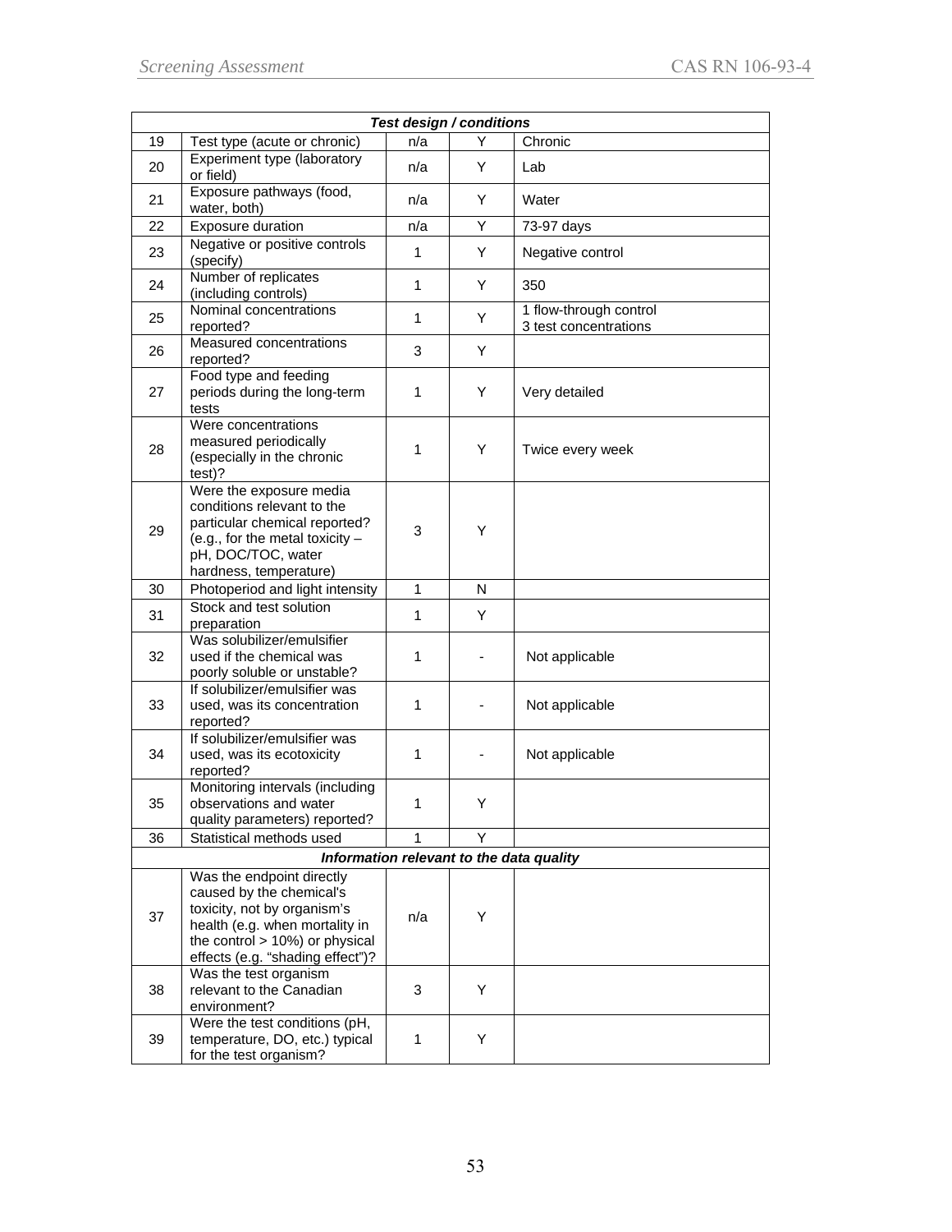| | Test design / conditions | | | |
|---|---|---|---|---|
| 19 | Test type (acute or chronic) | n/a | Y | Chronic |
| 20 | Experiment type (laboratory or field) | n/a | Y | Lab |
| 21 | Exposure pathways (food, water, both) | n/a | Y | Water |
| 22 | Exposure duration | n/a | Y | 73-97 days |
| 23 | Negative or positive controls (specify) | 1 | Y | Negative control |
| 24 | Number of replicates (including controls) | 1 | Y | 350 |
| 25 | Nominal concentrations reported? | 1 | Y | 1 flow-through control<br>3 test concentrations |
| 26 | Measured concentrations reported? | 3 | Y | |
| 27 | Food type and feeding periods during the long-term tests | 1 | Y | Very detailed |
| 28 | Were concentrations measured periodically (especially in the chronic test)? | 1 | Y | Twice every week |
| 29 | Were the exposure media conditions relevant to the particular chemical reported? (e.g., for the metal toxicity – pH, DOC/TOC, water hardness, temperature) | 3 | Y | |
| 30 | Photoperiod and light intensity | 1 | N | |
| 31 | Stock and test solution preparation | 1 | Y | |
| 32 | Was solubilizer/emulsifier used if the chemical was poorly soluble or unstable? | 1 | - | Not applicable |
| 33 | If solubilizer/emulsifier was used, was its concentration reported? | 1 | - | Not applicable |
| 34 | If solubilizer/emulsifier was used, was its ecotoxicity reported? | 1 | - | Not applicable |
| 35 | Monitoring intervals (including observations and water quality parameters) reported? | 1 | Y | |
| 36 | Statistical methods used | 1 | Y | |
| | **Information relevant to the data quality** | | | |
| 37 | Was the endpoint directly caused by the chemical's toxicity, not by organism's health (e.g. when mortality in the control > 10%) or physical effects (e.g. "shading effect")? | n/a | Y | |
| 38 | Was the test organism relevant to the Canadian environment? | 3 | Y | |
| 39 | Were the test conditions (pH, temperature, DO, etc.) typical for the test organism? | 1 | Y | |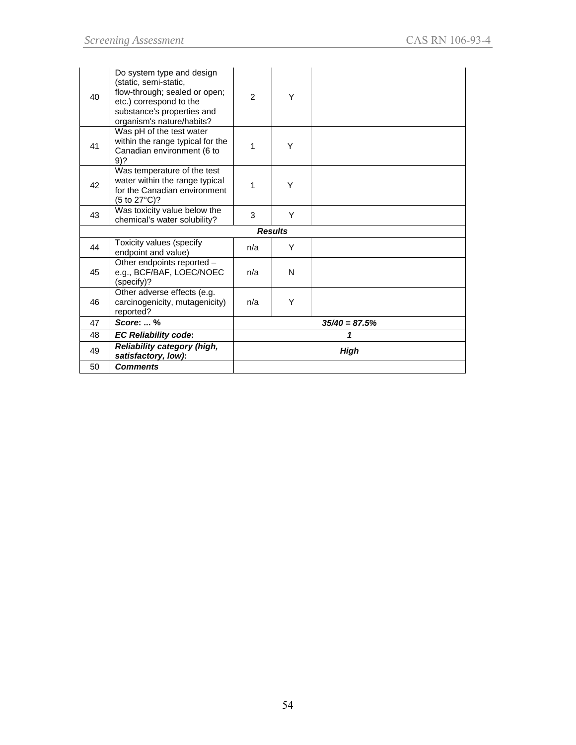| | | | | |
|---|---|---|---|---|
| 40 | Do system type and design (static, semi-static, flow-through; sealed or open; etc.) correspond to the substance's properties and organism's nature/habits? | 2 | Y | |
| 41 | Was pH of the test water within the range typical for the Canadian environment (6 to 9)? | 1 | Y | |
| 42 | Was temperature of the test water within the range typical for the Canadian environment (5 to 27°C)? | 1 | Y | |
| 43 | Was toxicity value below the chemical's water solubility? | 3 | Y | |
| | ***Results*** | | | |
| 44 | Toxicity values (specify endpoint and value) | n/a | Y | |
| 45 | Other endpoints reported – e.g., BCF/BAF, LOEC/NOEC (specify)? | n/a | N | |
| 46 | Other adverse effects (e.g. carcinogenicity, mutagenicity) reported? | n/a | Y | |
| 47 | ***Score: ... %*** | ***35/40 = 87.5%*** | | |
| 48 | ***EC Reliability code:*** | ***1*** | | |
| 49 | ***Reliability category (high, satisfactory, low):*** | ***High*** | | |
| 50 | ***Comments*** | | | |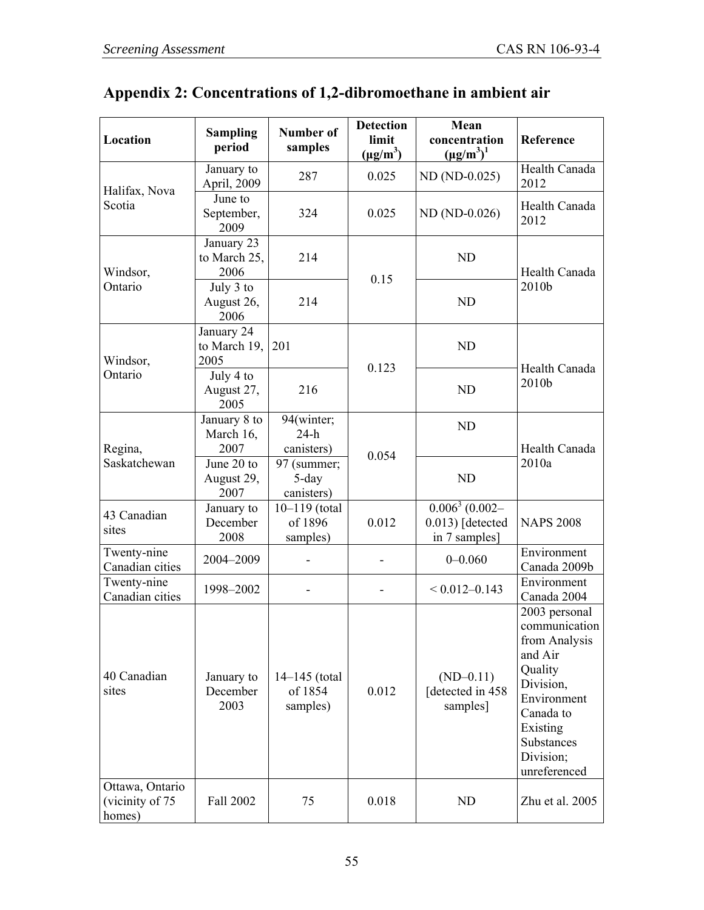## Appendix 2: Concentrations of 1,2-dibromoethane in ambient air

| Location | Sampling period | Number of samples | Detection limit (μg/m[3]) | Mean concentration (μg/m[3])[1] | Reference |
|---|---|---|---|---|---|
| Halifax, Nova Scotia | January to April, 2009 | 287 | 0.025 | ND (ND-0.025) | Health Canada 2012 |
| | June to September, 2009 | 324 | 0.025 | ND (ND-0.026) | Health Canada 2012 |
| Windsor, Ontario | January 23 to March 25, 2006 | 214 | 0.15 | ND | Health Canada 2010b |
| | July 3 to August 26, 2006 | 214 | | ND | |
| Windsor, Ontario | January 24 to March 19, 2005 | 201 | 0.123 | ND | Health Canada 2010b |
| | July 4 to August 27, 2005 | 216 | | ND | |
| Regina, Saskatchewan | January 8 to March 16, 2007 | 94(winter; 24-h canisters) | 0.054 | ND | Health Canada 2010a |
| | June 20 to August 29, 2007 | 97 (summer; 5-day canisters) | | ND | |
| 43 Canadian sites | January to December 2008 | 10–119 (total of 1896 samples) | 0.012 | 0.006[3] (0.002–0.013) [detected in 7 samples] | NAPS 2008 |
| Twenty-nine Canadian cities | 2004–2009 | - | - | 0–0.060 | Environment Canada 2009b |
| Twenty-nine Canadian cities | 1998–2002 | - | - | < 0.012–0.143 | Environment Canada 2004 |
| 40 Canadian sites | January to December 2003 | 14–145 (total of 1854 samples) | 0.012 | (ND–0.11) [detected in 458 samples] | 2003 personal communication from Analysis and Air Quality Division, Environment Canada to Existing Substances Division; unreferenced |
| Ottawa, Ontario (vicinity of 75 homes) | Fall 2002 | 75 | 0.018 | ND | Zhu et al. 2005 |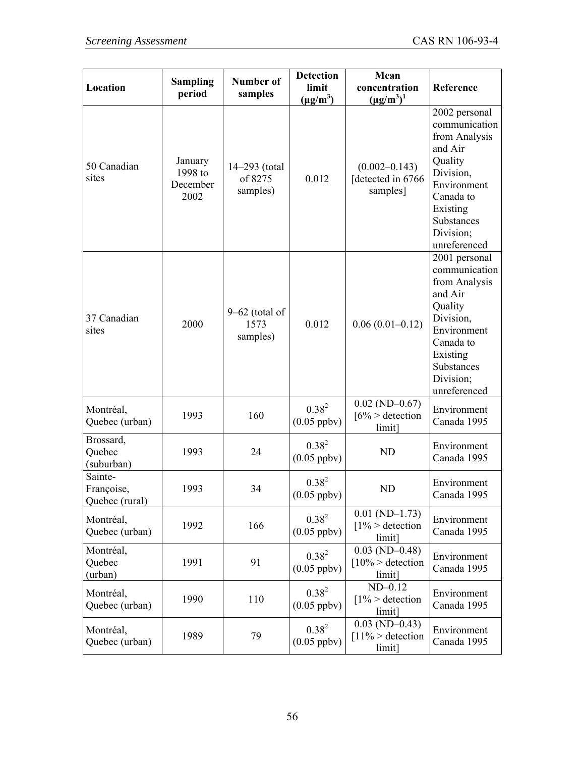| Location | Sampling period | Number of samples | Detection limit (μg/m$^3$) | Mean concentration (μg/m$^3$)[1] | Reference |
|---|---|---|---|---|---|
| 50 Canadian sites | January 1998 to December 2002 | 14–293 (total of 8275 samples) | 0.012 | (0.002–0.143) [detected in 6766 samples] | 2002 personal communication from Analysis and Air Quality Division, Environment Canada to Existing Substances Division; unreferenced |
| 37 Canadian sites | 2000 | 9–62 (total of 1573 samples) | 0.012 | 0.06 (0.01–0.12) | 2001 personal communication from Analysis and Air Quality Division, Environment Canada to Existing Substances Division; unreferenced |
| Montréal, Quebec (urban) | 1993 | 160 | 0.38[2] (0.05 ppbv) | 0.02 (ND–0.67) [6% > detection limit] | Environment Canada 1995 |
| Brossard, Quebec (suburban) | 1993 | 24 | 0.38[2] (0.05 ppbv) | ND | Environment Canada 1995 |
| Sainte-Françoise, Quebec (rural) | 1993 | 34 | 0.38[2] (0.05 ppbv) | ND | Environment Canada 1995 |
| Montréal, Quebec (urban) | 1992 | 166 | 0.38[2] (0.05 ppbv) | 0.01 (ND–1.73) [1% > detection limit] | Environment Canada 1995 |
| Montréal, Quebec (urban) | 1991 | 91 | 0.38[2] (0.05 ppbv) | 0.03 (ND–0.48) [10% > detection limit] | Environment Canada 1995 |
| Montréal, Quebec (urban) | 1990 | 110 | 0.38[2] (0.05 ppbv) | ND–0.12 [1% > detection limit] | Environment Canada 1995 |
| Montréal, Quebec (urban) | 1989 | 79 | 0.38[2] (0.05 ppbv) | 0.03 (ND–0.43) [11% > detection limit] | Environment Canada 1995 |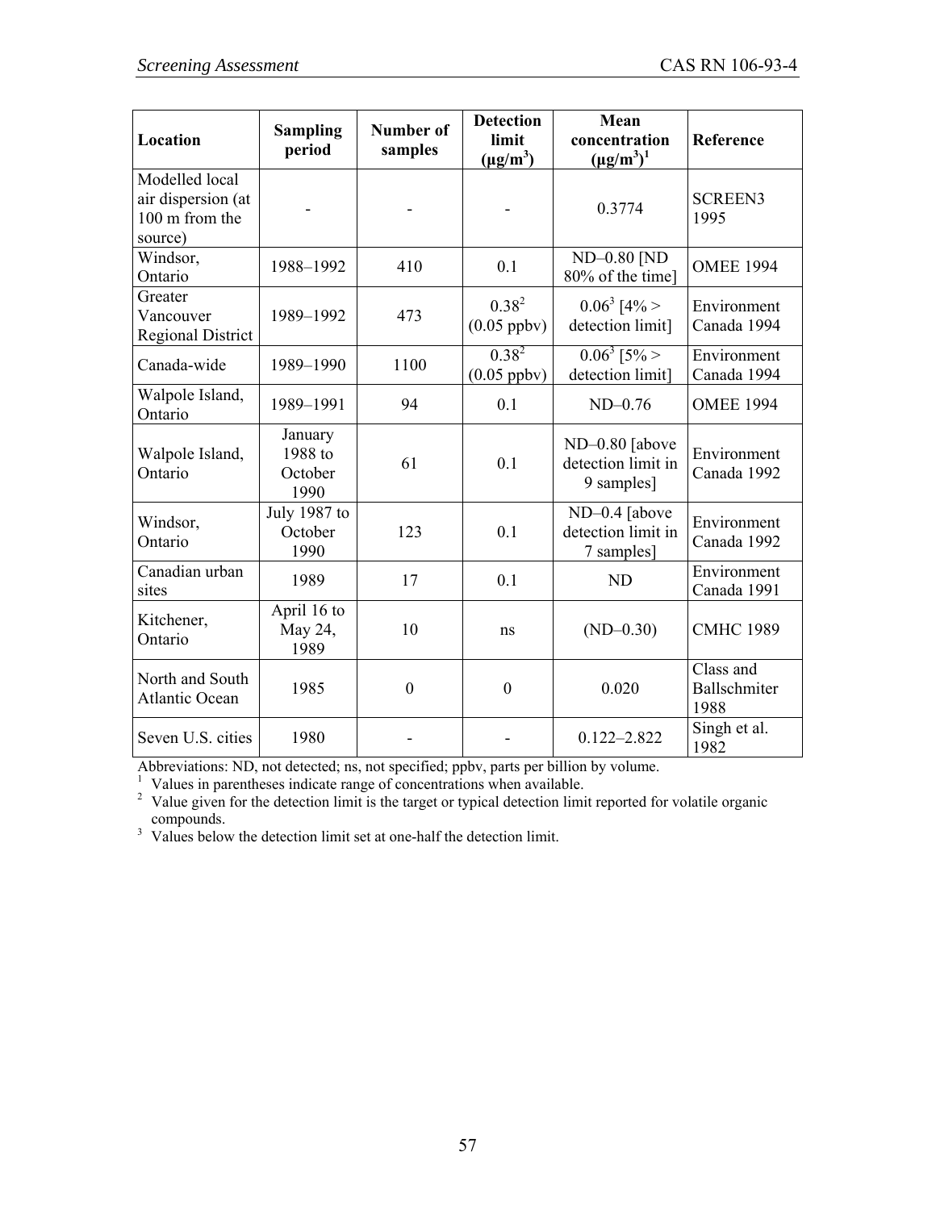| Location | Sampling period | Number of samples | Detection limit (μg/m$^3$) | Mean concentration (μg/m$^3$)[1] | Reference |
|---|---|---|---|---|---|
| Modelled local air dispersion (at 100 m from the source) | - | - | - | 0.3774 | SCREEN3 1995 |
| Windsor, Ontario | 1988–1992 | 410 | 0.1 | ND–0.80 [ND 80% of the time] | OMEE 1994 |
| Greater Vancouver Regional District | 1989–1992 | 473 | 0.38[2] (0.05 ppbv) | 0.06[3] [4% > detection limit] | Environment Canada 1994 |
| Canada-wide | 1989–1990 | 1100 | 0.38[2] (0.05 ppbv) | 0.06[3] [5% > detection limit] | Environment Canada 1994 |
| Walpole Island, Ontario | 1989–1991 | 94 | 0.1 | ND–0.76 | OMEE 1994 |
| Walpole Island, Ontario | January 1988 to October 1990 | 61 | 0.1 | ND–0.80 [above detection limit in 9 samples] | Environment Canada 1992 |
| Windsor, Ontario | July 1987 to October 1990 | 123 | 0.1 | ND–0.4 [above detection limit in 7 samples] | Environment Canada 1992 |
| Canadian urban sites | 1989 | 17 | 0.1 | ND | Environment Canada 1991 |
| Kitchener, Ontario | April 16 to May 24, 1989 | 10 | ns | (ND–0.30) | CMHC 1989 |
| North and South Atlantic Ocean | 1985 | 0 | 0 | 0.020 | Class and Ballschmiter 1988 |
| Seven U.S. cities | 1980 | - | - | 0.122–2.822 | Singh et al. 1982 |

Abbreviations: ND, not detected; ns, not specified; ppbv, parts per billion by volume.

[1] Values in parentheses indicate range of concentrations when available.

[2] Value given for the detection limit is the target or typical detection limit reported for volatile organic compounds.

[3] Values below the detection limit set at one-half the detection limit.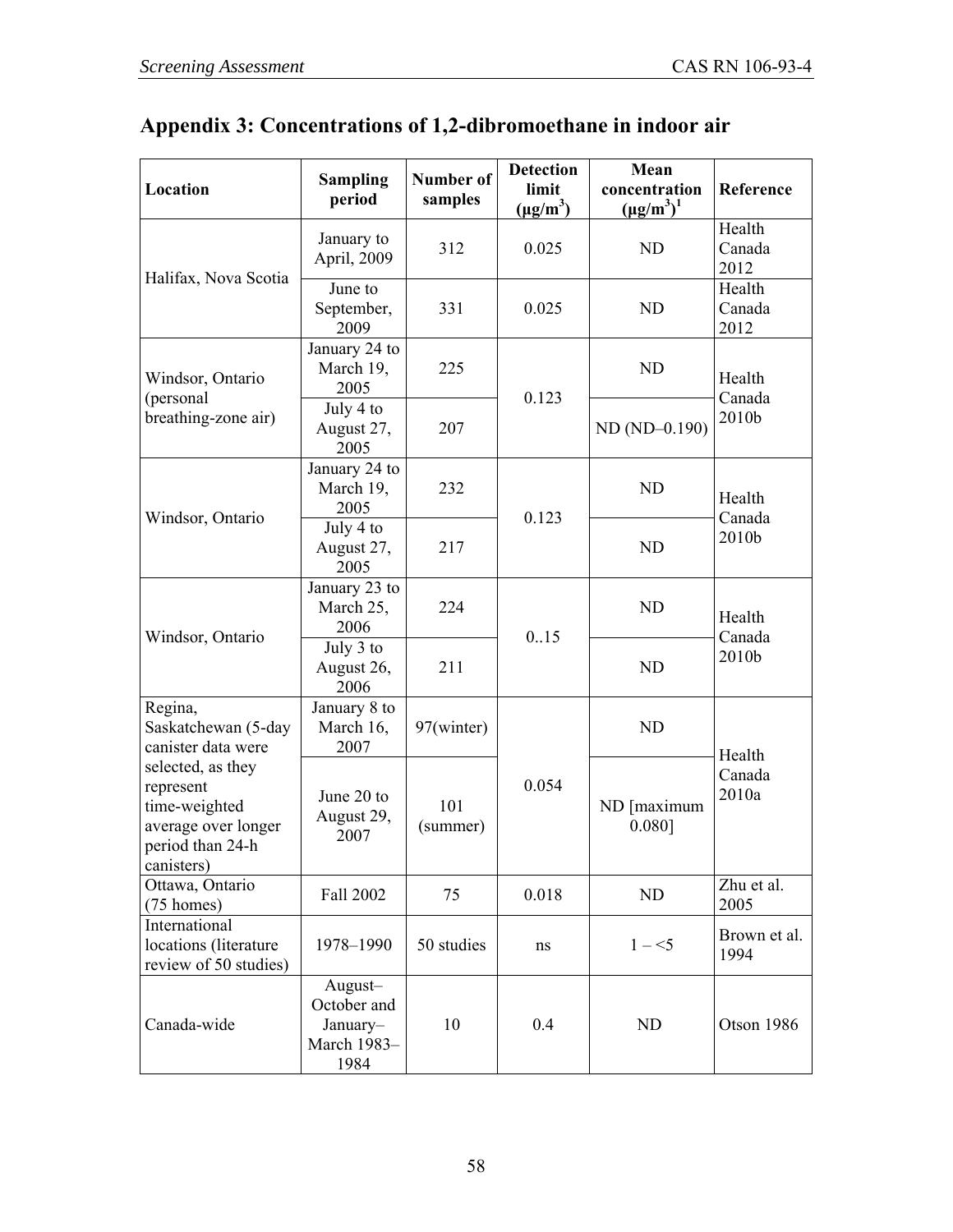## Appendix 3: Concentrations of 1,2-dibromoethane in indoor air

| Location | Sampling period | Number of samples | Detection limit ($\mu g/m^3$) | Mean concentration ($\mu g/m^3$)[1] | Reference |
|---|---|---|---|---|---|
| Halifax, Nova Scotia | January to April, 2009 | 312 | 0.025 | ND | Health Canada 2012 |
| | June to September, 2009 | 331 | 0.025 | ND | Health Canada 2012 |
| Windsor, Ontario (personal breathing-zone air) | January 24 to March 19, 2005 | 225 | 0.123 | ND | Health Canada 2010b |
| | July 4 to August 27, 2005 | 207 | | ND (ND–0.190) | |
| Windsor, Ontario | January 24 to March 19, 2005 | 232 | 0.123 | ND | Health Canada 2010b |
| | July 4 to August 27, 2005 | 217 | | ND | |
| Windsor, Ontario | January 23 to March 25, 2006 | 224 | 0..15 | ND | Health Canada 2010b |
| | July 3 to August 26, 2006 | 211 | | ND | |
| Regina, Saskatchewan (5-day canister data were selected, as they represent time-weighted average over longer period than 24-h canisters) | January 8 to March 16, 2007 | 97(winter) | 0.054 | ND | Health Canada 2010a |
| | June 20 to August 29, 2007 | 101 (summer) | | ND [maximum 0.080] | |
| Ottawa, Ontario (75 homes) | Fall 2002 | 75 | 0.018 | ND | Zhu et al. 2005 |
| International locations (literature review of 50 studies) | 1978–1990 | 50 studies | ns | 1 – <5 | Brown et al. 1994 |
| Canada-wide | August–October and January–March 1983–1984 | 10 | 0.4 | ND | Otson 1986 |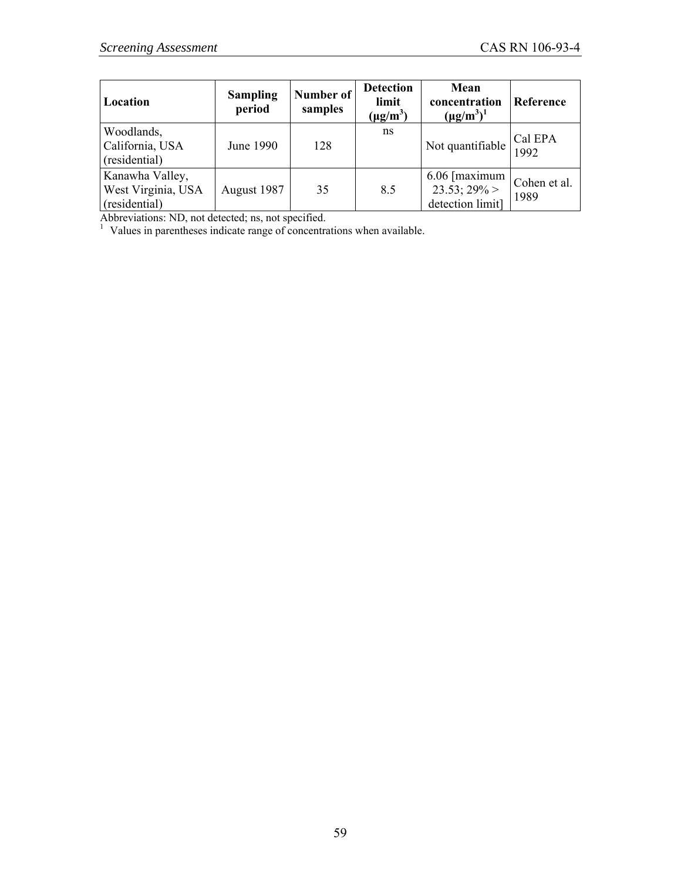| Location | Sampling period | Number of samples | Detection limit (μg/m³) | Mean concentration (μg/m³)[1] | Reference |
|---|---|---|---|---|---|
| Woodlands, California, USA (residential) | June 1990 | 128 | ns | Not quantifiable | Cal EPA 1992 |
| Kanawha Valley, West Virginia, USA (residential) | August 1987 | 35 | 8.5 | 6.06 [maximum 23.53; 29% > detection limit] | Cohen et al. 1989 |

Abbreviations: ND, not detected; ns, not specified.

[1] Values in parentheses indicate range of concentrations when available.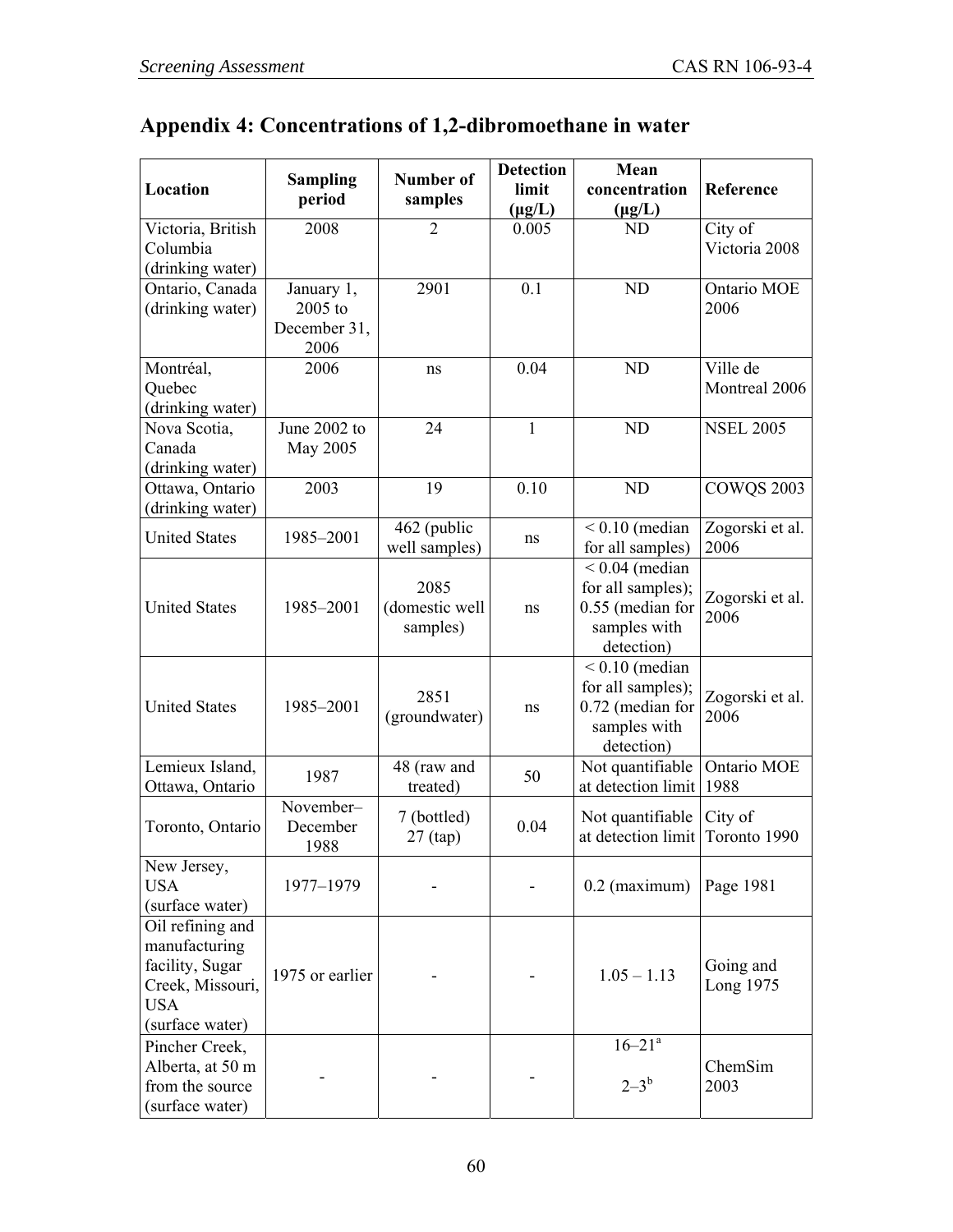## Appendix 4: Concentrations of 1,2-dibromoethane in water

| Location | Sampling period | Number of samples | Detection limit (µg/L) | Mean concentration (µg/L) | Reference |
|---|---|---|---|---|---|
| Victoria, British Columbia (drinking water) | 2008 | 2 | 0.005 | ND | City of Victoria 2008 |
| Ontario, Canada (drinking water) | January 1, 2005 to December 31, 2006 | 2901 | 0.1 | ND | Ontario MOE 2006 |
| Montréal, Quebec (drinking water) | 2006 | ns | 0.04 | ND | Ville de Montreal 2006 |
| Nova Scotia, Canada (drinking water) | June 2002 to May 2005 | 24 | 1 | ND | NSEL 2005 |
| Ottawa, Ontario (drinking water) | 2003 | 19 | 0.10 | ND | COWQS 2003 |
| United States | 1985–2001 | 462 (public well samples) | ns | < 0.10 (median for all samples) | Zogorski et al. 2006 |
| United States | 1985–2001 | 2085 (domestic well samples) | ns | < 0.04 (median for all samples); 0.55 (median for samples with detection) | Zogorski et al. 2006 |
| United States | 1985–2001 | 2851 (groundwater) | ns | < 0.10 (median for all samples); 0.72 (median for samples with detection) | Zogorski et al. 2006 |
| Lemieux Island, Ottawa, Ontario | 1987 | 48 (raw and treated) | 50 | Not quantifiable at detection limit | Ontario MOE 1988 |
| Toronto, Ontario | November–December 1988 | 7 (bottled) 27 (tap) | 0.04 | Not quantifiable at detection limit | City of Toronto 1990 |
| New Jersey, USA (surface water) | 1977–1979 | - | - | 0.2 (maximum) | Page 1981 |
| Oil refining and manufacturing facility, Sugar Creek, Missouri, USA (surface water) | 1975 or earlier | - | - | 1.05 – 1.13 | Going and Long 1975 |
| Pincher Creek, Alberta, at 50 m from the source (surface water) | - | - | - | 16–21[a] 2–3[b] | ChemSim 2003 |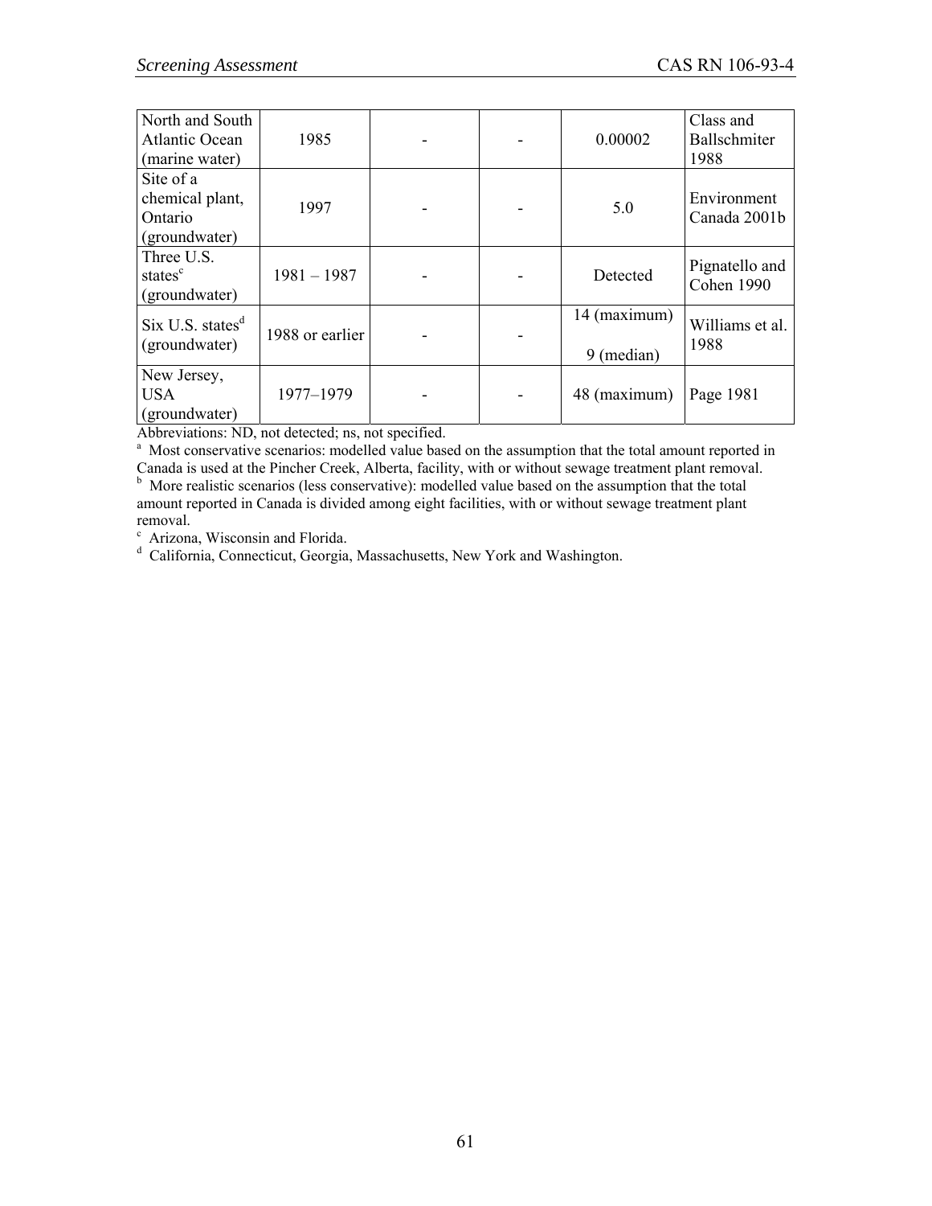| | | | | | |
|---|---|---|---|---|---|
| North and South Atlantic Ocean (marine water) | 1985 | - | - | 0.00002 | Class and Ballschmiter 1988 |
| Site of a chemical plant, Ontario (groundwater) | 1997 | - | - | 5.0 | Environment Canada 2001b |
| Three U.S. states[c] (groundwater) | 1981 – 1987 | - | - | Detected | Pignatello and Cohen 1990 |
| Six U.S. states[d] (groundwater) | 1988 or earlier | - | - | 14 (maximum)<br><br>9 (median) | Williams et al. 1988 |
| New Jersey, USA (groundwater) | 1977–1979 | - | - | 48 (maximum) | Page 1981 |

Abbreviations: ND, not detected; ns, not specified.

[a] Most conservative scenarios: modelled value based on the assumption that the total amount reported in Canada is used at the Pincher Creek, Alberta, facility, with or without sewage treatment plant removal.

[b] More realistic scenarios (less conservative): modelled value based on the assumption that the total amount reported in Canada is divided among eight facilities, with or without sewage treatment plant removal.

[c] Arizona, Wisconsin and Florida.

[d] California, Connecticut, Georgia, Massachusetts, New York and Washington.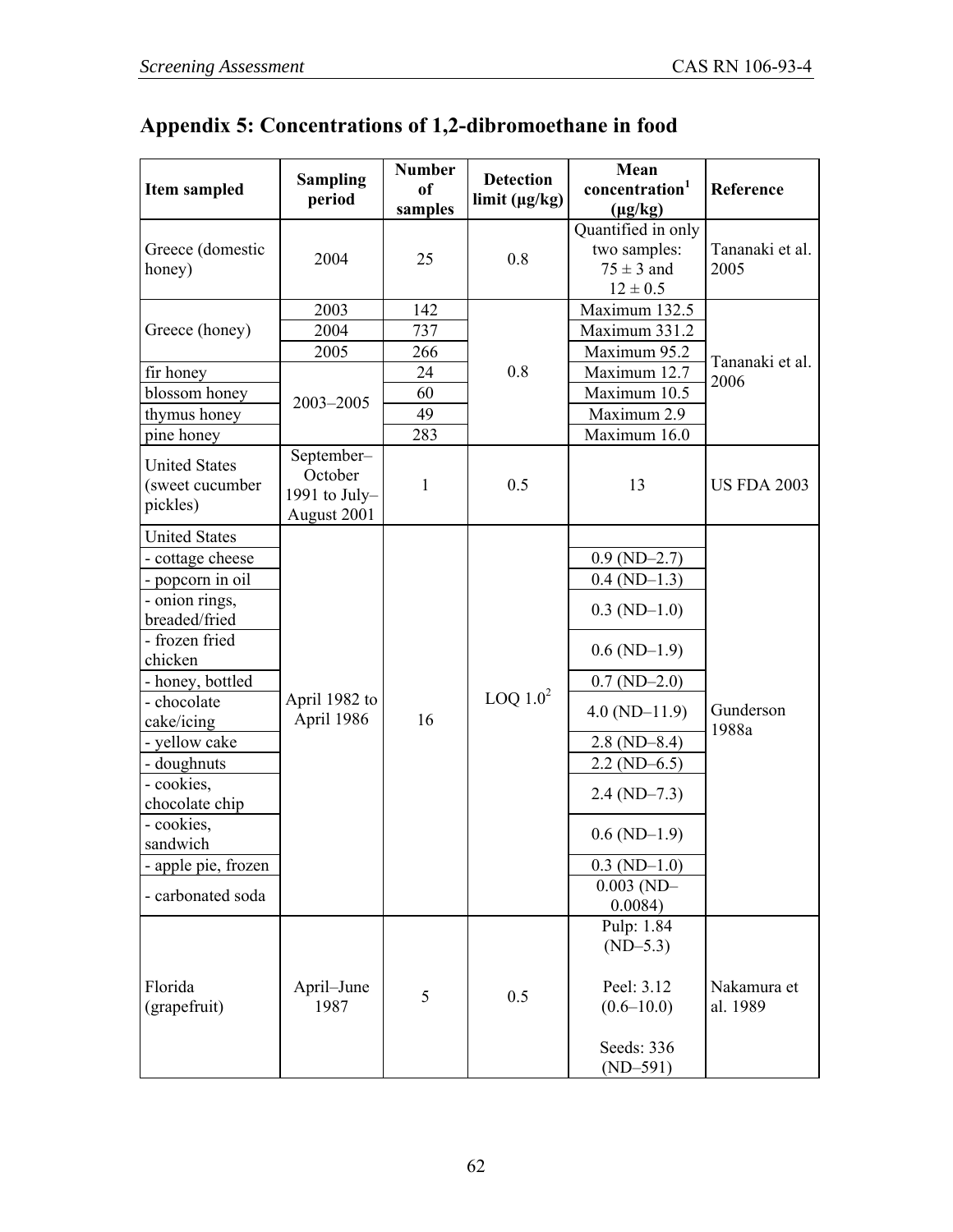# Appendix 5: Concentrations of 1,2-dibromoethane in food

| Item sampled | Sampling period | Number of samples | Detection limit (μg/kg) | Mean concentration[1] (μg/kg) | Reference |
|---|---|---|---|---|---|
| Greece (domestic honey) | 2004 | 25 | 0.8 | Quantified in only two samples: 75 ± 3 and 12 ± 0.5 | Tananaki et al. 2005 |
| Greece (honey) | 2003 | 142 | 0.8 | Maximum 132.5 | Tananaki et al. 2006 |
| | 2004 | 737 | | Maximum 331.2 | |
| | 2005 | 266 | | Maximum 95.2 | |
| fir honey | 2003–2005 | 24 | | Maximum 12.7 | |
| blossom honey | | 60 | | Maximum 10.5 | |
| thymus honey | | 49 | | Maximum 2.9 | |
| pine honey | | 283 | | Maximum 16.0 | |
| United States (sweet cucumber pickles) | September–October 1991 to July–August 2001 | 1 | 0.5 | 13 | US FDA 2003 |
| United States | April 1982 to April 1986 | 16 | LOQ 1.0[2] | | Gunderson 1988a |
| - cottage cheese | | | | 0.9 (ND–2.7) | |
| - popcorn in oil | | | | 0.4 (ND–1.3) | |
| - onion rings, breaded/fried | | | | 0.3 (ND–1.0) | |
| - frozen fried chicken | | | | 0.6 (ND–1.9) | |
| - honey, bottled | | | | 0.7 (ND–2.0) | |
| - chocolate cake/icing | | | | 4.0 (ND–11.9) | |
| - yellow cake | | | | 2.8 (ND–8.4) | |
| - doughnuts | | | | 2.2 (ND–6.5) | |
| - cookies, chocolate chip | | | | 2.4 (ND–7.3) | |
| - cookies, sandwich | | | | 0.6 (ND–1.9) | |
| - apple pie, frozen | | | | 0.3 (ND–1.0) | |
| - carbonated soda | | | | 0.003 (ND–0.0084) | |
| Florida (grapefruit) | April–June 1987 | 5 | 0.5 | Pulp: 1.84 (ND–5.3)<br><br>Peel: 3.12 (0.6–10.0)<br><br>Seeds: 336 (ND–591) | Nakamura et al. 1989 |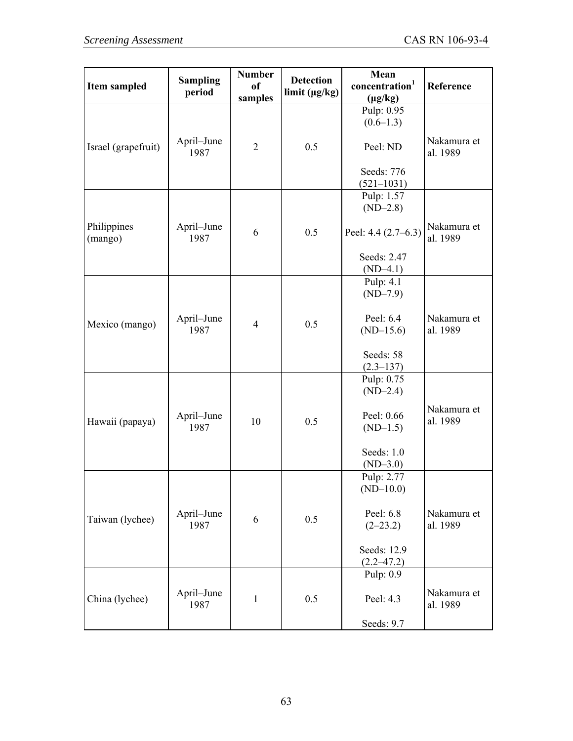| Item sampled | Sampling period | Number of samples | Detection limit (µg/kg) | Mean concentration[1] (µg/kg) | Reference |
|---|---|---|---|---|---|
| Israel (grapefruit) | April–June 1987 | 2 | 0.5 | Pulp: 0.95 (0.6–1.3)<br><br>Peel: ND<br><br>Seeds: 776 (521–1031) | Nakamura et al. 1989 |
| Philippines (mango) | April–June 1987 | 6 | 0.5 | Pulp: 1.57 (ND–2.8)<br><br>Peel: 4.4 (2.7–6.3)<br><br>Seeds: 2.47 (ND–4.1) | Nakamura et al. 1989 |
| Mexico (mango) | April–June 1987 | 4 | 0.5 | Pulp: 4.1 (ND–7.9)<br><br>Peel: 6.4 (ND–15.6)<br><br>Seeds: 58 (2.3–137) | Nakamura et al. 1989 |
| Hawaii (papaya) | April–June 1987 | 10 | 0.5 | Pulp: 0.75 (ND–2.4)<br><br>Peel: 0.66 (ND–1.5)<br><br>Seeds: 1.0 (ND–3.0) | Nakamura et al. 1989 |
| Taiwan (lychee) | April–June 1987 | 6 | 0.5 | Pulp: 2.77 (ND–10.0)<br><br>Peel: 6.8 (2–23.2)<br><br>Seeds: 12.9 (2.2–47.2) | Nakamura et al. 1989 |
| China (lychee) | April–June 1987 | 1 | 0.5 | Pulp: 0.9<br><br>Peel: 4.3<br><br>Seeds: 9.7 | Nakamura et al. 1989 |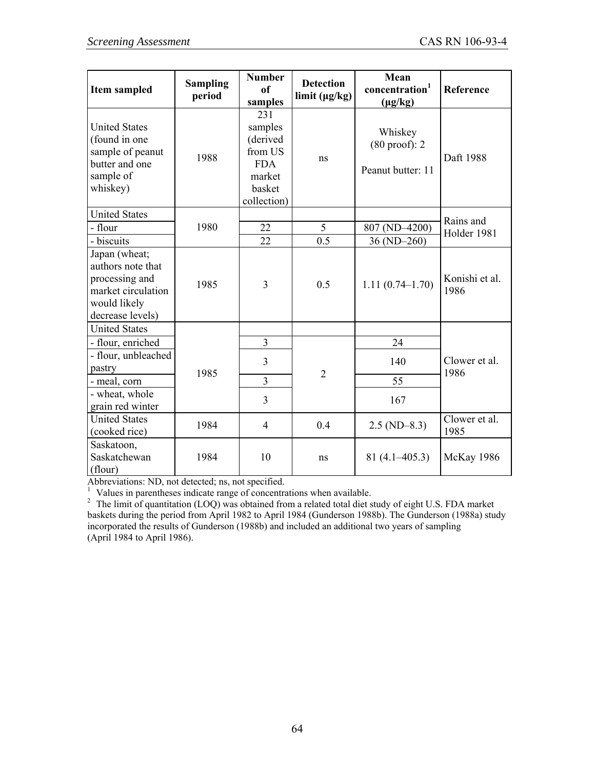| Item sampled | Sampling period | Number of samples | Detection limit (µg/kg) | Mean concentration[1] (µg/kg) | Reference |
|---|---|---|---|---|---|
| United States (found in one sample of peanut butter and one sample of whiskey) | 1988 | 231 samples (derived from US FDA market basket collection) | ns | Whiskey (80 proof): 2<br><br>Peanut butter: 11 | Daft 1988 |
| United States | 1980 | | | | Rains and Holder 1981 |
| - flour | | 22 | 5 | 807 (ND–4200) | |
| - biscuits | | 22 | 0.5 | 36 (ND–260) | |
| Japan (wheat; authors note that processing and market circulation would likely decrease levels) | 1985 | 3 | 0.5 | 1.11 (0.74–1.70) | Konishi et al. 1986 |
| United States | 1985 | | 2 | | Clower et al. 1986 |
| - flour, enriched | | 3 | | 24 | |
| - flour, unbleached pastry | | 3 | | 140 | |
| - meal, corn | | 3 | | 55 | |
| - wheat, whole grain red winter | | 3 | | 167 | |
| United States (cooked rice) | 1984 | 4 | 0.4 | 2.5 (ND–8.3) | Clower et al. 1985 |
| Saskatoon, Saskatchewan (flour) | 1984 | 10 | ns | 81 (4.1–405.3) | McKay 1986 |

Abbreviations: ND, not detected; ns, not specified.

[1] Values in parentheses indicate range of concentrations when available.

[2] The limit of quantitation (LOQ) was obtained from a related total diet study of eight U.S. FDA market baskets during the period from April 1982 to April 1984 (Gunderson 1988b). The Gunderson (1988a) study incorporated the results of Gunderson (1988b) and included an additional two years of sampling (April 1984 to April 1986).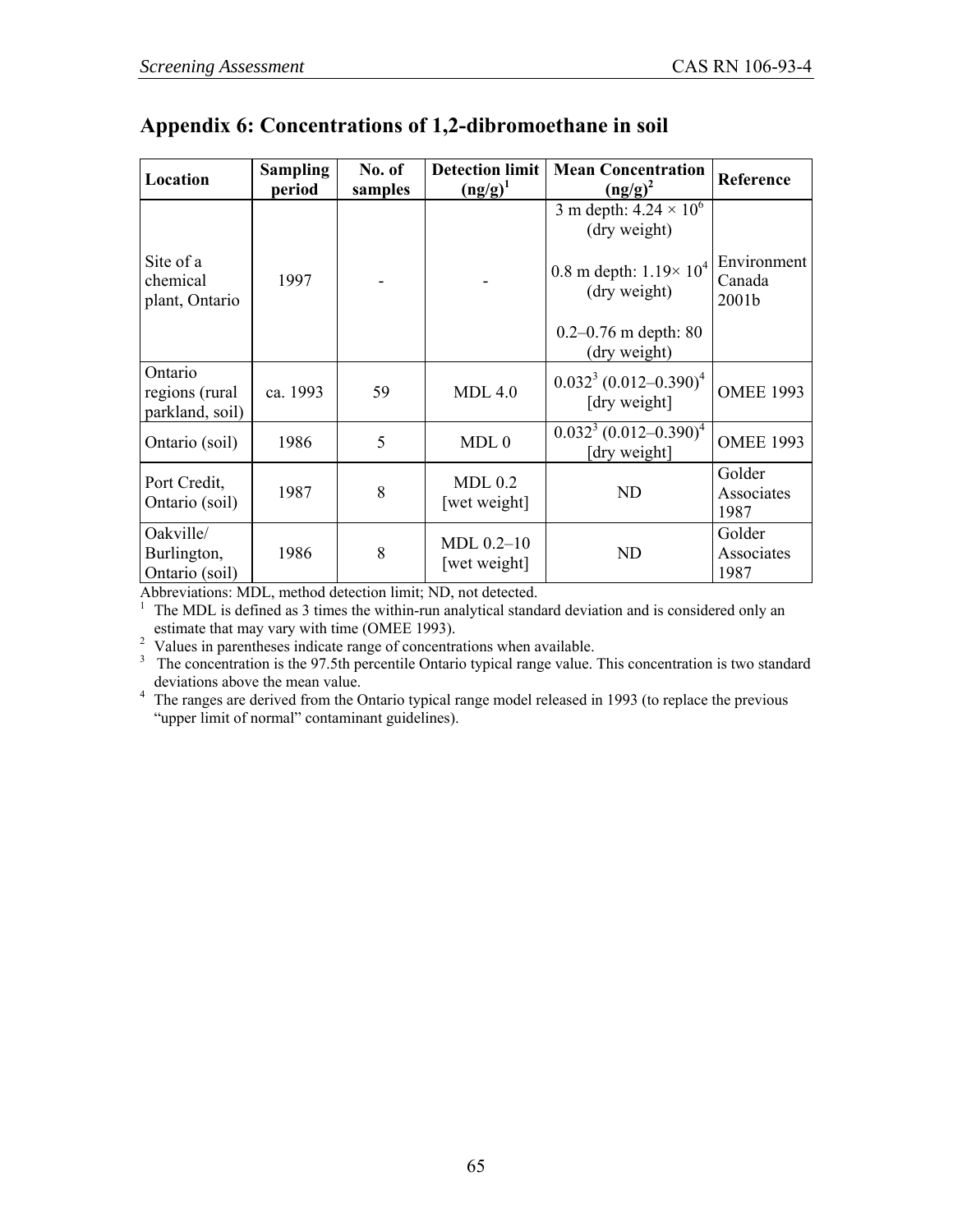## Appendix 6: Concentrations of 1,2-dibromoethane in soil

| Location | Sampling period | No. of samples | Detection limit (ng/g)[1] | Mean Concentration (ng/g)[2] | Reference |
|---|---|---|---|---|---|
| Site of a chemical plant, Ontario | 1997 | - | - | 3 m depth: $4.24 \times 10^6$ (dry weight)<br><br>0.8 m depth: $1.19 \times 10^4$ (dry weight)<br><br>0.2–0.76 m depth: 80 (dry weight) | Environment Canada 2001b |
| Ontario regions (rural parkland, soil) | ca. 1993 | 59 | MDL 4.0 | 0.032[3] (0.012–0.390)[4] [dry weight] | OMEE 1993 |
| Ontario (soil) | 1986 | 5 | MDL 0 | 0.032[3] (0.012–0.390)[4] [dry weight] | OMEE 1993 |
| Port Credit, Ontario (soil) | 1987 | 8 | MDL 0.2 [wet weight] | ND | Golder Associates 1987 |
| Oakville/ Burlington, Ontario (soil) | 1986 | 8 | MDL 0.2–10 [wet weight] | ND | Golder Associates 1987 |

Abbreviations: MDL, method detection limit; ND, not detected.

[1] The MDL is defined as 3 times the within-run analytical standard deviation and is considered only an estimate that may vary with time (OMEE 1993).

[2] Values in parentheses indicate range of concentrations when available.

[3] The concentration is the 97.5th percentile Ontario typical range value. This concentration is two standard deviations above the mean value.

[4] The ranges are derived from the Ontario typical range model released in 1993 (to replace the previous "upper limit of normal" contaminant guidelines).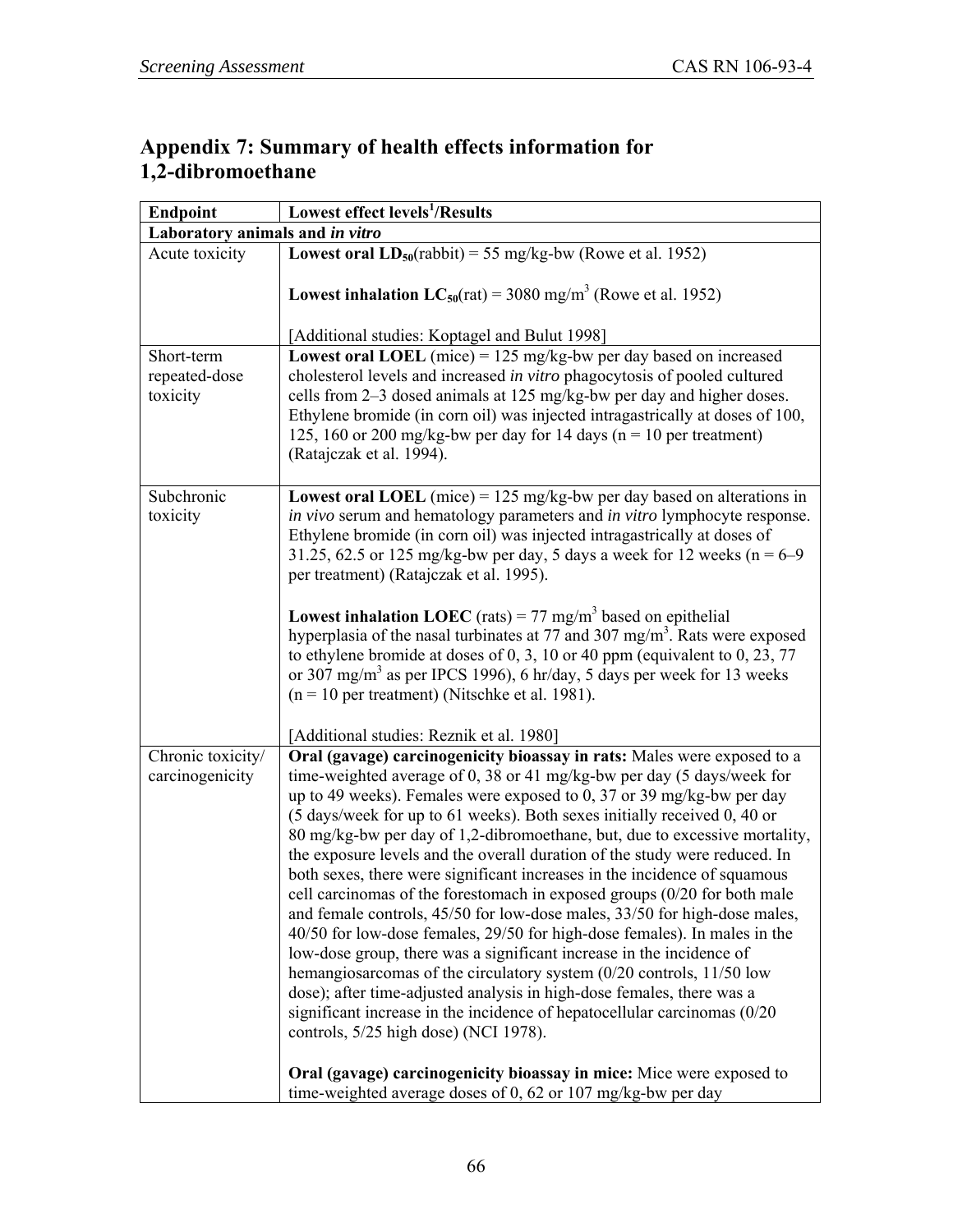## Appendix 7: Summary of health effects information for 1,2-dibromoethane

| Endpoint | Lowest effect levels[1]/Results |
|---|---|
| **Laboratory animals and *in vitro*** | |
| Acute toxicity | **Lowest oral $LD_{50}$**(rabbit) = 55 mg/kg-bw (Rowe et al. 1952)<br><br>**Lowest inhalation $LC_{50}$**(rat) = 3080 mg/m$^3$ (Rowe et al. 1952)<br><br>[Additional studies: Koptagel and Bulut 1998] |
| Short-term repeated-dose toxicity | **Lowest oral LOEL** (mice) = 125 mg/kg-bw per day based on increased cholesterol levels and increased *in vitro* phagocytosis of pooled cultured cells from 2–3 dosed animals at 125 mg/kg-bw per day and higher doses. Ethylene bromide (in corn oil) was injected intragastrically at doses of 100, 125, 160 or 200 mg/kg-bw per day for 14 days (n = 10 per treatment) (Ratajczak et al. 1994). |
| Subchronic toxicity | **Lowest oral LOEL** (mice) = 125 mg/kg-bw per day based on alterations in *in vivo* serum and hematology parameters and *in vitro* lymphocyte response. Ethylene bromide (in corn oil) was injected intragastrically at doses of 31.25, 62.5 or 125 mg/kg-bw per day, 5 days a week for 12 weeks (n = 6–9 per treatment) (Ratajczak et al. 1995).<br><br>**Lowest inhalation LOEC** (rats) = 77 mg/m$^3$ based on epithelial hyperplasia of the nasal turbinates at 77 and 307 mg/m$^3$. Rats were exposed to ethylene bromide at doses of 0, 3, 10 or 40 ppm (equivalent to 0, 23, 77 or 307 mg/m$^3$ as per IPCS 1996), 6 hr/day, 5 days per week for 13 weeks (n = 10 per treatment) (Nitschke et al. 1981).<br><br>[Additional studies: Reznik et al. 1980] |
| Chronic toxicity/ carcinogenicity | **Oral (gavage) carcinogenicity bioassay in rats:** Males were exposed to a time-weighted average of 0, 38 or 41 mg/kg-bw per day (5 days/week for up to 49 weeks). Females were exposed to 0, 37 or 39 mg/kg-bw per day (5 days/week for up to 61 weeks). Both sexes initially received 0, 40 or 80 mg/kg-bw per day of 1,2-dibromoethane, but, due to excessive mortality, the exposure levels and the overall duration of the study were reduced. In both sexes, there were significant increases in the incidence of squamous cell carcinomas of the forestomach in exposed groups (0/20 for both male and female controls, 45/50 for low-dose males, 33/50 for high-dose males, 40/50 for low-dose females, 29/50 for high-dose females). In males in the low-dose group, there was a significant increase in the incidence of hemangiosarcomas of the circulatory system (0/20 controls, 11/50 low dose); after time-adjusted analysis in high-dose females, there was a significant increase in the incidence of hepatocellular carcinomas (0/20 controls, 5/25 high dose) (NCI 1978).<br><br>**Oral (gavage) carcinogenicity bioassay in mice:** Mice were exposed to time-weighted average doses of 0, 62 or 107 mg/kg-bw per day |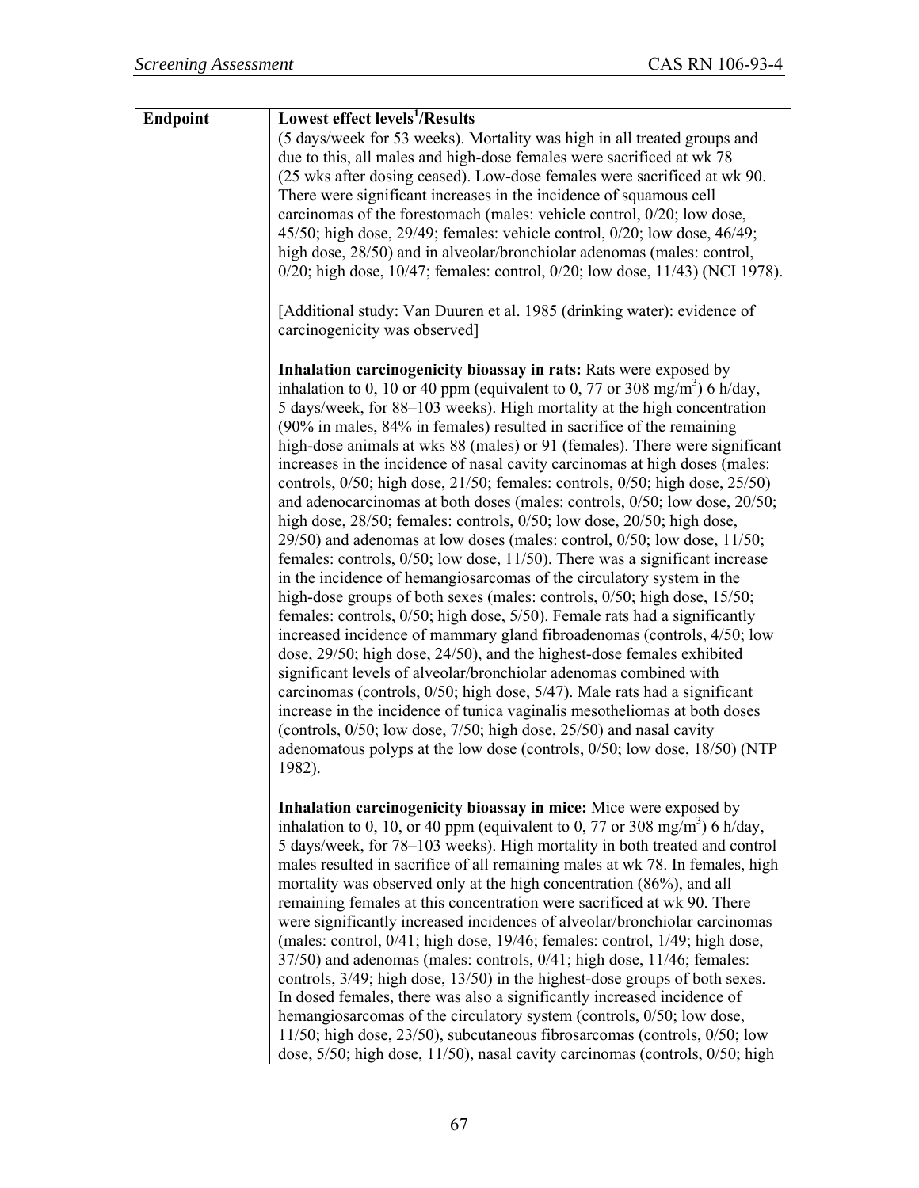| Endpoint | Lowest effect levels[1]/Results |
|---|---|
| | (5 days/week for 53 weeks). Mortality was high in all treated groups and due to this, all males and high-dose females were sacrificed at wk 78 (25 wks after dosing ceased). Low-dose females were sacrificed at wk 90. There were significant increases in the incidence of squamous cell carcinomas of the forestomach (males: vehicle control, 0/20; low dose, 45/50; high dose, 29/49; females: vehicle control, 0/20; low dose, 46/49; high dose, 28/50) and in alveolar/bronchiolar adenomas (males: control, 0/20; high dose, 10/47; females: control, 0/20; low dose, 11/43) (NCI 1978).<br><br>[Additional study: Van Duuren et al. 1985 (drinking water): evidence of carcinogenicity was observed]<br><br>**Inhalation carcinogenicity bioassay in rats:** Rats were exposed by inhalation to 0, 10 or 40 ppm (equivalent to 0, 77 or 308 $mg/m^3$) 6 h/day, 5 days/week, for 88–103 weeks). High mortality at the high concentration (90% in males, 84% in females) resulted in sacrifice of the remaining high-dose animals at wks 88 (males) or 91 (females). There were significant increases in the incidence of nasal cavity carcinomas at high doses (males: controls, 0/50; high dose, 21/50; females: controls, 0/50; high dose, 25/50) and adenocarcinomas at both doses (males: controls, 0/50; low dose, 20/50; high dose, 28/50; females: controls, 0/50; low dose, 20/50; high dose, 29/50) and adenomas at low doses (males: control, 0/50; low dose, 11/50; females: controls, 0/50; low dose, 11/50). There was a significant increase in the incidence of hemangiosarcomas of the circulatory system in the high-dose groups of both sexes (males: controls, 0/50; high dose, 15/50; females: controls, 0/50; high dose, 5/50). Female rats had a significantly increased incidence of mammary gland fibroadenomas (controls, 4/50; low dose, 29/50; high dose, 24/50), and the highest-dose females exhibited significant levels of alveolar/bronchiolar adenomas combined with carcinomas (controls, 0/50; high dose, 5/47). Male rats had a significant increase in the incidence of tunica vaginalis mesotheliomas at both doses (controls, 0/50; low dose, 7/50; high dose, 25/50) and nasal cavity adenomatous polyps at the low dose (controls, 0/50; low dose, 18/50) (NTP 1982).<br><br>**Inhalation carcinogenicity bioassay in mice:** Mice were exposed by inhalation to 0, 10, or 40 ppm (equivalent to 0, 77 or 308 $mg/m^3$) 6 h/day, 5 days/week, for 78–103 weeks). High mortality in both treated and control males resulted in sacrifice of all remaining males at wk 78. In females, high mortality was observed only at the high concentration (86%), and all remaining females at this concentration were sacrificed at wk 90. There were significantly increased incidences of alveolar/bronchiolar carcinomas (males: control, 0/41; high dose, 19/46; females: control, 1/49; high dose, 37/50) and adenomas (males: controls, 0/41; high dose, 11/46; females: controls, 3/49; high dose, 13/50) in the highest-dose groups of both sexes. In dosed females, there was also a significantly increased incidence of hemangiosarcomas of the circulatory system (controls, 0/50; low dose, 11/50; high dose, 23/50), subcutaneous fibrosarcomas (controls, 0/50; low dose, 5/50; high dose, 11/50), nasal cavity carcinomas (controls, 0/50; high |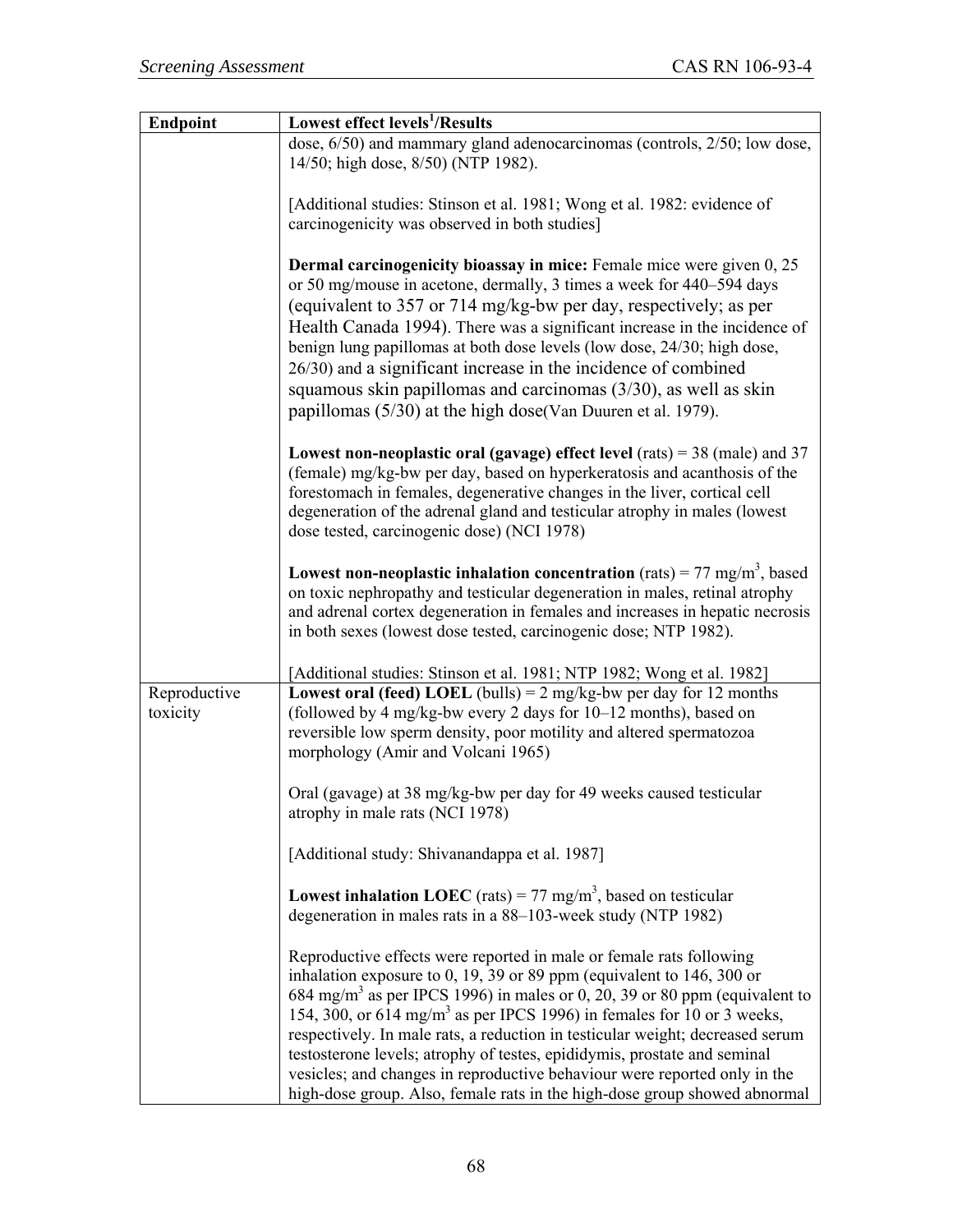| Endpoint | Lowest effect levels[1]/Results |
|---|---|
| | dose, 6/50) and mammary gland adenocarcinomas (controls, 2/50; low dose, 14/50; high dose, 8/50) (NTP 1982).<br><br>[Additional studies: Stinson et al. 1981; Wong et al. 1982: evidence of carcinogenicity was observed in both studies]<br><br>**Dermal carcinogenicity bioassay in mice:** Female mice were given 0, 25 or 50 mg/mouse in acetone, dermally, 3 times a week for 440–594 days (equivalent to 357 or 714 mg/kg-bw per day, respectively; as per Health Canada 1994). There was a significant increase in the incidence of benign lung papillomas at both dose levels (low dose, 24/30; high dose, 26/30) and a significant increase in the incidence of combined squamous skin papillomas and carcinomas (3/30), as well as skin papillomas (5/30) at the high dose(Van Duuren et al. 1979).<br><br>**Lowest non-neoplastic oral (gavage) effect level** (rats) = 38 (male) and 37 (female) mg/kg-bw per day, based on hyperkeratosis and acanthosis of the forestomach in females, degenerative changes in the liver, cortical cell degeneration of the adrenal gland and testicular atrophy in males (lowest dose tested, carcinogenic dose) (NCI 1978)<br><br>**Lowest non-neoplastic inhalation concentration** (rats) = 77 mg/m$^3$, based on toxic nephropathy and testicular degeneration in males, retinal atrophy and adrenal cortex degeneration in females and increases in hepatic necrosis in both sexes (lowest dose tested, carcinogenic dose; NTP 1982).<br><br>[Additional studies: Stinson et al. 1981; NTP 1982; Wong et al. 1982] |
| Reproductive toxicity | **Lowest oral (feed) LOEL** (bulls) = 2 mg/kg-bw per day for 12 months (followed by 4 mg/kg-bw every 2 days for 10–12 months), based on reversible low sperm density, poor motility and altered spermatozoa morphology (Amir and Volcani 1965)<br><br>Oral (gavage) at 38 mg/kg-bw per day for 49 weeks caused testicular atrophy in male rats (NCI 1978)<br><br>[Additional study: Shivanandappa et al. 1987]<br><br>**Lowest inhalation LOEC** (rats) = 77 mg/m$^3$, based on testicular degeneration in males rats in a 88–103-week study (NTP 1982)<br><br>Reproductive effects were reported in male or female rats following inhalation exposure to 0, 19, 39 or 89 ppm (equivalent to 146, 300 or 684 mg/m$^3$ as per IPCS 1996) in males or 0, 20, 39 or 80 ppm (equivalent to 154, 300, or 614 mg/m$^3$ as per IPCS 1996) in females for 10 or 3 weeks, respectively. In male rats, a reduction in testicular weight; decreased serum testosterone levels; atrophy of testes, epididymis, prostate and seminal vesicles; and changes in reproductive behaviour were reported only in the high-dose group. Also, female rats in the high-dose group showed abnormal |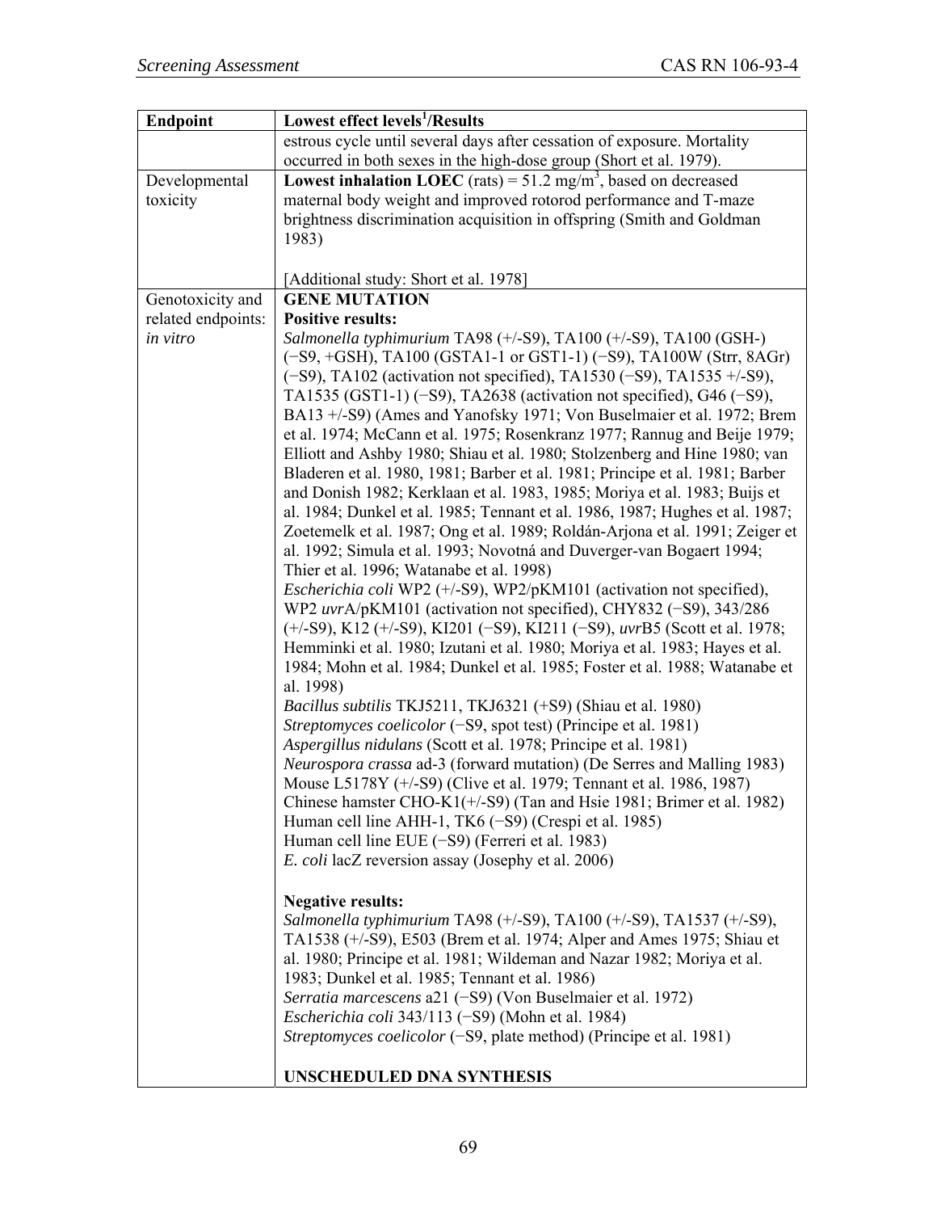| Endpoint | Lowest effect levels[1]/Results |
|---|---|
| | estrous cycle until several days after cessation of exposure. Mortality occurred in both sexes in the high-dose group (Short et al. 1979). |
| Developmental toxicity | **Lowest inhalation LOEC** (rats) = 51.2 mg/m$^3$, based on decreased maternal body weight and improved rotorod performance and T-maze brightness discrimination acquisition in offspring (Smith and Goldman 1983)<br><br>[Additional study: Short et al. 1978] |
| Genotoxicity and related endpoints: *in vitro* | **GENE MUTATION**<br>**Positive results:**<br>*Salmonella typhimurium* TA98 (+/-S9), TA100 (+/-S9), TA100 (GSH-) (−S9, +GSH), TA100 (GSTA1-1 or GST1-1) (−S9), TA100W (Strr, 8AGr) (−S9), TA102 (activation not specified), TA1530 (−S9), TA1535 +/-S9), TA1535 (GST1-1) (−S9), TA2638 (activation not specified), G46 (−S9), BA13 +/-S9) (Ames and Yanofsky 1971; Von Buselmaier et al. 1972; Brem et al. 1974; McCann et al. 1975; Rosenkranz 1977; Rannug and Beije 1979; Elliott and Ashby 1980; Shiau et al. 1980; Stolzenberg and Hine 1980; van Bladeren et al. 1980, 1981; Barber et al. 1981; Principe et al. 1981; Barber and Donish 1982; Kerklaan et al. 1983, 1985; Moriya et al. 1983; Buijs et al. 1984; Dunkel et al. 1985; Tennant et al. 1986, 1987; Hughes et al. 1987; Zoetemelk et al. 1987; Ong et al. 1989; Roldán-Arjona et al. 1991; Zeiger et al. 1992; Simula et al. 1993; Novotná and Duverger-van Bogaert 1994; Thier et al. 1996; Watanabe et al. 1998)<br>*Escherichia coli* WP2 (+/-S9), WP2/pKM101 (activation not specified), WP2 *uvr*A/pKM101 (activation not specified), CHY832 (−S9), 343/286 (+/-S9), K12 (+/-S9), KI201 (−S9), KI211 (−S9), *uvr*B5 (Scott et al. 1978; Hemminki et al. 1980; Izutani et al. 1980; Moriya et al. 1983; Hayes et al. 1984; Mohn et al. 1984; Dunkel et al. 1985; Foster et al. 1988; Watanabe et al. 1998)<br>*Bacillus subtilis* TKJ5211, TKJ6321 (+S9) (Shiau et al. 1980)<br>*Streptomyces coelicolor* (−S9, spot test) (Principe et al. 1981)<br>*Aspergillus nidulans* (Scott et al. 1978; Principe et al. 1981)<br>*Neurospora crassa* ad-3 (forward mutation) (De Serres and Malling 1983)<br>Mouse L5178Y (+/-S9) (Clive et al. 1979; Tennant et al. 1986, 1987)<br>Chinese hamster CHO-K1(+/-S9) (Tan and Hsie 1981; Brimer et al. 1982)<br>Human cell line AHH-1, TK6 (−S9) (Crespi et al. 1985)<br>Human cell line EUE (−S9) (Ferreri et al. 1983)<br>*E. coli* lacZ reversion assay (Josephy et al. 2006)<br><br>**Negative results:**<br>*Salmonella typhimurium* TA98 (+/-S9), TA100 (+/-S9), TA1537 (+/-S9), TA1538 (+/-S9), E503 (Brem et al. 1974; Alper and Ames 1975; Shiau et al. 1980; Principe et al. 1981; Wildeman and Nazar 1982; Moriya et al. 1983; Dunkel et al. 1985; Tennant et al. 1986)<br>*Serratia marcescens* a21 (−S9) (Von Buselmaier et al. 1972)<br>*Escherichia coli* 343/113 (−S9) (Mohn et al. 1984)<br>*Streptomyces coelicolor* (−S9, plate method) (Principe et al. 1981)<br><br>**UNSCHEDULED DNA SYNTHESIS** |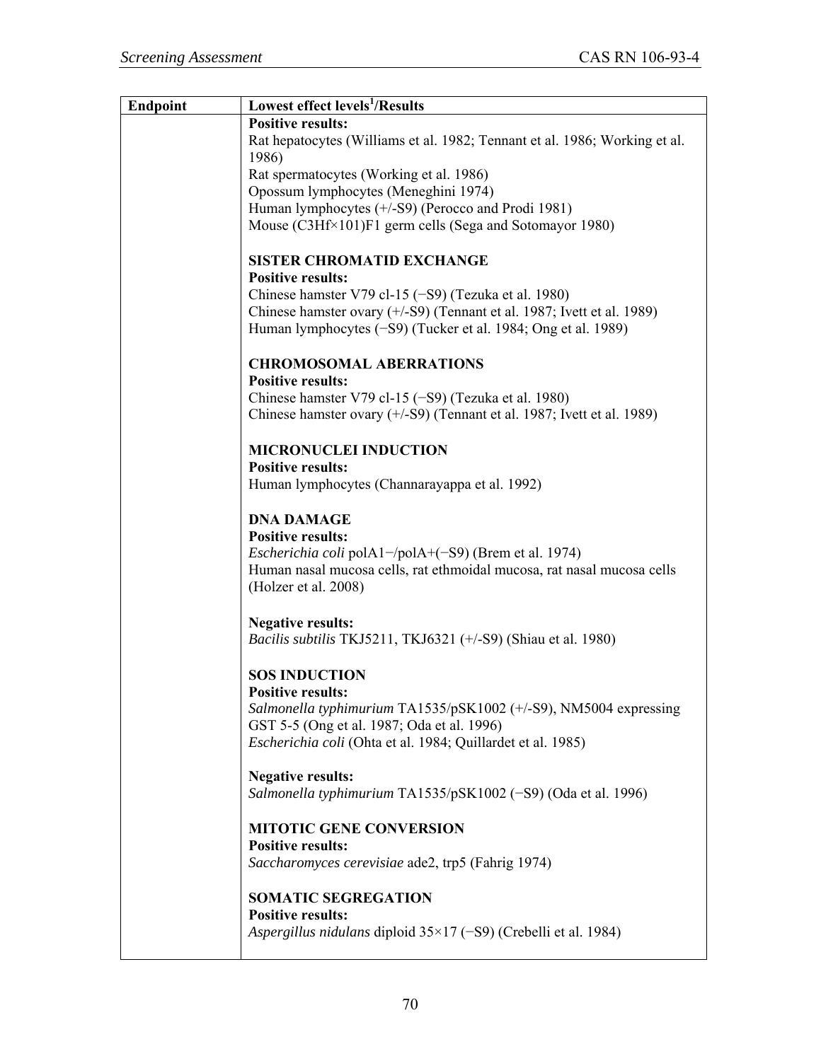| Endpoint | Lowest effect levels[1]/Results |
|---|---|
| | **Positive results:**<br>Rat hepatocytes (Williams et al. 1982; Tennant et al. 1986; Working et al. 1986)<br>Rat spermatocytes (Working et al. 1986)<br>Opossum lymphocytes (Meneghini 1974)<br>Human lymphocytes (+/-S9) (Perocco and Prodi 1981)<br>Mouse (C3Hf×101)F1 germ cells (Sega and Sotomayor 1980)<br><br>**SISTER CHROMATID EXCHANGE**<br>**Positive results:**<br>Chinese hamster V79 cl-15 (−S9) (Tezuka et al. 1980)<br>Chinese hamster ovary (+/-S9) (Tennant et al. 1987; Ivett et al. 1989)<br>Human lymphocytes (−S9) (Tucker et al. 1984; Ong et al. 1989)<br><br>**CHROMOSOMAL ABERRATIONS**<br>**Positive results:**<br>Chinese hamster V79 cl-15 (−S9) (Tezuka et al. 1980)<br>Chinese hamster ovary (+/-S9) (Tennant et al. 1987; Ivett et al. 1989)<br><br>**MICRONUCLEI INDUCTION**<br>**Positive results:**<br>Human lymphocytes (Channarayappa et al. 1992)<br><br>**DNA DAMAGE**<br>**Positive results:**<br>*Escherichia coli* polA1−/polA+(−S9) (Brem et al. 1974)<br>Human nasal mucosa cells, rat ethmoidal mucosa, rat nasal mucosa cells (Holzer et al. 2008)<br><br>**Negative results:**<br>*Bacilis subtilis* TKJ5211, TKJ6321 (+/-S9) (Shiau et al. 1980)<br><br>**SOS INDUCTION**<br>**Positive results:**<br>*Salmonella typhimurium* TA1535/pSK1002 (+/-S9), NM5004 expressing GST 5-5 (Ong et al. 1987; Oda et al. 1996)<br>*Escherichia coli* (Ohta et al. 1984; Quillardet et al. 1985)<br><br>**Negative results:**<br>*Salmonella typhimurium* TA1535/pSK1002 (−S9) (Oda et al. 1996)<br><br>**MITOTIC GENE CONVERSION**<br>**Positive results:**<br>*Saccharomyces cerevisiae* ade2, trp5 (Fahrig 1974)<br><br>**SOMATIC SEGREGATION**<br>**Positive results:**<br>*Aspergillus nidulans* diploid 35×17 (−S9) (Crebelli et al. 1984) |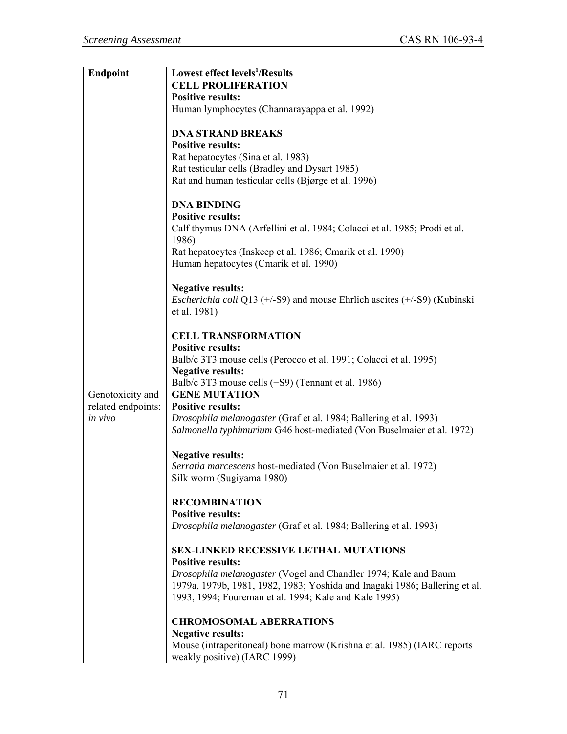| Endpoint | Lowest effect levels[1]/Results |
|---|---|
| | **CELL PROLIFERATION**<br>**Positive results:**<br>Human lymphocytes (Channarayappa et al. 1992)<br><br>**DNA STRAND BREAKS**<br>**Positive results:**<br>Rat hepatocytes (Sina et al. 1983)<br>Rat testicular cells (Bradley and Dysart 1985)<br>Rat and human testicular cells (Bjørge et al. 1996)<br><br>**DNA BINDING**<br>**Positive results:**<br>Calf thymus DNA (Arfellini et al. 1984; Colacci et al. 1985; Prodi et al. 1986)<br>Rat hepatocytes (Inskeep et al. 1986; Cmarik et al. 1990)<br>Human hepatocytes (Cmarik et al. 1990)<br><br>**Negative results:**<br>*Escherichia coli* Q13 (+/-S9) and mouse Ehrlich ascites (+/-S9) (Kubinski et al. 1981)<br><br>**CELL TRANSFORMATION**<br>**Positive results:**<br>Balb/c 3T3 mouse cells (Perocco et al. 1991; Colacci et al. 1995)<br>**Negative results:**<br>Balb/c 3T3 mouse cells (−S9) (Tennant et al. 1986) |
| Genotoxicity and related endpoints: *in vivo* | **GENE MUTATION**<br>**Positive results:**<br>*Drosophila melanogaster* (Graf et al. 1984; Ballering et al. 1993)<br>*Salmonella typhimurium* G46 host-mediated (Von Buselmaier et al. 1972)<br><br>**Negative results:**<br>*Serratia marcescens* host-mediated (Von Buselmaier et al. 1972)<br>Silk worm (Sugiyama 1980)<br><br>**RECOMBINATION**<br>**Positive results:**<br>*Drosophila melanogaster* (Graf et al. 1984; Ballering et al. 1993)<br><br>**SEX-LINKED RECESSIVE LETHAL MUTATIONS**<br>**Positive results:**<br>*Drosophila melanogaster* (Vogel and Chandler 1974; Kale and Baum 1979a, 1979b, 1981, 1982, 1983; Yoshida and Inagaki 1986; Ballering et al. 1993, 1994; Foureman et al. 1994; Kale and Kale 1995)<br><br>**CHROMOSOMAL ABERRATIONS**<br>**Negative results:**<br>Mouse (intraperitoneal) bone marrow (Krishna et al. 1985) (IARC reports weakly positive) (IARC 1999) |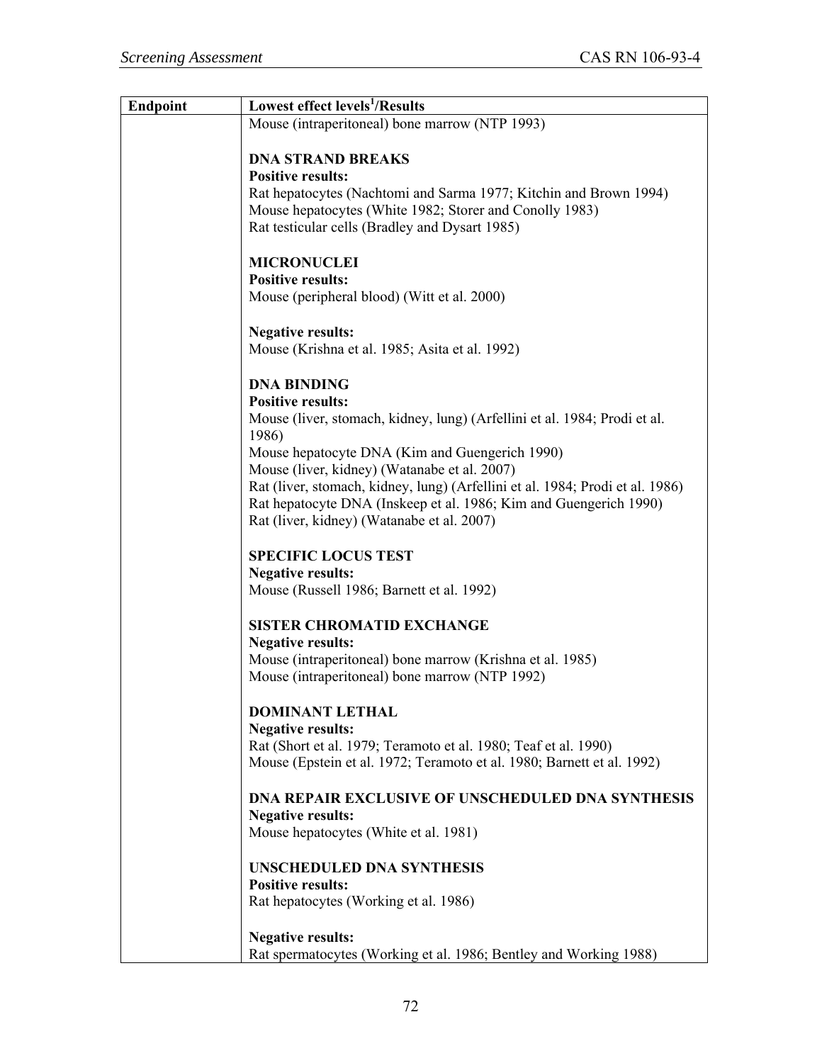| Endpoint | Lowest effect levels[1]/Results |
|---|---|
| | Mouse (intraperitoneal) bone marrow (NTP 1993)<br><br>**DNA STRAND BREAKS**<br>**Positive results:**<br>Rat hepatocytes (Nachtomi and Sarma 1977; Kitchin and Brown 1994)<br>Mouse hepatocytes (White 1982; Storer and Conolly 1983)<br>Rat testicular cells (Bradley and Dysart 1985)<br><br>**MICRONUCLEI**<br>**Positive results:**<br>Mouse (peripheral blood) (Witt et al. 2000)<br><br>**Negative results:**<br>Mouse (Krishna et al. 1985; Asita et al. 1992)<br><br>**DNA BINDING**<br>**Positive results:**<br>Mouse (liver, stomach, kidney, lung) (Arfellini et al. 1984; Prodi et al. 1986)<br>Mouse hepatocyte DNA (Kim and Guengerich 1990)<br>Mouse (liver, kidney) (Watanabe et al. 2007)<br>Rat (liver, stomach, kidney, lung) (Arfellini et al. 1984; Prodi et al. 1986)<br>Rat hepatocyte DNA (Inskeep et al. 1986; Kim and Guengerich 1990)<br>Rat (liver, kidney) (Watanabe et al. 2007)<br><br>**SPECIFIC LOCUS TEST**<br>**Negative results:**<br>Mouse (Russell 1986; Barnett et al. 1992)<br><br>**SISTER CHROMATID EXCHANGE**<br>**Negative results:**<br>Mouse (intraperitoneal) bone marrow (Krishna et al. 1985)<br>Mouse (intraperitoneal) bone marrow (NTP 1992)<br><br>**DOMINANT LETHAL**<br>**Negative results:**<br>Rat (Short et al. 1979; Teramoto et al. 1980; Teaf et al. 1990)<br>Mouse (Epstein et al. 1972; Teramoto et al. 1980; Barnett et al. 1992)<br><br>**DNA REPAIR EXCLUSIVE OF UNSCHEDULED DNA SYNTHESIS**<br>**Negative results:**<br>Mouse hepatocytes (White et al. 1981)<br><br>**UNSCHEDULED DNA SYNTHESIS**<br>**Positive results:**<br>Rat hepatocytes (Working et al. 1986)<br><br>**Negative results:**<br>Rat spermatocytes (Working et al. 1986; Bentley and Working 1988) |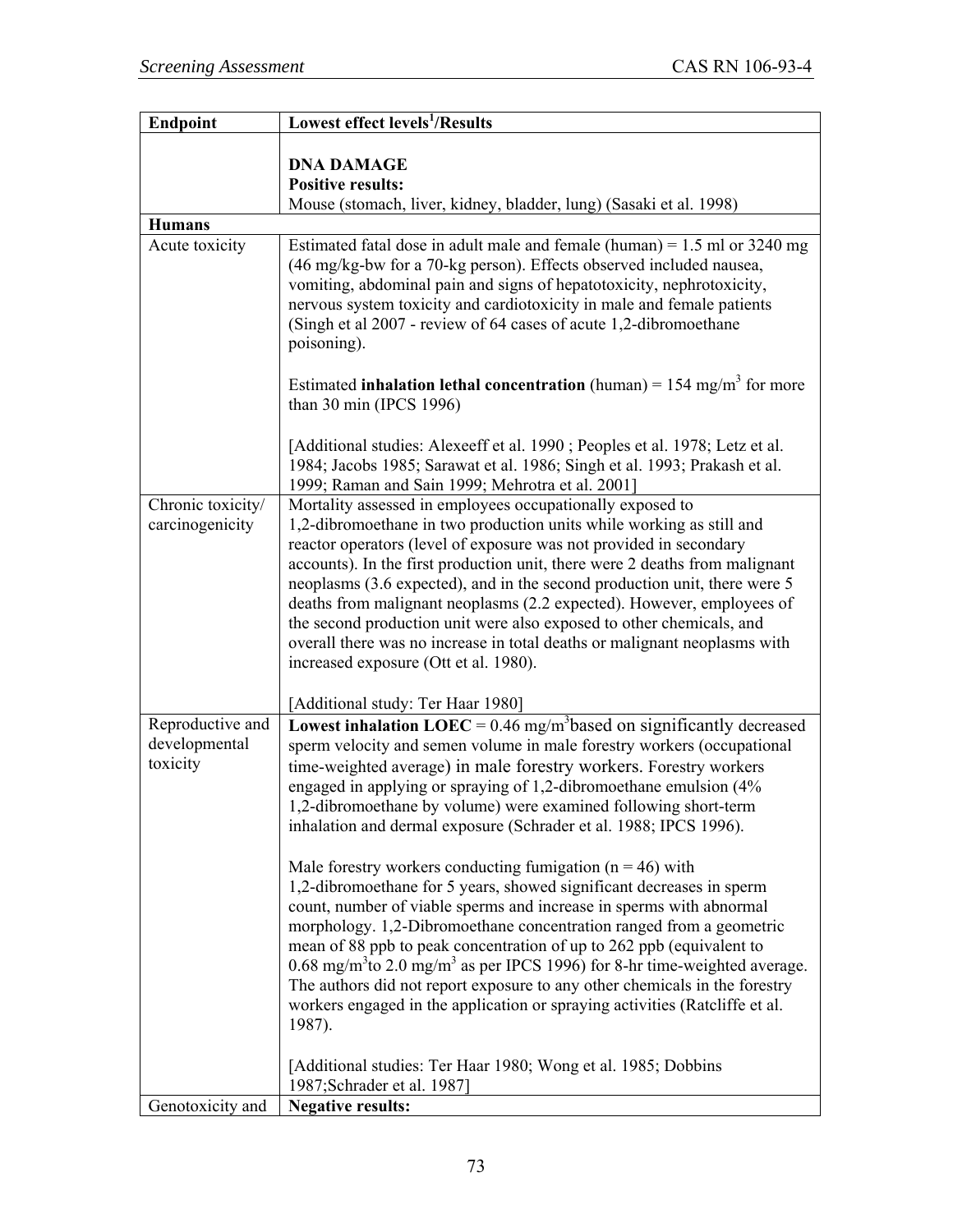| Endpoint | Lowest effect levels[1]/Results |
|---|---|
| | **DNA DAMAGE**<br>**Positive results:**<br>Mouse (stomach, liver, kidney, bladder, lung) (Sasaki et al. 1998) |
| **Humans** | |
| Acute toxicity | Estimated fatal dose in adult male and female (human) = 1.5 ml or 3240 mg (46 mg/kg-bw for a 70-kg person). Effects observed included nausea, vomiting, abdominal pain and signs of hepatotoxicity, nephrotoxicity, nervous system toxicity and cardiotoxicity in male and female patients (Singh et al 2007 - review of 64 cases of acute 1,2-dibromoethane poisoning).<br><br>Estimated **inhalation lethal concentration** (human) = 154 mg/m$^3$ for more than 30 min (IPCS 1996)<br><br>[Additional studies: Alexeeff et al. 1990 ; Peoples et al. 1978; Letz et al. 1984; Jacobs 1985; Sarawat et al. 1986; Singh et al. 1993; Prakash et al. 1999; Raman and Sain 1999; Mehrotra et al. 2001] |
| Chronic toxicity/ carcinogenicity | Mortality assessed in employees occupationally exposed to 1,2-dibromoethane in two production units while working as still and reactor operators (level of exposure was not provided in secondary accounts). In the first production unit, there were 2 deaths from malignant neoplasms (3.6 expected), and in the second production unit, there were 5 deaths from malignant neoplasms (2.2 expected). However, employees of the second production unit were also exposed to other chemicals, and overall there was no increase in total deaths or malignant neoplasms with increased exposure (Ott et al. 1980).<br><br>[Additional study: Ter Haar 1980] |
| Reproductive and developmental toxicity | **Lowest inhalation LOEC** = 0.46 mg/m$^3$based on significantly decreased sperm velocity and semen volume in male forestry workers (occupational time-weighted average) in male forestry workers. Forestry workers engaged in applying or spraying of 1,2-dibromoethane emulsion (4% 1,2-dibromoethane by volume) were examined following short-term inhalation and dermal exposure (Schrader et al. 1988; IPCS 1996).<br><br>Male forestry workers conducting fumigation (n = 46) with 1,2-dibromoethane for 5 years, showed significant decreases in sperm count, number of viable sperms and increase in sperms with abnormal morphology. 1,2-Dibromoethane concentration ranged from a geometric mean of 88 ppb to peak concentration of up to 262 ppb (equivalent to 0.68 mg/m$^3$to 2.0 mg/m$^3$ as per IPCS 1996) for 8-hr time-weighted average. The authors did not report exposure to any other chemicals in the forestry workers engaged in the application or spraying activities (Ratcliffe et al. 1987).<br><br>[Additional studies: Ter Haar 1980; Wong et al. 1985; Dobbins 1987;Schrader et al. 1987] |
| Genotoxicity and | **Negative results:** |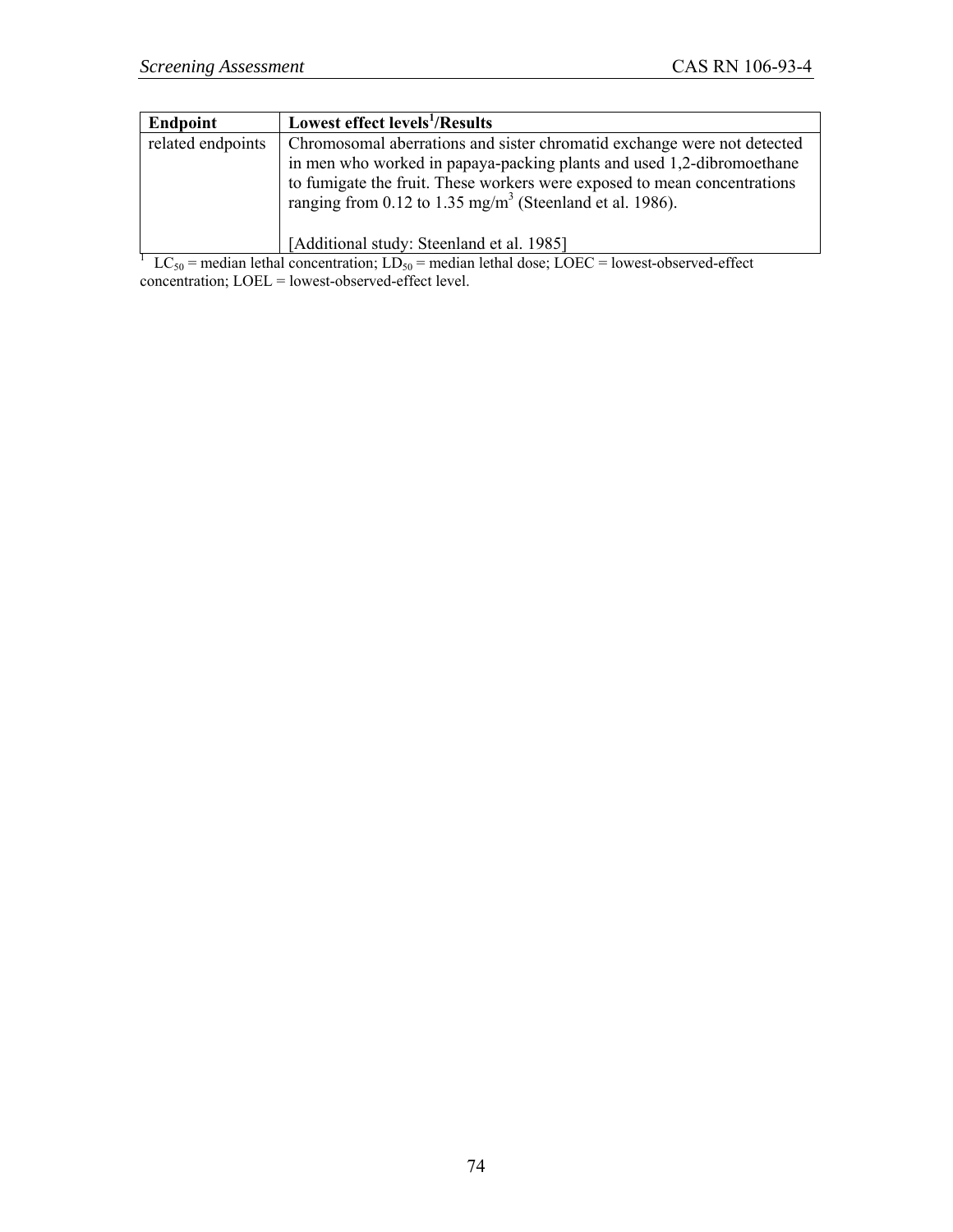| Endpoint | Lowest effect levels[1]/Results |
| --- | --- |
| related endpoints | Chromosomal aberrations and sister chromatid exchange were not detected in men who worked in papaya-packing plants and used 1,2-dibromoethane to fumigate the fruit. These workers were exposed to mean concentrations ranging from 0.12 to 1.35 mg/m$^3$ (Steenland et al. 1986).<br><br>[Additional study: Steenland et al. 1985] |

[1] $LC_{50}$ = median lethal concentration; $LD_{50}$ = median lethal dose; LOEC = lowest-observed-effect concentration; LOEL = lowest-observed-effect level.